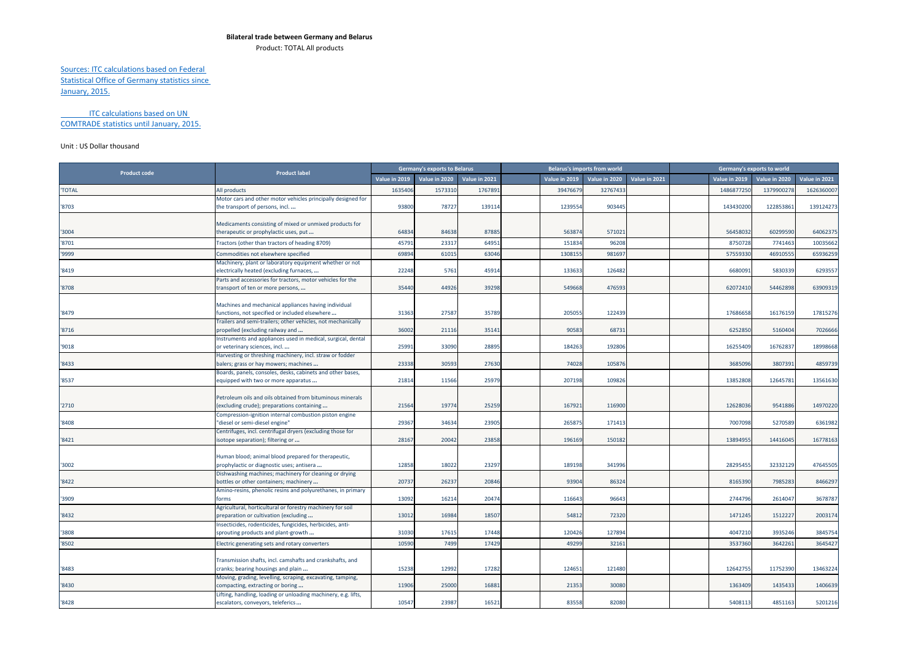**Bilateral trade between Germany and Belarus**

Product: TOTAL All products

Sources: ITC calculations based on Federal Statistical Office of Germany statistics since January, 2015.

ITC calculations based on UN COMTRADE statistics until January, 2015.

Unit : US Dollar thousand

| Product code | Product label | Germany's exports to Belarus | | | | Belarus's imports from world | | | | Germany's exports to world | | |
|---|---|---|---|---|---|---|---|---|---|---|---|---|
| | | Value in 2019 | Value in 2020 | Value in 2021 | | Value in 2019 | Value in 2020 | Value in 2021 | | Value in 2019 | Value in 2020 | Value in 2021 |
| 'TOTAL | All products | 1635406 | 1573310 | 1767891 | | 39476679 | 32767433 | | | 1486877250 | 1379900278 | 1626360007 |
| '8703 | Motor cars and other motor vehicles principally designed for the transport of persons, incl. ... | 93800 | 78727 | 139114 | | 1239554 | 903445 | | | 143430200 | 122853861 | 139124273 |
| '3004 | Medicaments consisting of mixed or unmixed products for therapeutic or prophylactic uses, put ... | 64834 | 84638 | 87885 | | 563874 | 571021 | | | 56458032 | 60299590 | 64062375 |
| '8701 | Tractors (other than tractors of heading 8709) | 45791 | 23317 | 64951 | | 151834 | 96208 | | | 8750728 | 7741463 | 10035662 |
| '9999 | Commodities not elsewhere specified | 69894 | 61015 | 63046 | | 1308155 | 981697 | | | 57559330 | 46910555 | 65936259 |
| '8419 | Machinery, plant or laboratory equipment whether or not electrically heated (excluding furnaces, ... | 22248 | 5761 | 45914 | | 133633 | 126482 | | | 6680091 | 5830339 | 6293557 |
| '8708 | Parts and accessories for tractors, motor vehicles for the transport of ten or more persons, ... | 35440 | 44926 | 39298 | | 549668 | 476593 | | | 62072410 | 54462898 | 63909319 |
| '8479 | Machines and mechanical appliances having individual functions, not specified or included elsewhere ... | 31363 | 27587 | 35789 | | 205055 | 122439 | | | 17686658 | 16176159 | 17815276 |
| '8716 | Trailers and semi-trailers; other vehicles, not mechanically propelled (excluding railway and ... | 36002 | 21116 | 35141 | | 90583 | 68731 | | | 6252850 | 5160404 | 7026666 |
| '9018 | Instruments and appliances used in medical, surgical, dental or veterinary sciences, incl. ... | 25991 | 33090 | 28895 | | 184263 | 192806 | | | 16255409 | 16762837 | 18998668 |
| '8433 | Harvesting or threshing machinery, incl. straw or fodder balers; grass or hay mowers; machines ... | 23338 | 30593 | 27630 | | 74028 | 105876 | | | 3685096 | 3807391 | 4859739 |
| '8537 | Boards, panels, consoles, desks, cabinets and other bases, equipped with two or more apparatus ... | 21814 | 11566 | 25979 | | 207198 | 109826 | | | 13852808 | 12645781 | 13561630 |
| '2710 | Petroleum oils and oils obtained from bituminous minerals (excluding crude); preparations containing ... | 21564 | 19774 | 25259 | | 167921 | 116900 | | | 12628036 | 9541886 | 14970220 |
| '8408 | Compression-ignition internal combustion piston engine "diesel or semi-diesel engine" | 29367 | 34634 | 23905 | | 265875 | 171413 | | | 7007098 | 5270589 | 6361982 |
| '8421 | Centrifuges, incl. centrifugal dryers (excluding those for isotope separation); filtering or ... | 28167 | 20042 | 23858 | | 196169 | 150182 | | | 13894955 | 14416045 | 16778163 |
| '3002 | Human blood; animal blood prepared for therapeutic, prophylactic or diagnostic uses; antisera ... | 12858 | 18022 | 23297 | | 189198 | 341996 | | | 28295455 | 32332129 | 47645505 |
| '8422 | Dishwashing machines; machinery for cleaning or drying bottles or other containers; machinery ... | 20737 | 26237 | 20846 | | 93904 | 86324 | | | 8165390 | 7985283 | 8466297 |
| '3909 | Amino-resins, phenolic resins and polyurethanes, in primary forms | 13092 | 16214 | 20474 | | 116643 | 96643 | | | 2744796 | 2614047 | 3678787 |
| '8432 | Agricultural, horticultural or forestry machinery for soil preparation or cultivation (excluding ... | 13012 | 16984 | 18507 | | 54812 | 72320 | | | 1471245 | 1512227 | 2003174 |
| '3808 | Insecticides, rodenticides, fungicides, herbicides, anti-sprouting products and plant-growth ... | 31030 | 17615 | 17448 | | 120426 | 127894 | | | 4047210 | 3935246 | 3845754 |
| '8502 | Electric generating sets and rotary converters | 10590 | 7499 | 17429 | | 49299 | 32161 | | | 3537360 | 3642261 | 3645427 |
| '8483 | Transmission shafts, incl. camshafts and crankshafts, and cranks; bearing housings and plain ... | 15238 | 12992 | 17282 | | 124651 | 121480 | | | 12642755 | 11752390 | 13463224 |
| '8430 | Moving, grading, levelling, scraping, excavating, tamping, compacting, extracting or boring ... | 11906 | 25000 | 16881 | | 21353 | 30080 | | | 1363409 | 1435433 | 1406639 |
| '8428 | Lifting, handling, loading or unloading machinery, e.g. lifts, escalators, conveyors, teleferics ... | 10547 | 23987 | 16521 | | 83558 | 82080 | | | 5408113 | 4851163 | 5201216 |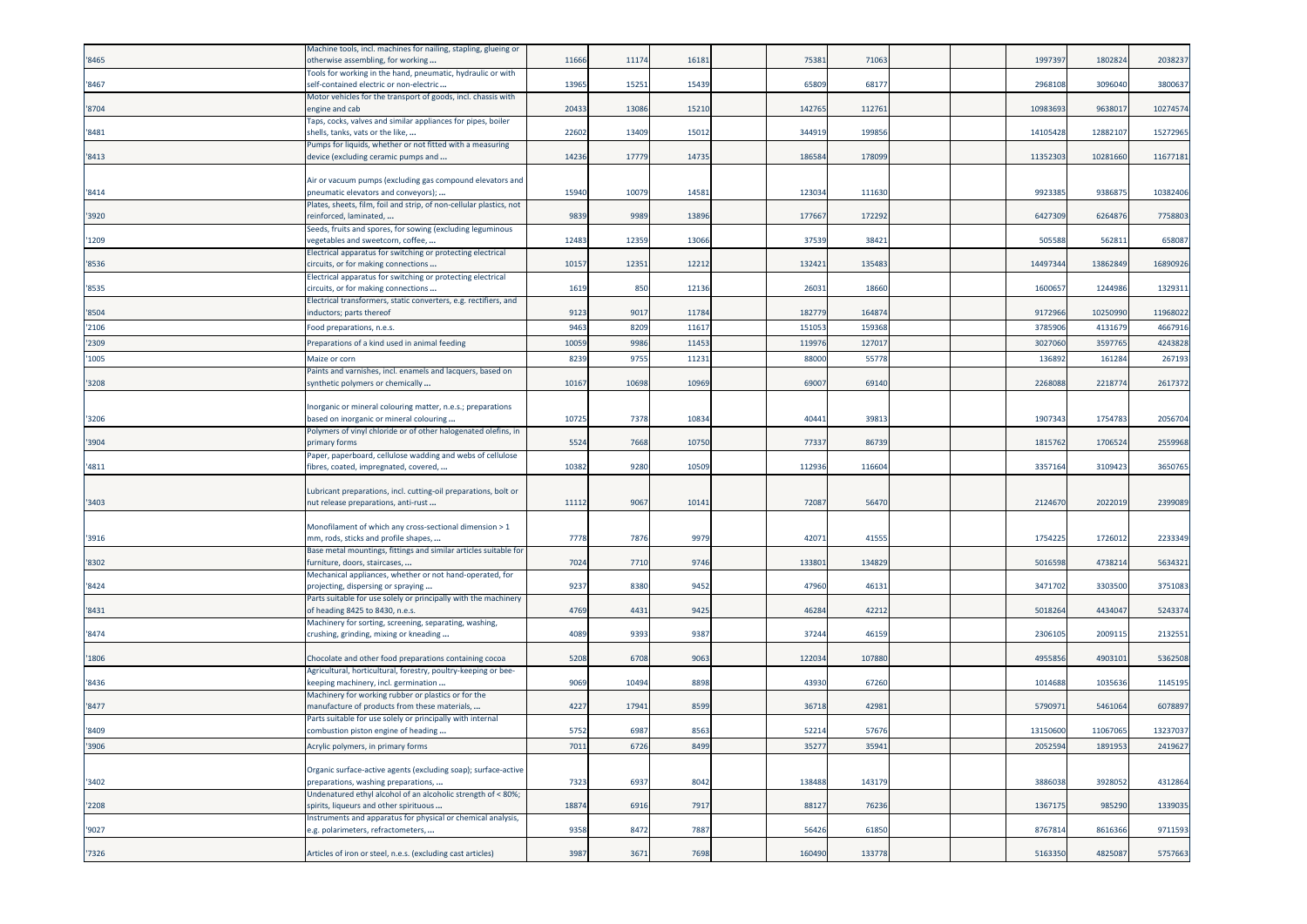| | | | | | | | | | | | | |
|---|---|---|---|---|---|---|---|---|---|---|---|---|
| '8465 | Machine tools, incl. machines for nailing, stapling, glueing or otherwise assembling, for working ... | 11666 | 11174 | 16181 | | 75381 | 71063 | | | 1997397 | 1802824 | 2038237 |
| '8467 | Tools for working in the hand, pneumatic, hydraulic or with self-contained electric or non-electric ... | 13965 | 15251 | 15439 | | 65809 | 68177 | | | 2968108 | 3096040 | 3800637 |
| '8704 | Motor vehicles for the transport of goods, incl. chassis with engine and cab | 20433 | 13086 | 15210 | | 142765 | 112761 | | | 10983693 | 9638017 | 10274574 |
| '8481 | Taps, cocks, valves and similar appliances for pipes, boiler shells, tanks, vats or the like, ... | 22602 | 13409 | 15012 | | 344919 | 199856 | | | 14105428 | 12882107 | 15272965 |
| '8413 | Pumps for liquids, whether or not fitted with a measuring device (excluding ceramic pumps and ... | 14236 | 17779 | 14735 | | 186584 | 178099 | | | 11352303 | 10281660 | 11677181 |
| '8414 | Air or vacuum pumps (excluding gas compound elevators and pneumatic elevators and conveyors); ... | 15940 | 10079 | 14581 | | 123034 | 111630 | | | 9923385 | 9386875 | 10382406 |
| '3920 | Plates, sheets, film, foil and strip, of non-cellular plastics, not reinforced, laminated, ... | 9839 | 9989 | 13896 | | 177667 | 172292 | | | 6427309 | 6264876 | 7758803 |
| '1209 | Seeds, fruits and spores, for sowing (excluding leguminous vegetables and sweetcorn, coffee, ... | 12483 | 12359 | 13066 | | 37539 | 38421 | | | 505588 | 562811 | 658087 |
| '8536 | Electrical apparatus for switching or protecting electrical circuits, or for making connections ... | 10157 | 12351 | 12212 | | 132421 | 135483 | | | 14497344 | 13862849 | 16890926 |
| '8535 | Electrical apparatus for switching or protecting electrical circuits, or for making connections ... | 1619 | 850 | 12136 | | 26031 | 18660 | | | 1600657 | 1244986 | 1329311 |
| '8504 | Electrical transformers, static converters, e.g. rectifiers, and inductors; parts thereof | 9123 | 9017 | 11784 | | 182779 | 164874 | | | 9172966 | 10250990 | 11968022 |
| '2106 | Food preparations, n.e.s. | 9463 | 8209 | 11617 | | 151053 | 159368 | | | 3785906 | 4131679 | 4667916 |
| '2309 | Preparations of a kind used in animal feeding | 10059 | 9986 | 11453 | | 119976 | 127017 | | | 3027060 | 3597765 | 4243828 |
| '1005 | Maize or corn | 8239 | 9755 | 11231 | | 88000 | 55778 | | | 136892 | 161284 | 267193 |
| '3208 | Paints and varnishes, incl. enamels and lacquers, based on synthetic polymers or chemically ... | 10167 | 10698 | 10969 | | 69007 | 69140 | | | 2268088 | 2218774 | 2617372 |
| '3206 | Inorganic or mineral colouring matter, n.e.s.; preparations based on inorganic or mineral colouring ... | 10725 | 7378 | 10834 | | 40441 | 39813 | | | 1907343 | 1754783 | 2056704 |
| '3904 | Polymers of vinyl chloride or of other halogenated olefins, in primary forms | 5524 | 7668 | 10750 | | 77337 | 86739 | | | 1815762 | 1706524 | 2559968 |
| '4811 | Paper, paperboard, cellulose wadding and webs of cellulose fibres, coated, impregnated, covered, ... | 10382 | 9280 | 10509 | | 112936 | 116604 | | | 3357164 | 3109423 | 3650765 |
| '3403 | Lubricant preparations, incl. cutting-oil preparations, bolt or nut release preparations, anti-rust ... | 11112 | 9067 | 10141 | | 72087 | 56470 | | | 2124670 | 2022019 | 2399089 |
| '3916 | Monofilament of which any cross-sectional dimension > 1 mm, rods, sticks and profile shapes, ... | 7778 | 7876 | 9979 | | 42071 | 41555 | | | 1754225 | 1726012 | 2233349 |
| '8302 | Base metal mountings, fittings and similar articles suitable for furniture, doors, staircases, ... | 7024 | 7710 | 9746 | | 133801 | 134829 | | | 5016598 | 4738214 | 5634321 |
| '8424 | Mechanical appliances, whether or not hand-operated, for projecting, dispersing or spraying ... | 9237 | 8380 | 9452 | | 47960 | 46131 | | | 3471702 | 3303500 | 3751083 |
| '8431 | Parts suitable for use solely or principally with the machinery of heading 8425 to 8430, n.e.s. | 4769 | 4431 | 9425 | | 46284 | 42212 | | | 5018264 | 4434047 | 5243374 |
| '8474 | Machinery for sorting, screening, separating, washing, crushing, grinding, mixing or kneading ... | 4089 | 9393 | 9387 | | 37244 | 46159 | | | 2306105 | 2009115 | 2132551 |
| '1806 | Chocolate and other food preparations containing cocoa | 5208 | 6708 | 9063 | | 122034 | 107880 | | | 4955856 | 4903101 | 5362508 |
| '8436 | Agricultural, horticultural, forestry, poultry-keeping or bee-keeping machinery, incl. germination ... | 9069 | 10494 | 8898 | | 43930 | 67260 | | | 1014688 | 1035636 | 1145195 |
| '8477 | Machinery for working rubber or plastics or for the manufacture of products from these materials, ... | 4227 | 17941 | 8599 | | 36718 | 42981 | | | 5790971 | 5461064 | 6078897 |
| '8409 | Parts suitable for use solely or principally with internal combustion piston engine of heading ... | 5752 | 6987 | 8563 | | 52214 | 57676 | | | 13150600 | 11067065 | 13237037 |
| '3906 | Acrylic polymers, in primary forms | 7011 | 6726 | 8499 | | 35277 | 35941 | | | 2052594 | 1891953 | 2419627 |
| '3402 | Organic surface-active agents (excluding soap); surface-active preparations, washing preparations, ... | 7323 | 6937 | 8042 | | 138488 | 143179 | | | 3886038 | 3928052 | 4312864 |
| '2208 | Undenatured ethyl alcohol of an alcoholic strength of < 80%; spirits, liqueurs and other spirituous ... | 18874 | 6916 | 7917 | | 88127 | 76236 | | | 1367175 | 985290 | 1339035 |
| '9027 | Instruments and apparatus for physical or chemical analysis, e.g. polarimeters, refractometers, ... | 9358 | 8472 | 7887 | | 56426 | 61850 | | | 8767814 | 8616366 | 9711593 |
| '7326 | Articles of iron or steel, n.e.s. (excluding cast articles) | 3987 | 3671 | 7698 | | 160490 | 133778 | | | 5163350 | 4825087 | 5757663 |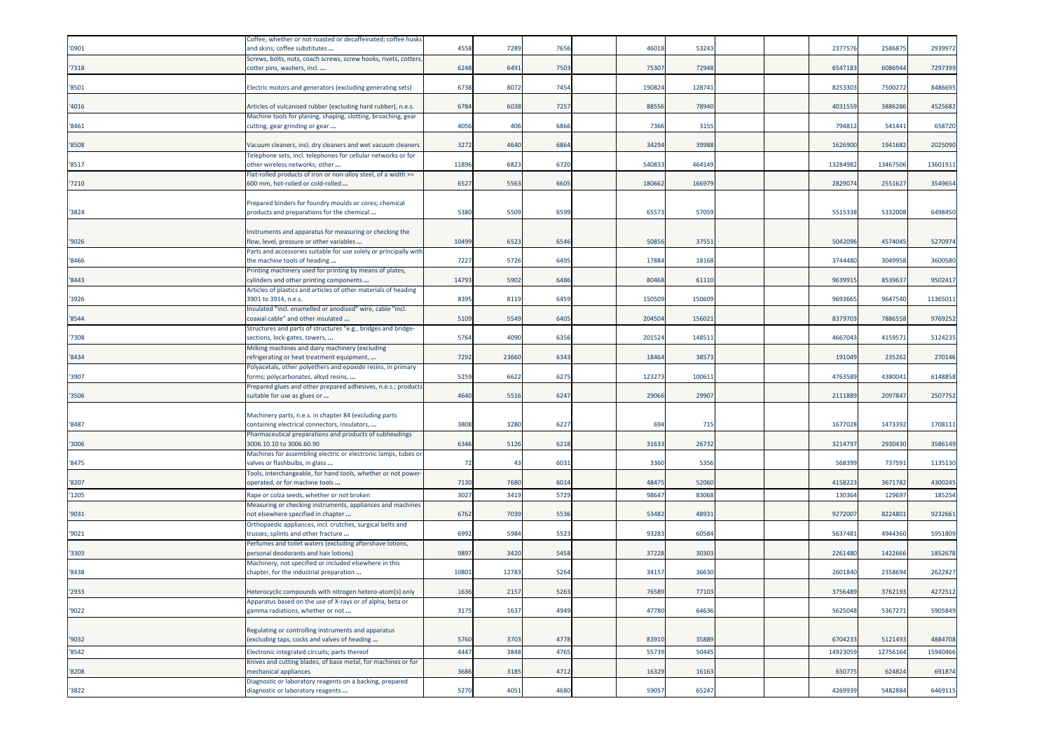| | | | | | | | | | | | |
|---|---|---|---|---|---|---|---|---|---|---|---|
| '0901 | Coffee, whether or not roasted or decaffeinated; coffee husks and skins; coffee substitutes ... | 4558 | 7289 | 7656 | 46018 | 53243 | | | 2377576 | 2586875 | 2939972 |
| '7318 | Screws, bolts, nuts, coach screws, screw hooks, rivets, cotters, cotter pins, washers, incl. ... | 6248 | 6491 | 7503 | 75307 | 72948 | | | 6547183 | 6086944 | 7297399 |
| '8501 | Electric motors and generators (excluding generating sets) | 6738 | 8072 | 7454 | 190824 | 128741 | | | 8253303 | 7500272 | 8486695 |
| '4016 | Articles of vulcanised rubber (excluding hard rubber), n.e.s. | 6784 | 6038 | 7257 | 88556 | 78940 | | | 4031559 | 3886286 | 4525682 |
| '8461 | Machine tools for planing, shaping, slotting, broaching, gear cutting, gear grinding or gear ... | 4056 | 406 | 6866 | 7366 | 3155 | | | 794812 | 541441 | 658720 |
| '8508 | Vacuum cleaners, incl. dry cleaners and wet vacuum cleaners | 3272 | 4640 | 6864 | 34294 | 39988 | | | 1626900 | 1941682 | 2025090 |
| '8517 | Telephone sets, incl. telephones for cellular networks or for other wireless networks; other ... | 11896 | 6823 | 6720 | 540833 | 464149 | | | 13284982 | 13467506 | 13601911 |
| '7210 | Flat-rolled products of iron or non-alloy steel, of a width >= 600 mm, hot-rolled or cold-rolled ... | 6527 | 5563 | 6605 | 180662 | 166979 | | | 2829074 | 2551627 | 3549654 |
| '3824 | Prepared binders for foundry moulds or cores; chemical products and preparations for the chemical ... | 5380 | 5509 | 6599 | 65573 | 57059 | | | 5515338 | 5332008 | 6498450 |
| '9026 | Instruments and apparatus for measuring or checking the flow, level, pressure or other variables ... | 10499 | 6523 | 6546 | 50856 | 37551 | | | 5042096 | 4574045 | 5270974 |
| '8466 | Parts and accessories suitable for use solely or principally with the machine tools of heading ... | 7227 | 5726 | 6495 | 17884 | 18168 | | | 3744480 | 3049958 | 3600580 |
| '8443 | Printing machinery used for printing by means of plates, cylinders and other printing components ... | 14793 | 5902 | 6486 | 80468 | 61110 | | | 9639915 | 8539637 | 9502417 |
| '3926 | Articles of plastics and articles of other materials of heading 3901 to 3914, n.e.s. | 8395 | 8119 | 6459 | 150509 | 150609 | | | 9693665 | 9647540 | 11365011 |
| '8544 | Insulated "incl. enamelled or anodised" wire, cable "incl. coaxial cable" and other insulated ... | 5109 | 5549 | 6405 | 204504 | 156021 | | | 8379703 | 7886558 | 9769252 |
| '7308 | Structures and parts of structures "e.g., bridges and bridge-sections, lock-gates, towers, ... | 5764 | 4090 | 6356 | 201524 | 148511 | | | 4667043 | 4159571 | 5124235 |
| '8434 | Milking machines and dairy machinery (excluding refrigerating or heat treatment equipment, ... | 7292 | 23660 | 6343 | 18464 | 38573 | | | 191049 | 235262 | 270146 |
| '3907 | Polyacetals, other polyethers and epoxide resins, in primary forms; polycarbonates, alkyd resins, ... | 5259 | 6622 | 6275 | 123273 | 100611 | | | 4763589 | 4380041 | 6148858 |
| '3506 | Prepared glues and other prepared adhesives, n.e.s.; products suitable for use as glues or ... | 4640 | 5516 | 6247 | 29066 | 29907 | | | 2111889 | 2097847 | 2507752 |
| '8487 | Machinery parts, n.e.s. in chapter 84 (excluding parts containing electrical connectors, insulators, ... | 3808 | 3280 | 6227 | 694 | 715 | | | 1677028 | 1473392 | 1708111 |
| '3006 | Pharmaceutical preparations and products of subheadings 3006.10.10 to 3006.60.90 | 6346 | 5126 | 6218 | 31633 | 26732 | | | 3214797 | 2930430 | 3586149 |
| '8475 | Machines for assembling electric or electronic lamps, tubes or valves or flashbulbs, in glass ... | 72 | 43 | 6031 | 3360 | 5356 | | | 568399 | 737591 | 1135130 |
| '8207 | Tools, interchangeable, for hand tools, whether or not power-operated, or for machine tools ... | 7130 | 7680 | 6014 | 48475 | 52060 | | | 4158223 | 3671782 | 4300245 |
| '1205 | Rape or colza seeds, whether or not broken | 3027 | 3419 | 5729 | 98647 | 83068 | | | 130364 | 129697 | 185254 |
| '9031 | Measuring or checking instruments, appliances and machines not elsewhere specified in chapter ... | 6762 | 7039 | 5536 | 53482 | 48931 | | | 9272007 | 8224801 | 9232661 |
| '9021 | Orthopaedic appliances, incl. crutches, surgical belts and trusses; splints and other fracture ... | 6992 | 5984 | 5523 | 93283 | 60584 | | | 5637481 | 4944360 | 5951809 |
| '3303 | Perfumes and toilet waters (excluding aftershave lotions, personal deodorants and hair lotions) | 9897 | 3420 | 5458 | 37228 | 30303 | | | 2261480 | 1422666 | 1852678 |
| '8438 | Machinery, not specified or included elsewhere in this chapter, for the industrial preparation ... | 10801 | 12783 | 5264 | 34157 | 36630 | | | 2601840 | 2358694 | 2622827 |
| '2933 | Heterocyclic compounds with nitrogen hetero-atom[s] only | 1636 | 2157 | 5263 | 76589 | 77103 | | | 3756489 | 3762193 | 4272512 |
| '9022 | Apparatus based on the use of X-rays or of alpha, beta or gamma radiations, whether or not ... | 3175 | 1637 | 4949 | 47780 | 64636 | | | 5625048 | 5367271 | 5905849 |
| '9032 | Regulating or controlling instruments and apparatus (excluding taps, cocks and valves of heading ... | 5760 | 3703 | 4778 | 83910 | 35889 | | | 6704233 | 5121493 | 4884708 |
| '8542 | Electronic integrated circuits; parts thereof | 4447 | 3848 | 4765 | 55739 | 50445 | | | 14923059 | 12756164 | 15940466 |
| '8208 | Knives and cutting blades, of base metal, for machines or for mechanical appliances | 3686 | 3185 | 4712 | 16329 | 16163 | | | 650775 | 624824 | 691874 |
| '3822 | Diagnostic or laboratory reagents on a backing, prepared diagnostic or laboratory reagents ... | 5270 | 4051 | 4680 | 59057 | 65247 | | | 4269939 | 5482884 | 6469115 |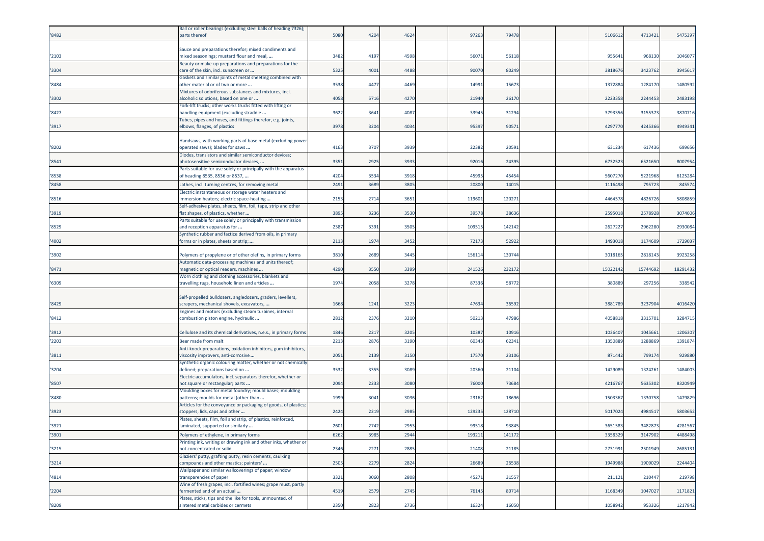| | | | | | | | | | | | | |
|---|---|---|---|---|---|---|---|---|---|---|---|---|
| '8482 | Ball or roller bearings (excluding steel balls of heading 7326); parts thereof | 5080 | 4204 | 4624 | | 97263 | 79478 | | | 5106612 | 4713421 | 5475397 |
| '2103 | Sauce and preparations therefor; mixed condiments and mixed seasonings; mustard flour and meal, ... | 3482 | 4197 | 4598 | | 56071 | 56118 | | | 955641 | 968130 | 1046077 |
| '3304 | Beauty or make-up preparations and preparations for the care of the skin, incl. sunscreen or ... | 5325 | 4001 | 4488 | | 90070 | 80249 | | | 3818676 | 3423762 | 3945617 |
| '8484 | Gaskets and similar joints of metal sheeting combined with other material or of two or more ... | 3538 | 4477 | 4469 | | 14991 | 15673 | | | 1372884 | 1284170 | 1480592 |
| '3302 | Mixtures of odoriferous substances and mixtures, incl. alcoholic solutions, based on one or ... | 4058 | 5716 | 4270 | | 21940 | 26170 | | | 2223358 | 2244453 | 2483198 |
| '8427 | Fork-lift trucks; other works trucks fitted with lifting or handling equipment (excluding straddle ... | 3622 | 3641 | 4087 | | 33945 | 31294 | | | 3793356 | 3155373 | 3870716 |
| '3917 | Tubes, pipes and hoses, and fittings therefor, e.g. joints, elbows, flanges, of plastics | 3978 | 3204 | 4034 | | 95397 | 90571 | | | 4297770 | 4245366 | 4949341 |
| '8202 | Handsaws, with working parts of base metal (excluding power-operated saws); blades for saws ... | 4163 | 3707 | 3939 | | 22382 | 20591 | | | 631234 | 617436 | 699656 |
| '8541 | Diodes, transistors and similar semiconductor devices; photosensitive semiconductor devices, ... | 3351 | 2925 | 3933 | | 92016 | 24395 | | | 6732523 | 6521650 | 8007954 |
| '8538 | Parts suitable for use solely or principally with the apparatus of heading 8535, 8536 or 8537, ... | 4204 | 3534 | 3918 | | 45995 | 45454 | | | 5607270 | 5221968 | 6125284 |
| '8458 | Lathes, incl. turning centres, for removing metal | 2491 | 3689 | 3805 | | 20800 | 14015 | | | 1116498 | 795723 | 845574 |
| '8516 | Electric instantaneous or storage water heaters and immersion heaters; electric space-heating ... | 2153 | 2714 | 3651 | | 119601 | 120271 | | | 4464578 | 4826726 | 5808859 |
| '3919 | Self-adhesive plates, sheets, film, foil, tape, strip and other flat shapes, of plastics, whether ... | 3895 | 3236 | 3530 | | 39578 | 38636 | | | 2595018 | 2578928 | 3074606 |
| '8529 | Parts suitable for use solely or principally with transmission and reception apparatus for ... | 2387 | 3391 | 3505 | | 109515 | 142142 | | | 2627227 | 2962280 | 2930084 |
| '4002 | Synthetic rubber and factice derived from oils, in primary forms or in plates, sheets or strip; ... | 2113 | 1974 | 3452 | | 72173 | 52922 | | | 1493018 | 1174609 | 1729037 |
| '3902 | Polymers of propylene or of other olefins, in primary forms | 3810 | 2689 | 3445 | | 156114 | 130744 | | | 3018165 | 2818143 | 3923258 |
| '8471 | Automatic data-processing machines and units thereof; magnetic or optical readers, machines ... | 4290 | 3550 | 3399 | | 241526 | 232172 | | | 15022142 | 15744692 | 18291432 |
| '6309 | Worn clothing and clothing accessories, blankets and travelling rugs, household linen and articles ... | 1974 | 2058 | 3278 | | 87336 | 58772 | | | 380889 | 297256 | 338542 |
| '8429 | Self-propelled bulldozers, angledozers, graders, levellers, scrapers, mechanical shovels, excavators, ... | 1668 | 1241 | 3223 | | 47634 | 36592 | | | 3881789 | 3237904 | 4016420 |
| '8412 | Engines and motors (excluding steam turbines, internal combustion piston engine, hydraulic ... | 2812 | 2376 | 3210 | | 50213 | 47986 | | | 4058818 | 3315701 | 3284715 |
| '3912 | Cellulose and its chemical derivatives, n.e.s., in primary forms | 1846 | 2217 | 3205 | | 10387 | 10916 | | | 1036407 | 1045661 | 1206307 |
| '2203 | Beer made from malt | 2213 | 2876 | 3190 | | 60343 | 62341 | | | 1350889 | 1288869 | 1391874 |
| '3811 | Anti-knock preparations, oxidation inhibitors, gum inhibitors, viscosity improvers, anti-corrosive ... | 2051 | 2139 | 3150 | | 17570 | 23106 | | | 871442 | 799174 | 929880 |
| '3204 | Synthetic organic colouring matter, whether or not chemically defined; preparations based on ... | 3532 | 3355 | 3089 | | 20360 | 21104 | | | 1429089 | 1324261 | 1484003 |
| '8507 | Electric accumulators, incl. separators therefor, whether or not square or rectangular; parts ... | 2094 | 2233 | 3080 | | 76000 | 73684 | | | 4216767 | 5635302 | 8320949 |
| '8480 | Moulding boxes for metal foundry; mould bases; moulding patterns; moulds for metal (other than ... | 1999 | 3041 | 3036 | | 23162 | 18696 | | | 1503367 | 1330758 | 1479829 |
| '3923 | Articles for the conveyance or packaging of goods, of plastics; stoppers, lids, caps and other ... | 2424 | 2219 | 2985 | | 129235 | 128710 | | | 5017024 | 4984517 | 5803652 |
| '3921 | Plates, sheets, film, foil and strip, of plastics, reinforced, laminated, supported or similarly ... | 2601 | 2742 | 2953 | | 99518 | 93845 | | | 3651583 | 3482873 | 4281567 |
| '3901 | Polymers of ethylene, in primary forms | 6262 | 3985 | 2944 | | 193211 | 141172 | | | 3358329 | 3147902 | 4488498 |
| '3215 | Printing ink, writing or drawing ink and other inks, whether or not concentrated or solid | 2346 | 2271 | 2885 | | 21408 | 21185 | | | 2731991 | 2501949 | 2685131 |
| '3214 | Glaziers' putty, grafting putty, resin cements, caulking compounds and other mastics; painters' ... | 2505 | 2279 | 2824 | | 26689 | 26538 | | | 1949988 | 1909029 | 2244404 |
| '4814 | Wallpaper and similar wallcoverings of paper; window transparencies of paper | 3321 | 3060 | 2808 | | 45271 | 31557 | | | 211121 | 210447 | 219798 |
| '2204 | Wine of fresh grapes, incl. fortified wines; grape must, partly fermented and of an actual ... | 4519 | 2579 | 2745 | | 76145 | 80714 | | | 1168349 | 1047027 | 1171821 |
| '8209 | Plates, sticks, tips and the like for tools, unmounted, of sintered metal carbides or cermets | 2350 | 2823 | 2736 | | 16324 | 16050 | | | 1058942 | 953326 | 1217842 |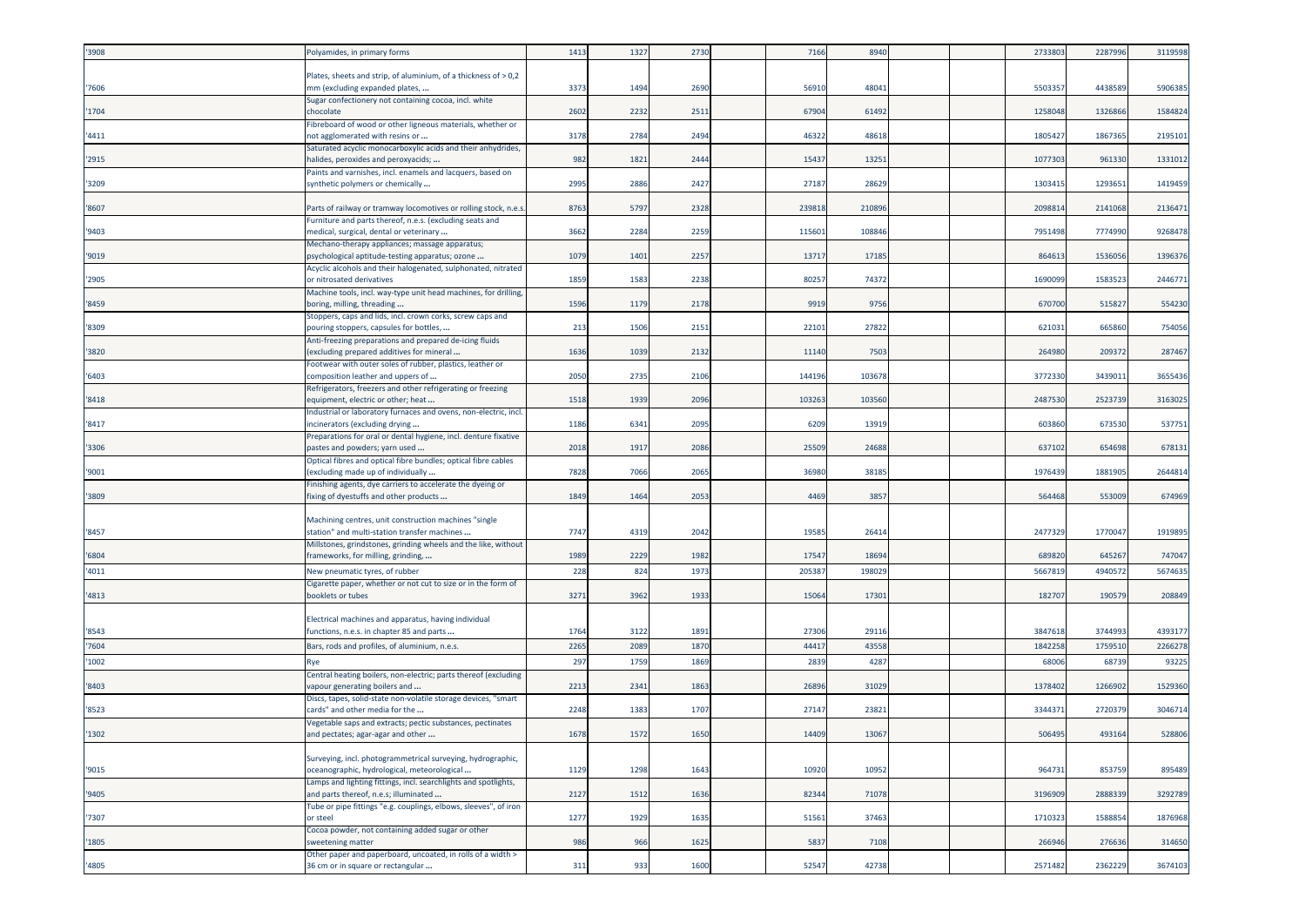| '3908 | Polyamides, in primary forms | 1413 | 1327 | 2730 | | 7166 | 8940 | | | 2733803 | 2287996 | 3119598 |
|---|---|---|---|---|---|---|---|---|---|---|---|---|
| '7606 | Plates, sheets and strip, of aluminium, of a thickness of > 0,2 mm (excluding expanded plates, ... | 3373 | 1494 | 2690 | | 56910 | 48041 | | | 5503357 | 4438589 | 5906385 |
| '1704 | Sugar confectionery not containing cocoa, incl. white chocolate | 2602 | 2232 | 2511 | | 67904 | 61492 | | | 1258048 | 1326866 | 1584824 |
| '4411 | Fibreboard of wood or other ligneous materials, whether or not agglomerated with resins or ... | 3178 | 2784 | 2494 | | 46322 | 48618 | | | 1805427 | 1867365 | 2195101 |
| '2915 | Saturated acyclic monocarboxylic acids and their anhydrides, halides, peroxides and peroxyacids; ... | 982 | 1821 | 2444 | | 15437 | 13251 | | | 1077303 | 961330 | 1331012 |
| '3209 | Paints and varnishes, incl. enamels and lacquers, based on synthetic polymers or chemically ... | 2995 | 2886 | 2427 | | 27187 | 28629 | | | 1303415 | 1293651 | 1419459 |
| '8607 | Parts of railway or tramway locomotives or rolling stock, n.e.s. | 8763 | 5797 | 2328 | | 239818 | 210896 | | | 2098814 | 2141068 | 2136471 |
| '9403 | Furniture and parts thereof, n.e.s. (excluding seats and medical, surgical, dental or veterinary ... | 3662 | 2284 | 2259 | | 115601 | 108846 | | | 7951498 | 7774990 | 9268478 |
| '9019 | Mechano-therapy appliances; massage apparatus; psychological aptitude-testing apparatus; ozone ... | 1079 | 1401 | 2257 | | 13717 | 17185 | | | 864613 | 1536056 | 1396376 |
| '2905 | Acyclic alcohols and their halogenated, sulphonated, nitrated or nitrosated derivatives | 1859 | 1583 | 2238 | | 80257 | 74372 | | | 1690099 | 1583523 | 2446771 |
| '8459 | Machine tools, incl. way-type unit head machines, for drilling, boring, milling, threading ... | 1596 | 1179 | 2178 | | 9919 | 9756 | | | 670700 | 515827 | 554230 |
| '8309 | Stoppers, caps and lids, incl. crown corks, screw caps and pouring stoppers, capsules for bottles, ... | 213 | 1506 | 2151 | | 22101 | 27822 | | | 621031 | 665860 | 754056 |
| '3820 | Anti-freezing preparations and prepared de-icing fluids (excluding prepared additives for mineral ... | 1636 | 1039 | 2132 | | 11140 | 7503 | | | 264980 | 209372 | 287467 |
| '6403 | Footwear with outer soles of rubber, plastics, leather or composition leather and uppers of ... | 2050 | 2735 | 2106 | | 144196 | 103678 | | | 3772330 | 3439011 | 3655436 |
| '8418 | Refrigerators, freezers and other refrigerating or freezing equipment, electric or other; heat ... | 1518 | 1939 | 2096 | | 103263 | 103560 | | | 2487530 | 2523739 | 3163025 |
| '8417 | Industrial or laboratory furnaces and ovens, non-electric, incl. incinerators (excluding drying ... | 1186 | 6341 | 2095 | | 6209 | 13919 | | | 603860 | 673530 | 537751 |
| '3306 | Preparations for oral or dental hygiene, incl. denture fixative pastes and powders; yarn used ... | 2018 | 1917 | 2086 | | 25509 | 24688 | | | 637102 | 654698 | 678131 |
| '9001 | Optical fibres and optical fibre bundles; optical fibre cables (excluding made up of individually ... | 7828 | 7066 | 2065 | | 36980 | 38185 | | | 1976439 | 1881905 | 2644814 |
| '3809 | Finishing agents, dye carriers to accelerate the dyeing or fixing of dyestuffs and other products ... | 1849 | 1464 | 2053 | | 4469 | 3857 | | | 564468 | 553009 | 674969 |
| '8457 | Machining centres, unit construction machines "single station" and multi-station transfer machines ... | 7747 | 4319 | 2042 | | 19585 | 26414 | | | 2477329 | 1770047 | 1919895 |
| '6804 | Millstones, grindstones, grinding wheels and the like, without frameworks, for milling, grinding, ... | 1989 | 2229 | 1982 | | 17547 | 18694 | | | 689820 | 645267 | 747047 |
| '4011 | New pneumatic tyres, of rubber | 228 | 824 | 1973 | | 205387 | 198029 | | | 5667819 | 4940572 | 5674635 |
| '4813 | Cigarette paper, whether or not cut to size or in the form of booklets or tubes | 3271 | 3962 | 1933 | | 15064 | 17301 | | | 182707 | 190579 | 208849 |
| '8543 | Electrical machines and apparatus, having individual functions, n.e.s. in chapter 85 and parts ... | 1764 | 3122 | 1891 | | 27306 | 29116 | | | 3847618 | 3744993 | 4393177 |
| '7604 | Bars, rods and profiles, of aluminium, n.e.s. | 2265 | 2089 | 1870 | | 44417 | 43558 | | | 1842258 | 1759510 | 2266278 |
| '1002 | Rye | 297 | 1759 | 1869 | | 2839 | 4287 | | | 68006 | 68739 | 93225 |
| '8403 | Central heating boilers, non-electric; parts thereof (excluding vapour generating boilers and ... | 2213 | 2341 | 1863 | | 26896 | 31029 | | | 1378402 | 1266902 | 1529360 |
| '8523 | Discs, tapes, solid-state non-volatile storage devices, "smart cards" and other media for the ... | 2248 | 1383 | 1707 | | 27147 | 23821 | | | 3344371 | 2720379 | 3046714 |
| '1302 | Vegetable saps and extracts; pectic substances, pectinates and pectates; agar-agar and other ... | 1678 | 1572 | 1650 | | 14409 | 13067 | | | 506495 | 493164 | 528806 |
| '9015 | Surveying, incl. photogrammetrical surveying, hydrographic, oceanographic, hydrological, meteorological ... | 1129 | 1298 | 1643 | | 10920 | 10952 | | | 964731 | 853759 | 895489 |
| '9405 | Lamps and lighting fittings, incl. searchlights and spotlights, and parts thereof, n.e.s; illuminated ... | 2127 | 1512 | 1636 | | 82344 | 71078 | | | 3196909 | 2888339 | 3292789 |
| '7307 | Tube or pipe fittings "e.g. couplings, elbows, sleeves", of iron or steel | 1277 | 1929 | 1635 | | 51561 | 37463 | | | 1710323 | 1588854 | 1876968 |
| '1805 | Cocoa powder, not containing added sugar or other sweetening matter | 986 | 966 | 1625 | | 5837 | 7108 | | | 266946 | 276636 | 314650 |
| '4805 | Other paper and paperboard, uncoated, in rolls of a width > 36 cm or in square or rectangular ... | 311 | 933 | 1600 | | 52547 | 42738 | | | 2571482 | 2362229 | 3674103 |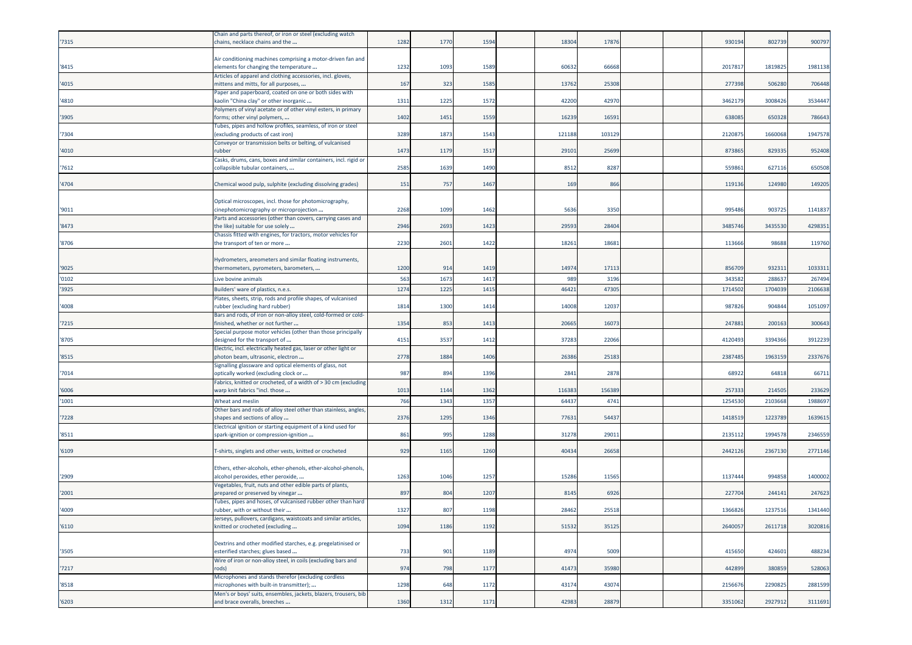| | | | | | | | | | | | | |
|---|---|---|---|---|---|---|---|---|---|---|---|---|
| '7315 | Chain and parts thereof, or iron or steel (excluding watch chains, necklace chains and the ... | 1282 | 1770 | 1594 | | 18304 | 17876 | | | 930194 | 802739 | 900797 |
| '8415 | Air conditioning machines comprising a motor-driven fan and elements for changing the temperature ... | 1232 | 1093 | 1589 | | 60632 | 66668 | | | 2017817 | 1819825 | 1981138 |
| '4015 | Articles of apparel and clothing accessories, incl. gloves, mittens and mitts, for all purposes, ... | 167 | 323 | 1585 | | 13762 | 25308 | | | 277398 | 506280 | 706448 |
| '4810 | Paper and paperboard, coated on one or both sides with kaolin "China clay" or other inorganic ... | 1311 | 1225 | 1572 | | 42200 | 42970 | | | 3462179 | 3008426 | 3534447 |
| '3905 | Polymers of vinyl acetate or of other vinyl esters, in primary forms; other vinyl polymers, ... | 1402 | 1451 | 1559 | | 16239 | 16591 | | | 638085 | 650328 | 786643 |
| '7304 | Tubes, pipes and hollow profiles, seamless, of iron or steel (excluding products of cast iron) | 3289 | 1873 | 1543 | | 121188 | 103129 | | | 2120875 | 1660068 | 1947578 |
| '4010 | Conveyor or transmission belts or belting, of vulcanised rubber | 1473 | 1179 | 1517 | | 29101 | 25699 | | | 873865 | 829335 | 952408 |
| '7612 | Casks, drums, cans, boxes and similar containers, incl. rigid or collapsible tubular containers, ... | 2585 | 1639 | 1490 | | 8512 | 8287 | | | 559861 | 627116 | 650508 |
| '4704 | Chemical wood pulp, sulphite (excluding dissolving grades) | 151 | 757 | 1467 | | 169 | 866 | | | 119136 | 124980 | 149205 |
| '9011 | Optical microscopes, incl. those for photomicrography, cinephotomicrography or microprojection ... | 2268 | 1099 | 1462 | | 5636 | 3350 | | | 995486 | 903725 | 1141837 |
| '8473 | Parts and accessories (other than covers, carrying cases and the like) suitable for use solely ... | 2946 | 2693 | 1423 | | 29593 | 28404 | | | 3485746 | 3435530 | 4298351 |
| '8706 | Chassis fitted with engines, for tractors, motor vehicles for the transport of ten or more ... | 2230 | 2601 | 1422 | | 18261 | 18681 | | | 113666 | 98688 | 119760 |
| '9025 | Hydrometers, areometers and similar floating instruments, thermometers, pyrometers, barometers, ... | 1200 | 914 | 1419 | | 14974 | 17113 | | | 856709 | 932311 | 1033311 |
| '0102 | Live bovine animals | 563 | 1673 | 1417 | | 989 | 3196 | | | 343582 | 288637 | 267494 |
| '3925 | Builders' ware of plastics, n.e.s. | 1274 | 1225 | 1415 | | 46421 | 47305 | | | 1714502 | 1704039 | 2106638 |
| '4008 | Plates, sheets, strip, rods and profile shapes, of vulcanised rubber (excluding hard rubber) | 1814 | 1300 | 1414 | | 14008 | 12037 | | | 987826 | 904844 | 1051097 |
| '7215 | Bars and rods, of iron or non-alloy steel, cold-formed or cold-finished, whether or not further ... | 1354 | 853 | 1413 | | 20665 | 16073 | | | 247881 | 200163 | 300643 |
| '8705 | Special purpose motor vehicles (other than those principally designed for the transport of ... | 4151 | 3537 | 1412 | | 37283 | 22066 | | | 4120493 | 3394366 | 3912239 |
| '8515 | Electric, incl. electrically heated gas, laser or other light or photon beam, ultrasonic, electron ... | 2778 | 1884 | 1406 | | 26386 | 25183 | | | 2387485 | 1963159 | 2337676 |
| '7014 | Signalling glassware and optical elements of glass, not optically worked (excluding clock or ... | 987 | 894 | 1396 | | 2841 | 2878 | | | 68922 | 64818 | 66711 |
| '6006 | Fabrics, knitted or crocheted, of a width of > 30 cm (excluding warp knit fabrics "incl. those ... | 1013 | 1144 | 1362 | | 116383 | 156389 | | | 257333 | 214505 | 233629 |
| '1001 | Wheat and meslin | 766 | 1343 | 1357 | | 64437 | 4741 | | | 1254530 | 2103668 | 1988697 |
| '7228 | Other bars and rods of alloy steel other than stainless, angles, shapes and sections of alloy ... | 2376 | 1295 | 1346 | | 77631 | 54437 | | | 1418519 | 1223789 | 1639615 |
| '8511 | Electrical ignition or starting equipment of a kind used for spark-ignition or compression-ignition ... | 861 | 995 | 1288 | | 31278 | 29011 | | | 2135112 | 1994578 | 2346559 |
| '6109 | T-shirts, singlets and other vests, knitted or crocheted | 929 | 1165 | 1260 | | 40434 | 26658 | | | 2442126 | 2367130 | 2771146 |
| '2909 | Ethers, ether-alcohols, ether-phenols, ether-alcohol-phenols, alcohol peroxides, ether peroxide, ... | 1263 | 1046 | 1257 | | 15286 | 11565 | | | 1137444 | 994858 | 1400002 |
| '2001 | Vegetables, fruit, nuts and other edible parts of plants, prepared or preserved by vinegar ... | 897 | 804 | 1207 | | 8145 | 6926 | | | 227704 | 244141 | 247623 |
| '4009 | Tubes, pipes and hoses, of vulcanised rubber other than hard rubber, with or without their ... | 1327 | 807 | 1198 | | 28462 | 25518 | | | 1366826 | 1237516 | 1341440 |
| '6110 | Jerseys, pullovers, cardigans, waistcoats and similar articles, knitted or crocheted (excluding ... | 1094 | 1186 | 1192 | | 51532 | 35125 | | | 2640057 | 2611718 | 3020816 |
| '3505 | Dextrins and other modified starches, e.g. pregelatinised or esterified starches; glues based ... | 733 | 901 | 1189 | | 4974 | 5009 | | | 415650 | 424601 | 488234 |
| '7217 | Wire of iron or non-alloy steel, in coils (excluding bars and rods) | 974 | 798 | 1177 | | 41473 | 35980 | | | 442899 | 380859 | 528063 |
| '8518 | Microphones and stands therefor (excluding cordless microphones with built-in transmitter); ... | 1298 | 648 | 1172 | | 43174 | 43074 | | | 2156676 | 2290825 | 2881599 |
| '6203 | Men's or boys' suits, ensembles, jackets, blazers, trousers, bib and brace overalls, breeches ... | 1360 | 1312 | 1171 | | 42983 | 28879 | | | 3351062 | 2927912 | 3111691 |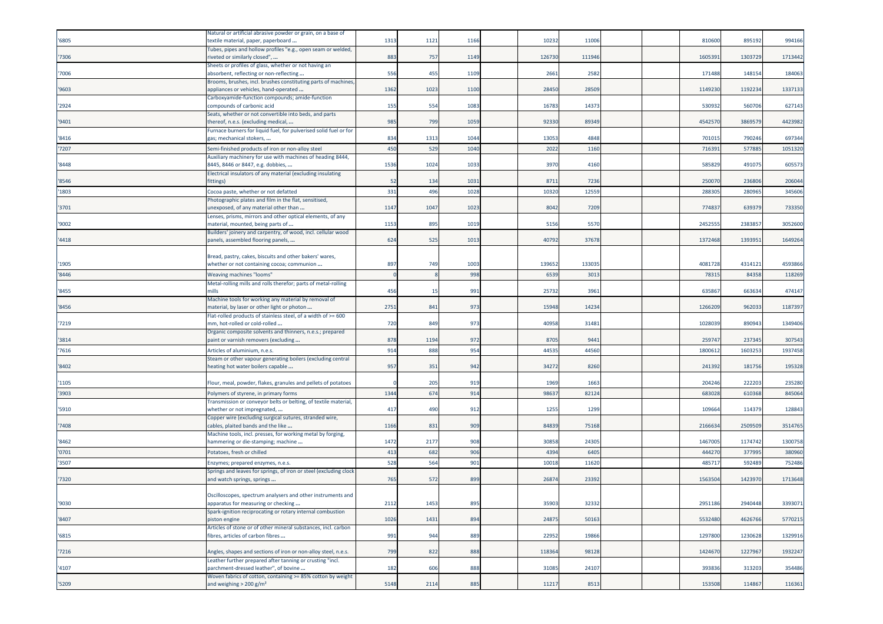| | | | | | | | | | | | |
|---|---|---|---|---|---|---|---|---|---|---|---|
| '6805 | Natural or artificial abrasive powder or grain, on a base of textile material, paper, paperboard ... | 1313 | 1121 | 1166 | | 10232 | 11006 | | | 810600 | 895192 | 994166 |
| '7306 | Tubes, pipes and hollow profiles "e.g., open seam or welded, riveted or similarly closed", ... | 883 | 757 | 1149 | | 126730 | 111946 | | | 1605391 | 1303729 | 1713442 |
| '7006 | Sheets or profiles of glass, whether or not having an absorbent, reflecting or non-reflecting ... | 556 | 455 | 1109 | | 2661 | 2582 | | | 171488 | 148154 | 184063 |
| '9603 | Brooms, brushes, incl. brushes constituting parts of machines, appliances or vehicles, hand-operated ... | 1362 | 1023 | 1100 | | 28450 | 28509 | | | 1149230 | 1192234 | 1337133 |
| '2924 | Carboxyamide-function compounds; amide-function compounds of carbonic acid | 155 | 554 | 1083 | | 16783 | 14373 | | | 530932 | 560706 | 627143 |
| '9401 | Seats, whether or not convertible into beds, and parts thereof, n.e.s. (excluding medical, ... | 985 | 799 | 1059 | | 92330 | 89349 | | | 4542570 | 3869579 | 4423982 |
| '8416 | Furnace burners for liquid fuel, for pulverised solid fuel or for gas; mechanical stokers, ... | 834 | 1313 | 1044 | | 13053 | 4848 | | | 701015 | 790246 | 697344 |
| '7207 | Semi-finished products of iron or non-alloy steel | 450 | 529 | 1040 | | 2022 | 1160 | | | 716391 | 577885 | 1051320 |
| '8448 | Auxiliary machinery for use with machines of heading 8444, 8445, 8446 or 8447, e.g. dobbies, ... | 1536 | 1024 | 1033 | | 3970 | 4160 | | | 585829 | 491075 | 605573 |
| '8546 | Electrical insulators of any material (excluding insulating fittings) | 52 | 134 | 1031 | | 8711 | 7236 | | | 250070 | 236806 | 206044 |
| '1803 | Cocoa paste, whether or not defatted | 331 | 496 | 1028 | | 10320 | 12559 | | | 288305 | 280965 | 345606 |
| '3701 | Photographic plates and film in the flat, sensitised, unexposed, of any material other than ... | 1147 | 1047 | 1023 | | 8042 | 7209 | | | 774837 | 639379 | 733350 |
| '9002 | Lenses, prisms, mirrors and other optical elements, of any material, mounted, being parts of ... | 1153 | 895 | 1019 | | 5156 | 5570 | | | 2452555 | 2383857 | 3052600 |
| '4418 | Builders' joinery and carpentry, of wood, incl. cellular wood panels, assembled flooring panels, ... | 624 | 525 | 1013 | | 40792 | 37678 | | | 1372468 | 1393951 | 1649264 |
| '1905 | Bread, pastry, cakes, biscuits and other bakers' wares, whether or not containing cocoa; communion ... | 897 | 749 | 1003 | | 139652 | 133035 | | | 4081728 | 4314121 | 4593866 |
| '8446 | Weaving machines "looms" | 0 | 8 | 998 | | 6539 | 3013 | | | 78315 | 84358 | 118269 |
| '8455 | Metal-rolling mills and rolls therefor; parts of metal-rolling mills | 456 | 15 | 991 | | 25732 | 3961 | | | 635867 | 663634 | 474147 |
| '8456 | Machine tools for working any material by removal of material, by laser or other light or photon ... | 2751 | 841 | 973 | | 15948 | 14234 | | | 1266209 | 962033 | 1187397 |
| '7219 | Flat-rolled products of stainless steel, of a width of >= 600 mm, hot-rolled or cold-rolled ... | 720 | 849 | 973 | | 40958 | 31481 | | | 1028039 | 890943 | 1349406 |
| '3814 | Organic composite solvents and thinners, n.e.s.; prepared paint or varnish removers (excluding ... | 878 | 1194 | 972 | | 8705 | 9441 | | | 259747 | 237345 | 307543 |
| '7616 | Articles of aluminium, n.e.s. | 914 | 888 | 954 | | 44535 | 44560 | | | 1800612 | 1603253 | 1937458 |
| '8402 | Steam or other vapour generating boilers (excluding central heating hot water boilers capable ... | 957 | 351 | 942 | | 34272 | 8260 | | | 241392 | 181756 | 195328 |
| '1105 | Flour, meal, powder, flakes, granules and pellets of potatoes | 0 | 205 | 919 | | 1969 | 1663 | | | 204246 | 222203 | 235280 |
| '3903 | Polymers of styrene, in primary forms | 1344 | 674 | 914 | | 98637 | 82124 | | | 683028 | 610368 | 845064 |
| '5910 | Transmission or conveyor belts or belting, of textile material, whether or not impregnated, ... | 417 | 490 | 912 | | 1255 | 1299 | | | 109664 | 114379 | 128843 |
| '7408 | Copper wire (excluding surgical sutures, stranded wire, cables, plaited bands and the like ... | 1166 | 831 | 909 | | 84839 | 75168 | | | 2166634 | 2509509 | 3514765 |
| '8462 | Machine tools, incl. presses, for working metal by forging, hammering or die-stamping; machine ... | 1472 | 2177 | 908 | | 30858 | 24305 | | | 1467005 | 1174742 | 1300758 |
| '0701 | Potatoes, fresh or chilled | 413 | 682 | 906 | | 4394 | 6405 | | | 444270 | 377995 | 380960 |
| '3507 | Enzymes; prepared enzymes, n.e.s. | 528 | 564 | 901 | | 10018 | 11620 | | | 485717 | 592489 | 752486 |
| '7320 | Springs and leaves for springs, of iron or steel (excluding clock and watch springs, springs ... | 765 | 572 | 899 | | 26874 | 23392 | | | 1563504 | 1423970 | 1713648 |
| '9030 | Oscilloscopes, spectrum analysers and other instruments and apparatus for measuring or checking ... | 2112 | 1453 | 895 | | 35903 | 32332 | | | 2951186 | 2940448 | 3393071 |
| '8407 | Spark-ignition reciprocating or rotary internal combustion piston engine | 1026 | 1431 | 894 | | 24875 | 50163 | | | 5532480 | 4626766 | 5770215 |
| '6815 | Articles of stone or of other mineral substances, incl. carbon fibres, articles of carbon fibres ... | 991 | 944 | 889 | | 22952 | 19866 | | | 1297800 | 1230628 | 1329916 |
| '7216 | Angles, shapes and sections of iron or non-alloy steel, n.e.s. | 799 | 822 | 888 | | 118364 | 98128 | | | 1424670 | 1227967 | 1932247 |
| '4107 | Leather further prepared after tanning or crusting "incl. parchment-dressed leather", of bovine ... | 182 | 606 | 888 | | 31085 | 24107 | | | 393836 | 313203 | 354486 |
| '5209 | Woven fabrics of cotton, containing >= 85% cotton by weight and weighing > 200 g/m² | 5148 | 2114 | 885 | | 11217 | 8513 | | | 153508 | 114867 | 116361 |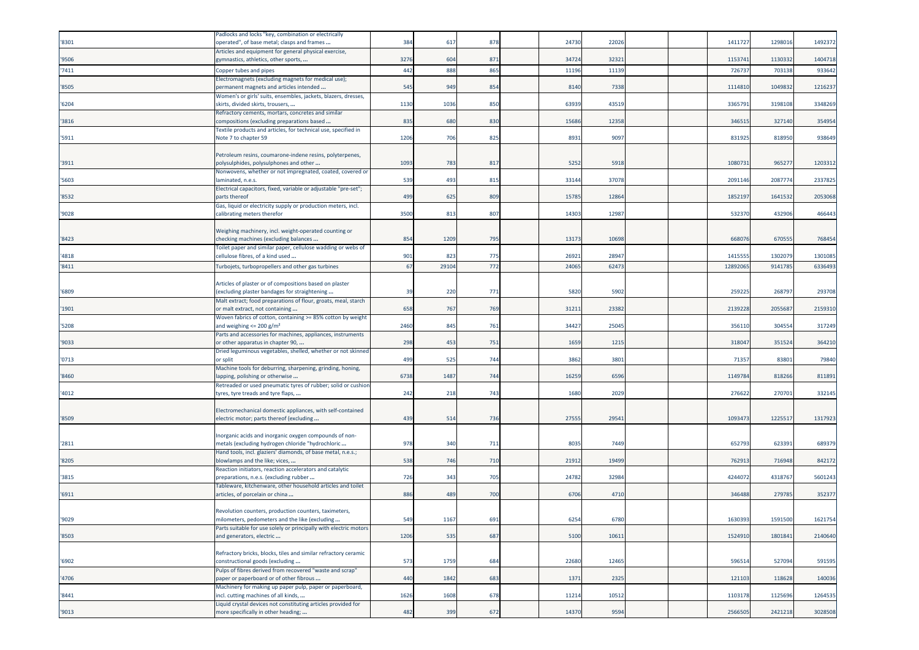| | | | | | | | | | | | |
|---|---|---|---|---|---|---|---|---|---|---|---|
| '8301 | Padlocks and locks "key, combination or electrically operated", of base metal; clasps and frames ... | 384 | 617 | 878 | | 24730 | 22026 | | | 1411727 | 1298016 | 1492372 |
| '9506 | Articles and equipment for general physical exercise, gymnastics, athletics, other sports, ... | 3276 | 604 | 871 | | 34724 | 32321 | | | 1153741 | 1130332 | 1404718 |
| '7411 | Copper tubes and pipes | 442 | 888 | 865 | | 11196 | 11139 | | | 726737 | 703138 | 933642 |
| '8505 | Electromagnets (excluding magnets for medical use); permanent magnets and articles intended ... | 545 | 949 | 854 | | 8140 | 7338 | | | 1114810 | 1049832 | 1216237 |
| '6204 | Women's or girls' suits, ensembles, jackets, blazers, dresses, skirts, divided skirts, trousers, ... | 1130 | 1036 | 850 | | 63939 | 43519 | | | 3365791 | 3198108 | 3348269 |
| '3816 | Refractory cements, mortars, concretes and similar compositions (excluding preparations based ... | 835 | 680 | 830 | | 15686 | 12358 | | | 346515 | 327140 | 354954 |
| '5911 | Textile products and articles, for technical use, specified in Note 7 to chapter 59 | 1206 | 706 | 825 | | 8931 | 9097 | | | 831925 | 818950 | 938649 |
| '3911 | Petroleum resins, coumarone-indene resins, polyterpenes, polysulphides, polysulphones and other ... | 1093 | 783 | 817 | | 5252 | 5918 | | | 1080731 | 965277 | 1203312 |
| '5603 | Nonwovens, whether or not impregnated, coated, covered or laminated, n.e.s. | 539 | 493 | 815 | | 33144 | 37078 | | | 2091146 | 2087774 | 2337825 |
| '8532 | Electrical capacitors, fixed, variable or adjustable "pre-set"; parts thereof | 499 | 625 | 809 | | 15785 | 12864 | | | 1852197 | 1641532 | 2053068 |
| '9028 | Gas, liquid or electricity supply or production meters, incl. calibrating meters therefor | 3500 | 813 | 807 | | 14303 | 12987 | | | 532370 | 432906 | 466443 |
| '8423 | Weighing machinery, incl. weight-operated counting or checking machines (excluding balances ... | 854 | 1209 | 795 | | 13173 | 10698 | | | 668076 | 670555 | 768454 |
| '4818 | Toilet paper and similar paper, cellulose wadding or webs of cellulose fibres, of a kind used ... | 901 | 823 | 775 | | 26921 | 28947 | | | 1415555 | 1302079 | 1301085 |
| '8411 | Turbojets, turbopropellers and other gas turbines | 67 | 29104 | 772 | | 24065 | 62473 | | | 12892065 | 9141785 | 6336493 |
| '6809 | Articles of plaster or of compositions based on plaster (excluding plaster bandages for straightening ... | 39 | 220 | 771 | | 5820 | 5902 | | | 259225 | 268797 | 293708 |
| '1901 | Malt extract; food preparations of flour, groats, meal, starch or malt extract, not containing ... | 658 | 767 | 769 | | 31211 | 23382 | | | 2139228 | 2055687 | 2159310 |
| '5208 | Woven fabrics of cotton, containing >= 85% cotton by weight and weighing <= 200 g/m² | 2460 | 845 | 761 | | 34427 | 25045 | | | 356110 | 304554 | 317249 |
| '9033 | Parts and accessories for machines, appliances, instruments or other apparatus in chapter 90, ... | 298 | 453 | 751 | | 1659 | 1215 | | | 318047 | 351524 | 364210 |
| '0713 | Dried leguminous vegetables, shelled, whether or not skinned or split | 499 | 525 | 744 | | 3862 | 3801 | | | 71357 | 83801 | 79840 |
| '8460 | Machine tools for deburring, sharpening, grinding, honing, lapping, polishing or otherwise ... | 6738 | 1487 | 744 | | 16259 | 6596 | | | 1149784 | 818266 | 811891 |
| '4012 | Retreaded or used pneumatic tyres of rubber; solid or cushion tyres, tyre treads and tyre flaps, ... | 242 | 218 | 743 | | 1680 | 2029 | | | 276622 | 270701 | 332145 |
| '8509 | Electromechanical domestic appliances, with self-contained electric motor; parts thereof (excluding ... | 439 | 514 | 736 | | 27555 | 29541 | | | 1093473 | 1225517 | 1317923 |
| '2811 | Inorganic acids and inorganic oxygen compounds of non-metals (excluding hydrogen chloride "hydrochloric ... | 978 | 340 | 711 | | 8035 | 7449 | | | 652793 | 623391 | 689379 |
| '8205 | Hand tools, incl. glaziers' diamonds, of base metal, n.e.s.; blowlamps and the like; vices, ... | 538 | 746 | 710 | | 21912 | 19499 | | | 762913 | 716948 | 842172 |
| '3815 | Reaction initiators, reaction accelerators and catalytic preparations, n.e.s. (excluding rubber ... | 726 | 343 | 705 | | 24782 | 32984 | | | 4244072 | 4318767 | 5601243 |
| '6911 | Tableware, kitchenware, other household articles and toilet articles, of porcelain or china ... | 886 | 489 | 700 | | 6706 | 4710 | | | 346488 | 279785 | 352377 |
| '9029 | Revolution counters, production counters, taximeters, milometers, pedometers and the like (excluding ... | 549 | 1167 | 691 | | 6254 | 6780 | | | 1630393 | 1591500 | 1621754 |
| '8503 | Parts suitable for use solely or principally with electric motors and generators, electric ... | 1206 | 535 | 687 | | 5100 | 10611 | | | 1524910 | 1801841 | 2140640 |
| '6902 | Refractory bricks, blocks, tiles and similar refractory ceramic constructional goods (excluding ... | 573 | 1759 | 684 | | 22680 | 12465 | | | 596514 | 527094 | 591595 |
| '4706 | Pulps of fibres derived from recovered "waste and scrap" paper or paperboard or of other fibrous ... | 440 | 1842 | 683 | | 1371 | 2325 | | | 121103 | 118628 | 140036 |
| '8441 | Machinery for making up paper pulp, paper or paperboard, incl. cutting machines of all kinds, ... | 1626 | 1608 | 678 | | 11214 | 10512 | | | 1103178 | 1125696 | 1264535 |
| '9013 | Liquid crystal devices not constituting articles provided for more specifically in other heading; ... | 482 | 399 | 672 | | 14370 | 9594 | | | 2566505 | 2421218 | 3028508 |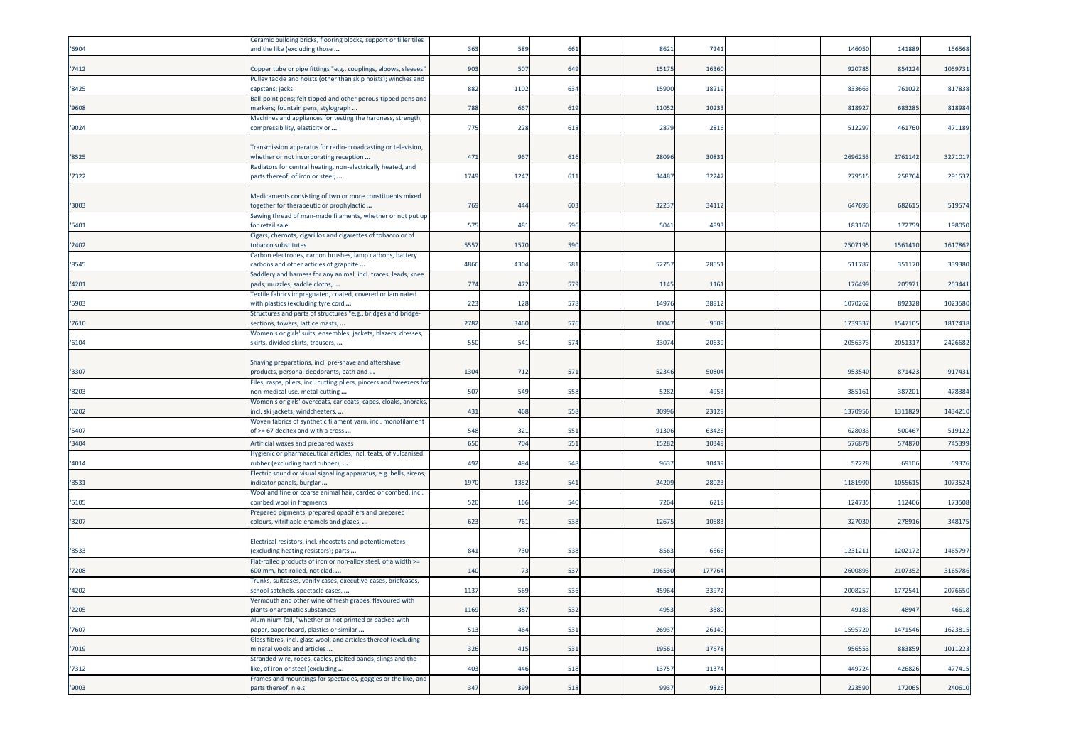| | | | | | | | | | | | | |
|---|---|---|---|---|---|---|---|---|---|---|---|---|
| '6904 | Ceramic building bricks, flooring blocks, support or filler tiles and the like (excluding those ... | 363 | 589 | 661 | | 8621 | 7241 | | | 146050 | 141889 | 156568 |
| '7412 | Copper tube or pipe fittings "e.g., couplings, elbows, sleeves" | 903 | 507 | 649 | | 15175 | 16360 | | | 920785 | 854224 | 1059731 |
| '8425 | Pulley tackle and hoists (other than skip hoists); winches and capstans; jacks | 882 | 1102 | 634 | | 15900 | 18219 | | | 833663 | 761022 | 817838 |
| '9608 | Ball-point pens; felt tipped and other porous-tipped pens and markers; fountain pens, stylograph ... | 788 | 667 | 619 | | 11052 | 10233 | | | 818927 | 683285 | 818984 |
| '9024 | Machines and appliances for testing the hardness, strength, compressibility, elasticity or ... | 775 | 228 | 618 | | 2879 | 2816 | | | 512297 | 461760 | 471189 |
| '8525 | Transmission apparatus for radio-broadcasting or television, whether or not incorporating reception ... | 471 | 967 | 616 | | 28096 | 30831 | | | 2696253 | 2761142 | 3271017 |
| '7322 | Radiators for central heating, non-electrically heated, and parts thereof, of iron or steel; ... | 1749 | 1247 | 611 | | 34487 | 32247 | | | 279515 | 258764 | 291537 |
| '3003 | Medicaments consisting of two or more constituents mixed together for therapeutic or prophylactic ... | 769 | 444 | 603 | | 32237 | 34112 | | | 647693 | 682615 | 519574 |
| '5401 | Sewing thread of man-made filaments, whether or not put up for retail sale | 575 | 481 | 596 | | 5041 | 4893 | | | 183160 | 172759 | 198050 |
| '2402 | Cigars, cheroots, cigarillos and cigarettes of tobacco or of tobacco substitutes | 5557 | 1570 | 590 | | | | | | 2507195 | 1561410 | 1617862 |
| '8545 | Carbon electrodes, carbon brushes, lamp carbons, battery carbons and other articles of graphite ... | 4866 | 4304 | 581 | | 52757 | 28551 | | | 511787 | 351170 | 339380 |
| '4201 | Saddlery and harness for any animal, incl. traces, leads, knee pads, muzzles, saddle cloths, ... | 774 | 472 | 579 | | 1145 | 1161 | | | 176499 | 205971 | 253441 |
| '5903 | Textile fabrics impregnated, coated, covered or laminated with plastics (excluding tyre cord ... | 223 | 128 | 578 | | 14976 | 38912 | | | 1070262 | 892328 | 1023580 |
| '7610 | Structures and parts of structures "e.g., bridges and bridge-sections, towers, lattice masts, ... | 2782 | 3460 | 576 | | 10047 | 9509 | | | 1739337 | 1547105 | 1817438 |
| '6104 | Women's or girls' suits, ensembles, jackets, blazers, dresses, skirts, divided skirts, trousers, ... | 550 | 541 | 574 | | 33074 | 20639 | | | 2056373 | 2051317 | 2426682 |
| '3307 | Shaving preparations, incl. pre-shave and aftershave products, personal deodorants, bath and ... | 1304 | 712 | 571 | | 52346 | 50804 | | | 953540 | 871423 | 917431 |
| '8203 | Files, rasps, pliers, incl. cutting pliers, pincers and tweezers for non-medical use, metal-cutting ... | 507 | 549 | 558 | | 5282 | 4953 | | | 385161 | 387201 | 478384 |
| '6202 | Women's or girls' overcoats, car coats, capes, cloaks, anoraks, incl. ski jackets, windcheaters, ... | 431 | 468 | 558 | | 30996 | 23129 | | | 1370956 | 1311829 | 1434210 |
| '5407 | Woven fabrics of synthetic filament yarn, incl. monofilament of >= 67 decitex and with a cross ... | 548 | 321 | 551 | | 91306 | 63426 | | | 628033 | 500467 | 519122 |
| '3404 | Artificial waxes and prepared waxes | 650 | 704 | 551 | | 15282 | 10349 | | | 576878 | 574870 | 745399 |
| '4014 | Hygienic or pharmaceutical articles, incl. teats, of vulcanised rubber (excluding hard rubber), ... | 492 | 494 | 548 | | 9637 | 10439 | | | 57228 | 69106 | 59376 |
| '8531 | Electric sound or visual signalling apparatus, e.g. bells, sirens, indicator panels, burglar ... | 1970 | 1352 | 541 | | 24209 | 28023 | | | 1181990 | 1055615 | 1073524 |
| '5105 | Wool and fine or coarse animal hair, carded or combed, incl. combed wool in fragments | 520 | 166 | 540 | | 7264 | 6219 | | | 124735 | 112406 | 173508 |
| '3207 | Prepared pigments, prepared opacifiers and prepared colours, vitrifiable enamels and glazes, ... | 623 | 761 | 538 | | 12675 | 10583 | | | 327030 | 278916 | 348175 |
| '8533 | Electrical resistors, incl. rheostats and potentiometers (excluding heating resistors); parts ... | 841 | 730 | 538 | | 8563 | 6566 | | | 1231211 | 1202172 | 1465797 |
| '7208 | Flat-rolled products of iron or non-alloy steel, of a width >= 600 mm, hot-rolled, not clad, ... | 140 | 73 | 537 | | 196530 | 177764 | | | 2600893 | 2107352 | 3165786 |
| '4202 | Trunks, suitcases, vanity cases, executive-cases, briefcases, school satchels, spectacle cases, ... | 1137 | 569 | 536 | | 45964 | 33972 | | | 2008257 | 1772541 | 2076650 |
| '2205 | Vermouth and other wine of fresh grapes, flavoured with plants or aromatic substances | 1169 | 387 | 532 | | 4953 | 3380 | | | 49183 | 48947 | 46618 |
| '7607 | Aluminium foil, "whether or not printed or backed with paper, paperboard, plastics or similar ... | 513 | 464 | 531 | | 26937 | 26140 | | | 1595720 | 1471546 | 1623815 |
| '7019 | Glass fibres, incl. glass wool, and articles thereof (excluding mineral wools and articles ... | 326 | 415 | 531 | | 19561 | 17678 | | | 956553 | 883859 | 1011223 |
| '7312 | Stranded wire, ropes, cables, plaited bands, slings and the like, of iron or steel (excluding ... | 403 | 446 | 518 | | 13757 | 11374 | | | 449724 | 426826 | 477415 |
| '9003 | Frames and mountings for spectacles, goggles or the like, and parts thereof, n.e.s. | 347 | 399 | 518 | | 9937 | 9826 | | | 223590 | 172065 | 240610 |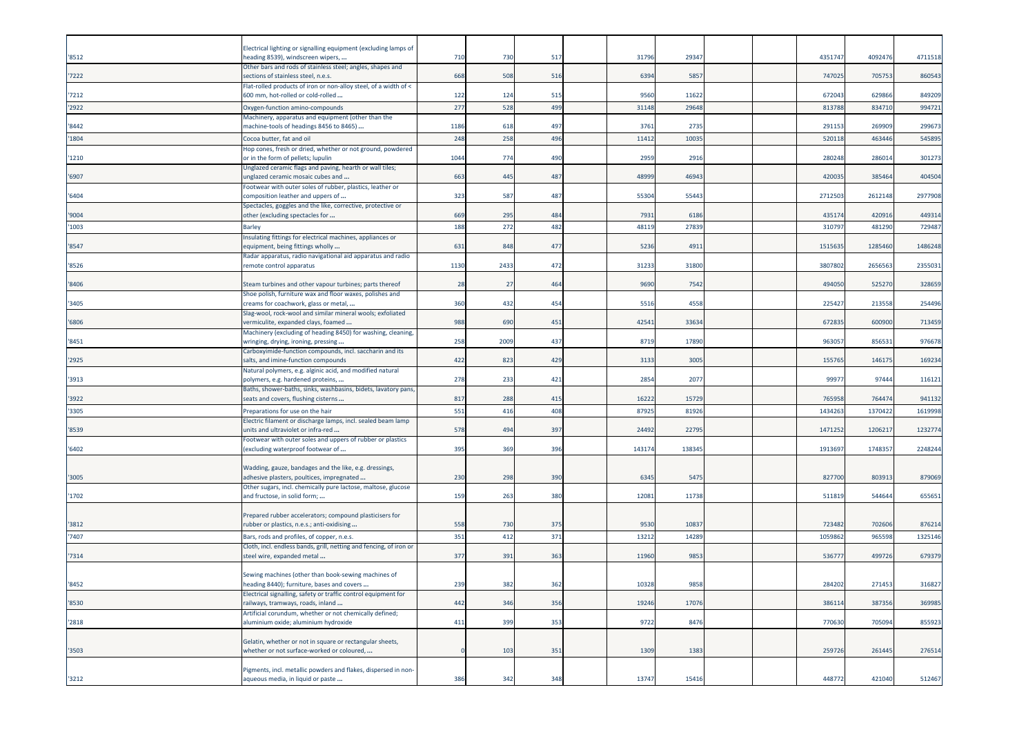| | | | | | | | | | | | | |
|---|---|---|---|---|---|---|---|---|---|---|---|---|
| '8512 | Electrical lighting or signalling equipment (excluding lamps of heading 8539), windscreen wipers, ... | 710 | 730 | 517 | | 31796 | 29347 | | | 4351747 | 4092476 | 4711518 |
| '7222 | Other bars and rods of stainless steel; angles, shapes and sections of stainless steel, n.e.s. | 668 | 508 | 516 | | 6394 | 5857 | | | 747025 | 705753 | 860543 |
| '7212 | Flat-rolled products of iron or non-alloy steel, of a width of < 600 mm, hot-rolled or cold-rolled ... | 122 | 124 | 515 | | 9560 | 11622 | | | 672043 | 629866 | 849209 |
| '2922 | Oxygen-function amino-compounds | 277 | 528 | 499 | | 31148 | 29648 | | | 813788 | 834710 | 994721 |
| '8442 | Machinery, apparatus and equipment (other than the machine-tools of headings 8456 to 8465) ... | 1186 | 618 | 497 | | 3761 | 2735 | | | 291153 | 269909 | 299673 |
| '1804 | Cocoa butter, fat and oil | 248 | 258 | 496 | | 11412 | 10035 | | | 520118 | 463446 | 545895 |
| '1210 | Hop cones, fresh or dried, whether or not ground, powdered or in the form of pellets; lupulin | 1044 | 774 | 490 | | 2959 | 2916 | | | 280248 | 286014 | 301273 |
| '6907 | Unglazed ceramic flags and paving, hearth or wall tiles; unglazed ceramic mosaic cubes and ... | 663 | 445 | 487 | | 48999 | 46943 | | | 420035 | 385464 | 404504 |
| '6404 | Footwear with outer soles of rubber, plastics, leather or composition leather and uppers of ... | 323 | 587 | 487 | | 55304 | 55443 | | | 2712503 | 2612148 | 2977908 |
| '9004 | Spectacles, goggles and the like, corrective, protective or other (excluding spectacles for ... | 669 | 295 | 484 | | 7931 | 6186 | | | 435174 | 420916 | 449314 |
| '1003 | Barley | 188 | 272 | 482 | | 48119 | 27839 | | | 310797 | 481290 | 729487 |
| '8547 | Insulating fittings for electrical machines, appliances or equipment, being fittings wholly ... | 631 | 848 | 477 | | 5236 | 4911 | | | 1515635 | 1285460 | 1486248 |
| '8526 | Radar apparatus, radio navigational aid apparatus and radio remote control apparatus | 1130 | 2433 | 472 | | 31233 | 31800 | | | 3807802 | 2656563 | 2355031 |
| '8406 | Steam turbines and other vapour turbines; parts thereof | 28 | 27 | 464 | | 9690 | 7542 | | | 494050 | 525270 | 328659 |
| '3405 | Shoe polish, furniture wax and floor waxes, polishes and creams for coachwork, glass or metal, ... | 360 | 432 | 454 | | 5516 | 4558 | | | 225427 | 213558 | 254496 |
| '6806 | Slag-wool, rock-wool and similar mineral wools; exfoliated vermiculite, expanded clays, foamed ... | 988 | 690 | 451 | | 42541 | 33634 | | | 672835 | 600900 | 713459 |
| '8451 | Machinery (excluding of heading 8450) for washing, cleaning, wringing, drying, ironing, pressing ... | 258 | 2009 | 437 | | 8719 | 17890 | | | 963057 | 856531 | 976678 |
| '2925 | Carboxyimide-function compounds, incl. saccharin and its salts, and imine-function compounds | 422 | 823 | 429 | | 3133 | 3005 | | | 155765 | 146175 | 169234 |
| '3913 | Natural polymers, e.g. alginic acid, and modified natural polymers, e.g. hardened proteins, ... | 278 | 233 | 421 | | 2854 | 2077 | | | 99977 | 97444 | 116121 |
| '3922 | Baths, shower-baths, sinks, washbasins, bidets, lavatory pans, seats and covers, flushing cisterns ... | 817 | 288 | 415 | | 16222 | 15729 | | | 765958 | 764474 | 941132 |
| '3305 | Preparations for use on the hair | 551 | 416 | 408 | | 87925 | 81926 | | | 1434263 | 1370422 | 1619998 |
| '8539 | Electric filament or discharge lamps, incl. sealed beam lamp units and ultraviolet or infra-red ... | 578 | 494 | 397 | | 24492 | 22795 | | | 1471252 | 1206217 | 1232774 |
| '6402 | Footwear with outer soles and uppers of rubber or plastics (excluding waterproof footwear of ... | 395 | 369 | 396 | | 143174 | 138345 | | | 1913697 | 1748357 | 2248244 |
| '3005 | Wadding, gauze, bandages and the like, e.g. dressings, adhesive plasters, poultices, impregnated ... | 230 | 298 | 390 | | 6345 | 5475 | | | 827700 | 803913 | 879069 |
| '1702 | Other sugars, incl. chemically pure lactose, maltose, glucose and fructose, in solid form; ... | 159 | 263 | 380 | | 12081 | 11738 | | | 511819 | 544644 | 655651 |
| '3812 | Prepared rubber accelerators; compound plasticisers for rubber or plastics, n.e.s.; anti-oxidising ... | 558 | 730 | 375 | | 9530 | 10837 | | | 723482 | 702606 | 876214 |
| '7407 | Bars, rods and profiles, of copper, n.e.s. | 351 | 412 | 371 | | 13212 | 14289 | | | 1059862 | 965598 | 1325146 |
| '7314 | Cloth, incl. endless bands, grill, netting and fencing, of iron or steel wire, expanded metal ... | 377 | 391 | 363 | | 11960 | 9853 | | | 536777 | 499726 | 679379 |
| '8452 | Sewing machines (other than book-sewing machines of heading 8440); furniture, bases and covers ... | 239 | 382 | 362 | | 10328 | 9858 | | | 284202 | 271453 | 316827 |
| '8530 | Electrical signalling, safety or traffic control equipment for railways, tramways, roads, inland ... | 442 | 346 | 356 | | 19246 | 17076 | | | 386114 | 387356 | 369985 |
| '2818 | Artificial corundum, whether or not chemically defined; aluminium oxide; aluminium hydroxide | 411 | 399 | 353 | | 9722 | 8476 | | | 770630 | 705094 | 855923 |
| '3503 | Gelatin, whether or not in square or rectangular sheets, whether or not surface-worked or coloured, ... | 0 | 103 | 351 | | 1309 | 1383 | | | 259726 | 261445 | 276514 |
| '3212 | Pigments, incl. metallic powders and flakes, dispersed in non-aqueous media, in liquid or paste ... | 386 | 342 | 348 | | 13747 | 15416 | | | 448772 | 421040 | 512467 |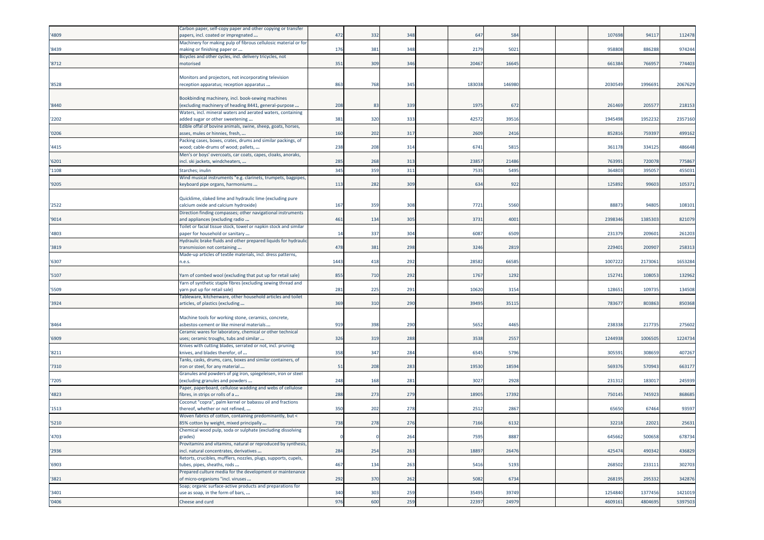| | | | | | | | | | | | |
|---|---|---|---|---|---|---|---|---|---|---|---|
| '4809 | Carbon paper, self-copy paper and other copying or transfer papers, incl. coated or impregnated ... | 472 | 332 | 348 | 647 | 584 | | | 107698 | 94117 | 112478 |
| '8439 | Machinery for making pulp of fibrous cellulosic material or for making or finishing paper or ... | 176 | 381 | 348 | 2179 | 5021 | | | 958808 | 886288 | 974244 |
| '8712 | Bicycles and other cycles, incl. delivery tricycles, not motorised | 351 | 309 | 346 | 20467 | 16645 | | | 661384 | 766957 | 774403 |
| '8528 | Monitors and projectors, not incorporating television reception apparatus; reception apparatus ... | 863 | 768 | 345 | 183038 | 146980 | | | 2030549 | 1996691 | 2067629 |
| '8440 | Bookbinding machinery, incl. book-sewing machines (excluding machinery of heading 8441, general-purpose ... | 208 | 83 | 339 | 1975 | 672 | | | 261469 | 205577 | 218153 |
| '2202 | Waters, incl. mineral waters and aerated waters, containing added sugar or other sweetening ... | 381 | 320 | 333 | 42572 | 39516 | | | 1945498 | 1952232 | 2357160 |
| '0206 | Edible offal of bovine animals, swine, sheep, goats, horses, asses, mules or hinnies, fresh, ... | 160 | 202 | 317 | 2609 | 2416 | | | 852816 | 759397 | 499162 |
| '4415 | Packing cases, boxes, crates, drums and similar packings, of wood; cable-drums of wood; pallets, ... | 238 | 208 | 314 | 6741 | 5815 | | | 361178 | 334125 | 486648 |
| '6201 | Men's or boys' overcoats, car coats, capes, cloaks, anoraks, incl. ski jackets, windcheaters, ... | 285 | 268 | 313 | 23857 | 21486 | | | 763991 | 720078 | 775867 |
| '1108 | Starches; inulin | 345 | 359 | 311 | 7535 | 5495 | | | 364803 | 395057 | 455031 |
| '9205 | Wind musical instruments "e.g. clarinets, trumpets, bagpipes, keyboard pipe organs, harmoniums ... | 113 | 282 | 309 | 634 | 922 | | | 125892 | 99603 | 105371 |
| '2522 | Quicklime, slaked lime and hydraulic lime (excluding pure calcium oxide and calcium hydroxide) | 167 | 359 | 308 | 7721 | 5560 | | | 88873 | 94805 | 108101 |
| '9014 | Direction finding compasses; other navigational instruments and appliances (excluding radio ... | 461 | 134 | 305 | 3731 | 4001 | | | 2398346 | 1385303 | 821079 |
| '4803 | Toilet or facial tissue stock, towel or napkin stock and similar paper for household or sanitary ... | 14 | 337 | 304 | 6087 | 6509 | | | 231379 | 209601 | 261203 |
| '3819 | Hydraulic brake fluids and other prepared liquids for hydraulic transmission not containing ... | 478 | 381 | 298 | 3246 | 2819 | | | 229401 | 200907 | 258313 |
| '6307 | Made-up articles of textile materials, incl. dress patterns, n.e.s. | 1443 | 418 | 292 | 28582 | 66585 | | | 1007222 | 2173061 | 1653284 |
| '5107 | Yarn of combed wool (excluding that put up for retail sale) | 855 | 710 | 292 | 1767 | 1292 | | | 152741 | 108053 | 132962 |
| '5509 | Yarn of synthetic staple fibres (excluding sewing thread and yarn put up for retail sale) | 281 | 225 | 291 | 10620 | 3154 | | | 128651 | 109735 | 134508 |
| '3924 | Tableware, kitchenware, other household articles and toilet articles, of plastics (excluding ... | 369 | 310 | 290 | 39495 | 35115 | | | 783677 | 803863 | 850368 |
| '8464 | Machine tools for working stone, ceramics, concrete, asbestos-cement or like mineral materials ... | 919 | 398 | 290 | 5652 | 4465 | | | 238338 | 217735 | 275602 |
| '6909 | Ceramic wares for laboratory, chemical or other technical uses; ceramic troughs, tubs and similar ... | 326 | 319 | 288 | 3538 | 2557 | | | 1244938 | 1006505 | 1224734 |
| '8211 | Knives with cutting blades, serrated or not, incl. pruning knives, and blades therefor, of ... | 358 | 347 | 284 | 6545 | 5796 | | | 305591 | 308659 | 407267 |
| '7310 | Tanks, casks, drums, cans, boxes and similar containers, of iron or steel, for any material ... | 51 | 208 | 283 | 19530 | 18594 | | | 569376 | 570943 | 663177 |
| '7205 | Granules and powders of pig iron, spiegeleisen, iron or steel (excluding granules and powders ... | 248 | 168 | 281 | 3027 | 2928 | | | 231312 | 183017 | 245939 |
| '4823 | Paper, paperboard, cellulose wadding and webs of cellulose fibres, in strips or rolls of a ... | 288 | 273 | 279 | 18905 | 17392 | | | 750145 | 745923 | 868685 |
| '1513 | Coconut "copra", palm kernel or babassu oil and fractions thereof, whether or not refined, ... | 350 | 202 | 278 | 2512 | 2867 | | | 65650 | 67464 | 93597 |
| '5210 | Woven fabrics of cotton, containing predominantly, but < 85% cotton by weight, mixed principally ... | 738 | 278 | 276 | 7166 | 6132 | | | 32218 | 22021 | 25631 |
| '4703 | Chemical wood pulp, soda or sulphate (excluding dissolving grades) | 0 | 0 | 264 | 7595 | 8887 | | | 645662 | 500658 | 678734 |
| '2936 | Provitamins and vitamins, natural or reproduced by synthesis, incl. natural concentrates, derivatives ... | 284 | 254 | 263 | 18897 | 26476 | | | 425474 | 490342 | 436829 |
| '6903 | Retorts, crucibles, mufflers, nozzles, plugs, supports, cupels, tubes, pipes, sheaths, rods ... | 467 | 134 | 263 | 5416 | 5193 | | | 268502 | 233111 | 302703 |
| '3821 | Prepared culture media for the development or maintenance of micro-organisms "incl. viruses ... | 292 | 370 | 262 | 5082 | 6734 | | | 268195 | 295332 | 342876 |
| '3401 | Soap; organic surface-active products and preparations for use as soap, in the form of bars, ... | 340 | 303 | 259 | 35495 | 39749 | | | 1254840 | 1377456 | 1421019 |
| '0406 | Cheese and curd | 976 | 600 | 259 | 22397 | 24979 | | | 4609161 | 4804695 | 5397503 |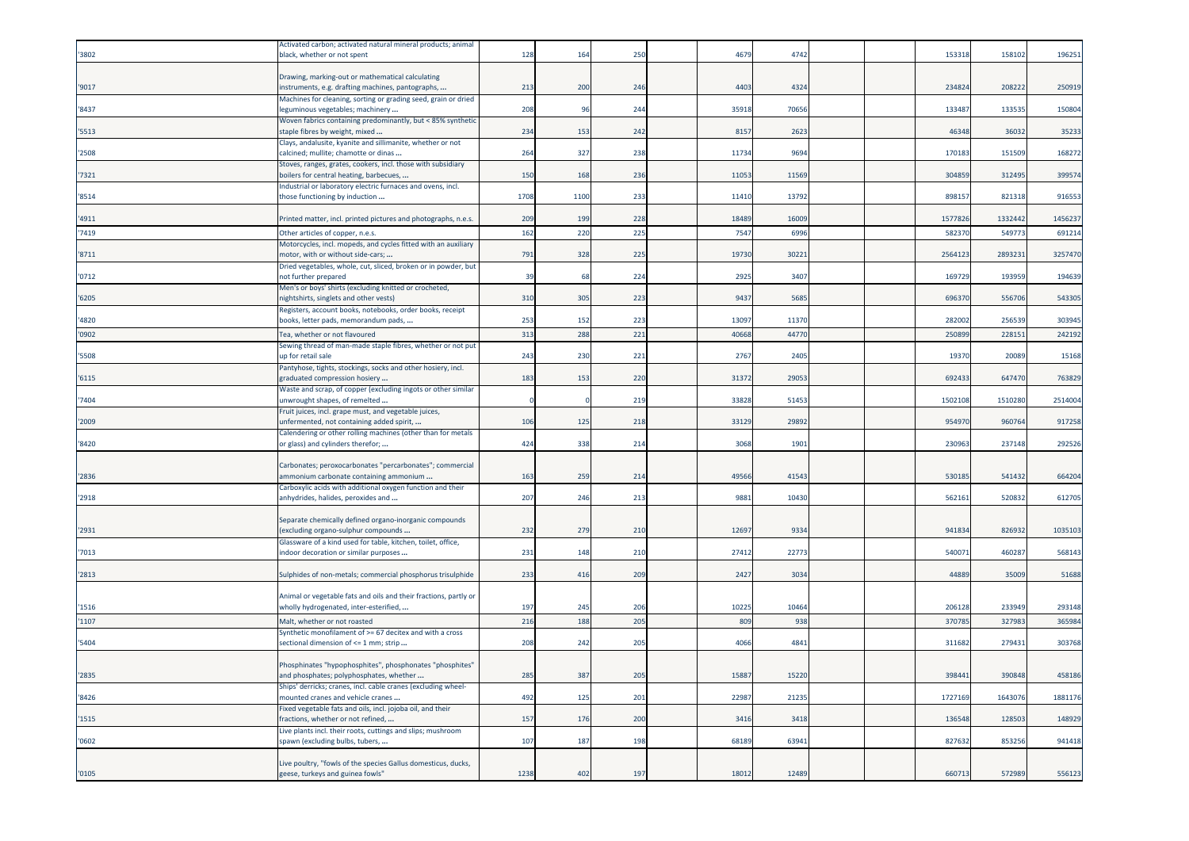| | | | | | | | | | | | |
|---|---|---|---|---|---|---|---|---|---|---|---|
| '3802 | Activated carbon; activated natural mineral products; animal black, whether or not spent | 128 | 164 | 250 | 4679 | 4742 | | | 153318 | 158102 | 196251 |
| '9017 | Drawing, marking-out or mathematical calculating instruments, e.g. drafting machines, pantographs, ... | 213 | 200 | 246 | 4403 | 4324 | | | 234824 | 208222 | 250919 |
| '8437 | Machines for cleaning, sorting or grading seed, grain or dried leguminous vegetables; machinery ... | 208 | 96 | 244 | 35918 | 70656 | | | 133487 | 133535 | 150804 |
| '5513 | Woven fabrics containing predominantly, but < 85% synthetic staple fibres by weight, mixed ... | 234 | 153 | 242 | 8157 | 2623 | | | 46348 | 36032 | 35233 |
| '2508 | Clays, andalusite, kyanite and sillimanite, whether or not calcined; mullite; chamotte or dinas ... | 264 | 327 | 238 | 11734 | 9694 | | | 170183 | 151509 | 168272 |
| '7321 | Stoves, ranges, grates, cookers, incl. those with subsidiary boilers for central heating, barbecues, ... | 150 | 168 | 236 | 11053 | 11569 | | | 304859 | 312495 | 399574 |
| '8514 | Industrial or laboratory electric furnaces and ovens, incl. those functioning by induction ... | 1708 | 1100 | 233 | 11410 | 13792 | | | 898157 | 821318 | 916553 |
| '4911 | Printed matter, incl. printed pictures and photographs, n.e.s. | 209 | 199 | 228 | 18489 | 16009 | | | 1577826 | 1332442 | 1456237 |
| '7419 | Other articles of copper, n.e.s. | 162 | 220 | 225 | 7547 | 6996 | | | 582370 | 549773 | 691214 |
| '8711 | Motorcycles, incl. mopeds, and cycles fitted with an auxiliary motor, with or without side-cars; ... | 791 | 328 | 225 | 19730 | 30221 | | | 2564123 | 2893231 | 3257470 |
| '0712 | Dried vegetables, whole, cut, sliced, broken or in powder, but not further prepared | 39 | 68 | 224 | 2925 | 3407 | | | 169729 | 193959 | 194639 |
| '6205 | Men's or boys' shirts (excluding knitted or crocheted, nightshirts, singlets and other vests) | 310 | 305 | 223 | 9437 | 5685 | | | 696370 | 556706 | 543305 |
| '4820 | Registers, account books, notebooks, order books, receipt books, letter pads, memorandum pads, ... | 253 | 152 | 223 | 13097 | 11370 | | | 282002 | 256539 | 303945 |
| '0902 | Tea, whether or not flavoured | 313 | 288 | 221 | 40668 | 44770 | | | 250899 | 228151 | 242192 |
| '5508 | Sewing thread of man-made staple fibres, whether or not put up for retail sale | 243 | 230 | 221 | 2767 | 2405 | | | 19370 | 20089 | 15168 |
| '6115 | Pantyhose, tights, stockings, socks and other hosiery, incl. graduated compression hosiery ... | 183 | 153 | 220 | 31372 | 29053 | | | 692433 | 647470 | 763829 |
| '7404 | Waste and scrap, of copper (excluding ingots or other similar unwrought shapes, of remelted ... | 0 | 0 | 219 | 33828 | 51453 | | | 1502108 | 1510280 | 2514004 |
| '2009 | Fruit juices, incl. grape must, and vegetable juices, unfermented, not containing added spirit, ... | 106 | 125 | 218 | 33129 | 29892 | | | 954970 | 960764 | 917258 |
| '8420 | Calendering or other rolling machines (other than for metals or glass) and cylinders therefor; ... | 424 | 338 | 214 | 3068 | 1901 | | | 230963 | 237148 | 292526 |
| '2836 | Carbonates; peroxocarbonates "percarbonates"; commercial ammonium carbonate containing ammonium ... | 163 | 259 | 214 | 49566 | 41543 | | | 530185 | 541432 | 664204 |
| '2918 | Carboxylic acids with additional oxygen function and their anhydrides, halides, peroxides and ... | 207 | 246 | 213 | 9881 | 10430 | | | 562161 | 520832 | 612705 |
| '2931 | Separate chemically defined organo-inorganic compounds (excluding organo-sulphur compounds ... | 232 | 279 | 210 | 12697 | 9334 | | | 941834 | 826932 | 1035103 |
| '7013 | Glassware of a kind used for table, kitchen, toilet, office, indoor decoration or similar purposes ... | 231 | 148 | 210 | 27412 | 22773 | | | 540071 | 460287 | 568143 |
| '2813 | Sulphides of non-metals; commercial phosphorus trisulphide | 233 | 416 | 209 | 2427 | 3034 | | | 44889 | 35009 | 51688 |
| '1516 | Animal or vegetable fats and oils and their fractions, partly or wholly hydrogenated, inter-esterified, ... | 197 | 245 | 206 | 10225 | 10464 | | | 206128 | 233949 | 293148 |
| '1107 | Malt, whether or not roasted | 216 | 188 | 205 | 809 | 938 | | | 370785 | 327983 | 365984 |
| '5404 | Synthetic monofilament of >= 67 decitex and with a cross sectional dimension of <= 1 mm; strip ... | 208 | 242 | 205 | 4066 | 4841 | | | 311682 | 279431 | 303768 |
| '2835 | Phosphinates "hypophosphites", phosphonates "phosphites" and phosphates; polyphosphates, whether ... | 285 | 387 | 205 | 15887 | 15220 | | | 398441 | 390848 | 458186 |
| '8426 | Ships' derricks; cranes, incl. cable cranes (excluding wheel-mounted cranes and vehicle cranes ... | 492 | 125 | 201 | 22987 | 21235 | | | 1727169 | 1643076 | 1881176 |
| '1515 | Fixed vegetable fats and oils, incl. jojoba oil, and their fractions, whether or not refined, ... | 157 | 176 | 200 | 3416 | 3418 | | | 136548 | 128503 | 148929 |
| '0602 | Live plants incl. their roots, cuttings and slips; mushroom spawn (excluding bulbs, tubers, ... | 107 | 187 | 198 | 68189 | 63941 | | | 827632 | 853256 | 941418 |
| '0105 | Live poultry, "fowls of the species Gallus domesticus, ducks, geese, turkeys and guinea fowls" | 1238 | 402 | 197 | 18012 | 12489 | | | 660713 | 572989 | 556123 |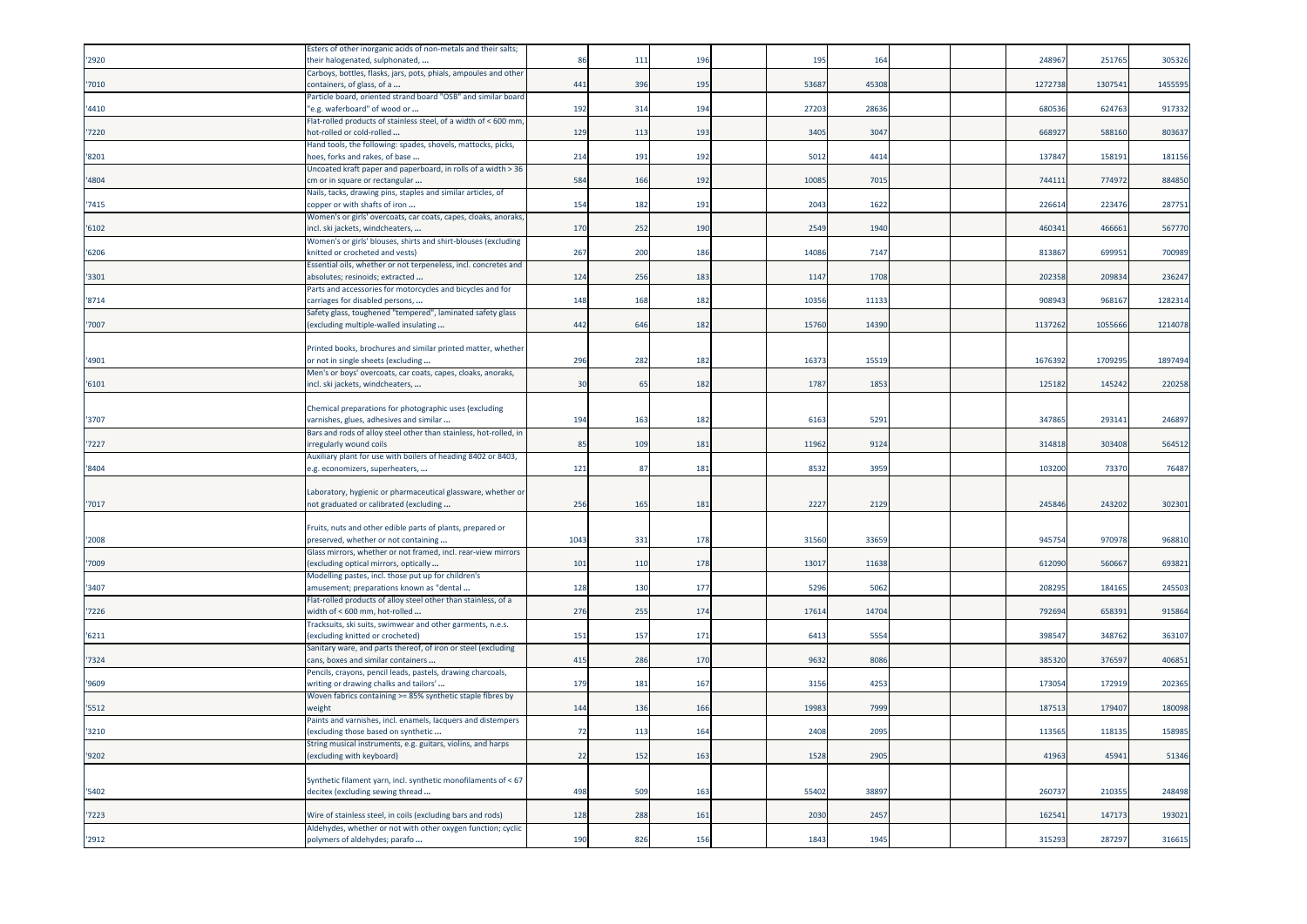| | | | | | | | | | | | |
|---|---|---|---|---|---|---|---|---|---|---|---|
| '2920 | Esters of other inorganic acids of non-metals and their salts; their halogenated, sulphonated, ... | 86 | 111 | 196 | 195 | 164 | | | 248967 | 251765 | 305326 |
| '7010 | Carboys, bottles, flasks, jars, pots, phials, ampoules and other containers, of glass, of a ... | 441 | 396 | 195 | 53687 | 45308 | | | 1272738 | 1307541 | 1455595 |
| '4410 | Particle board, oriented strand board "OSB" and similar board "e.g. waferboard" of wood or ... | 192 | 314 | 194 | 27203 | 28636 | | | 680536 | 624763 | 917332 |
| '7220 | Flat-rolled products of stainless steel, of a width of < 600 mm, hot-rolled or cold-rolled ... | 129 | 113 | 193 | 3405 | 3047 | | | 668927 | 588160 | 803637 |
| '8201 | Hand tools, the following: spades, shovels, mattocks, picks, hoes, forks and rakes, of base ... | 214 | 191 | 192 | 5012 | 4414 | | | 137847 | 158191 | 181156 |
| '4804 | Uncoated kraft paper and paperboard, in rolls of a width > 36 cm or in square or rectangular ... | 584 | 166 | 192 | 10085 | 7015 | | | 744111 | 774972 | 884850 |
| '7415 | Nails, tacks, drawing pins, staples and similar articles, of copper or with shafts of iron ... | 154 | 182 | 191 | 2043 | 1622 | | | 226614 | 223476 | 287751 |
| '6102 | Women's or girls' overcoats, car coats, capes, cloaks, anoraks, incl. ski jackets, windcheaters, ... | 170 | 252 | 190 | 2549 | 1940 | | | 460341 | 466661 | 567770 |
| '6206 | Women's or girls' blouses, shirts and shirt-blouses (excluding knitted or crocheted and vests) | 267 | 200 | 186 | 14086 | 7147 | | | 813867 | 699951 | 700989 |
| '3301 | Essential oils, whether or not terpeneless, incl. concretes and absolutes; resinoids; extracted ... | 124 | 256 | 183 | 1147 | 1708 | | | 202358 | 209834 | 236247 |
| '8714 | Parts and accessories for motorcycles and bicycles and for carriages for disabled persons, ... | 148 | 168 | 182 | 10356 | 11133 | | | 908943 | 968167 | 1282314 |
| '7007 | Safety glass, toughened "tempered", laminated safety glass (excluding multiple-walled insulating ... | 442 | 646 | 182 | 15760 | 14390 | | | 1137262 | 1055666 | 1214078 |
| '4901 | Printed books, brochures and similar printed matter, whether or not in single sheets (excluding ... | 296 | 282 | 182 | 16373 | 15519 | | | 1676392 | 1709295 | 1897494 |
| '6101 | Men's or boys' overcoats, car coats, capes, cloaks, anoraks, incl. ski jackets, windcheaters, ... | 30 | 65 | 182 | 1787 | 1853 | | | 125182 | 145242 | 220258 |
| '3707 | Chemical preparations for photographic uses (excluding varnishes, glues, adhesives and similar ... | 194 | 163 | 182 | 6163 | 5291 | | | 347865 | 293141 | 246897 |
| '7227 | Bars and rods of alloy steel other than stainless, hot-rolled, in irregularly wound coils | 85 | 109 | 181 | 11962 | 9124 | | | 314818 | 303408 | 564512 |
| '8404 | Auxiliary plant for use with boilers of heading 8402 or 8403, e.g. economizers, superheaters, ... | 121 | 87 | 181 | 8532 | 3959 | | | 103200 | 73370 | 76487 |
| '7017 | Laboratory, hygienic or pharmaceutical glassware, whether or not graduated or calibrated (excluding ... | 256 | 165 | 181 | 2227 | 2129 | | | 245846 | 243202 | 302301 |
| '2008 | Fruits, nuts and other edible parts of plants, prepared or preserved, whether or not containing ... | 1043 | 331 | 178 | 31560 | 33659 | | | 945754 | 970978 | 968810 |
| '7009 | Glass mirrors, whether or not framed, incl. rear-view mirrors (excluding optical mirrors, optically ... | 101 | 110 | 178 | 13017 | 11638 | | | 612090 | 560667 | 693821 |
| '3407 | Modelling pastes, incl. those put up for children's amusement; preparations known as "dental ... | 128 | 130 | 177 | 5296 | 5062 | | | 208295 | 184165 | 245503 |
| '7226 | Flat-rolled products of alloy steel other than stainless, of a width of < 600 mm, hot-rolled ... | 276 | 255 | 174 | 17614 | 14704 | | | 792694 | 658391 | 915864 |
| '6211 | Tracksuits, ski suits, swimwear and other garments, n.e.s. (excluding knitted or crocheted) | 151 | 157 | 171 | 6413 | 5554 | | | 398547 | 348762 | 363107 |
| '7324 | Sanitary ware, and parts thereof, of iron or steel (excluding cans, boxes and similar containers ... | 415 | 286 | 170 | 9632 | 8086 | | | 385320 | 376597 | 406851 |
| '9609 | Pencils, crayons, pencil leads, pastels, drawing charcoals, writing or drawing chalks and tailors' ... | 179 | 181 | 167 | 3156 | 4253 | | | 173054 | 172919 | 202365 |
| '5512 | Woven fabrics containing >= 85% synthetic staple fibres by weight | 144 | 136 | 166 | 19983 | 7999 | | | 187513 | 179407 | 180098 |
| '3210 | Paints and varnishes, incl. enamels, lacquers and distempers (excluding those based on synthetic ... | 72 | 113 | 164 | 2408 | 2095 | | | 113565 | 118135 | 158985 |
| '9202 | String musical instruments, e.g. guitars, violins, and harps (excluding with keyboard) | 22 | 152 | 163 | 1528 | 2905 | | | 41963 | 45941 | 51346 |
| '5402 | Synthetic filament yarn, incl. synthetic monofilaments of < 67 decitex (excluding sewing thread ... | 498 | 509 | 163 | 55402 | 38897 | | | 260737 | 210355 | 248498 |
| '7223 | Wire of stainless steel, in coils (excluding bars and rods) | 128 | 288 | 161 | 2030 | 2457 | | | 162541 | 147173 | 193021 |
| '2912 | Aldehydes, whether or not with other oxygen function; cyclic polymers of aldehydes; parafo ... | 190 | 826 | 156 | 1843 | 1945 | | | 315293 | 287297 | 316615 |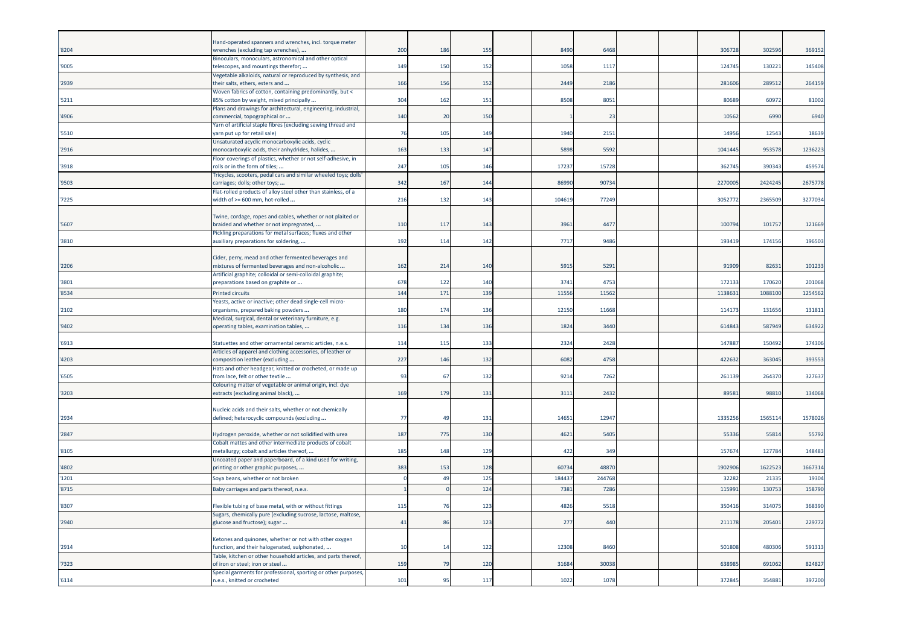| | | | | | | | | | | | |
|---|---|---|---|---|---|---|---|---|---|---|---|
| '8204 | Hand-operated spanners and wrenches, incl. torque meter wrenches (excluding tap wrenches), ... | 200 | 186 | 155 | | 8490 | 6468 | | | 306728 | 302596 | 369152 |
| '9005 | Binoculars, monoculars, astronomical and other optical telescopes, and mountings therefor; ... | 149 | 150 | 152 | | 1058 | 1117 | | | 124745 | 130221 | 145408 |
| '2939 | Vegetable alkaloids, natural or reproduced by synthesis, and their salts, ethers, esters and ... | 166 | 156 | 152 | | 2449 | 2186 | | | 281606 | 289512 | 264159 |
| '5211 | Woven fabrics of cotton, containing predominantly, but < 85% cotton by weight, mixed principally ... | 304 | 162 | 151 | | 8508 | 8051 | | | 80689 | 60972 | 81002 |
| '4906 | Plans and drawings for architectural, engineering, industrial, commercial, topographical or ... | 140 | 20 | 150 | | 1 | 23 | | | 10562 | 6990 | 6940 |
| '5510 | Yarn of artificial staple fibres (excluding sewing thread and yarn put up for retail sale) | 76 | 105 | 149 | | 1940 | 2151 | | | 14956 | 12543 | 18639 |
| '2916 | Unsaturated acyclic monocarboxylic acids, cyclic monocarboxylic acids, their anhydrides, halides, ... | 163 | 133 | 147 | | 5898 | 5592 | | | 1041445 | 953578 | 1236223 |
| '3918 | Floor coverings of plastics, whether or not self-adhesive, in rolls or in the form of tiles; ... | 247 | 105 | 146 | | 17237 | 15728 | | | 362745 | 390343 | 459574 |
| '9503 | Tricycles, scooters, pedal cars and similar wheeled toys; dolls' carriages; dolls; other toys; ... | 342 | 167 | 144 | | 86990 | 90734 | | | 2270005 | 2424245 | 2675778 |
| '7225 | Flat-rolled products of alloy steel other than stainless, of a width of >= 600 mm, hot-rolled ... | 216 | 132 | 143 | | 104619 | 77249 | | | 3052772 | 2365509 | 3277034 |
| '5607 | Twine, cordage, ropes and cables, whether or not plaited or braided and whether or not impregnated, ... | 110 | 117 | 143 | | 3961 | 4477 | | | 100794 | 101757 | 121669 |
| '3810 | Pickling preparations for metal surfaces; fluxes and other auxiliary preparations for soldering, ... | 192 | 114 | 142 | | 7717 | 9486 | | | 193419 | 174156 | 196503 |
| '2206 | Cider, perry, mead and other fermented beverages and mixtures of fermented beverages and non-alcoholic ... | 162 | 214 | 140 | | 5915 | 5291 | | | 91909 | 82631 | 101233 |
| '3801 | Artificial graphite; colloidal or semi-colloidal graphite; preparations based on graphite or ... | 678 | 122 | 140 | | 3741 | 4753 | | | 172133 | 170620 | 201068 |
| '8534 | Printed circuits | 144 | 171 | 139 | | 11556 | 11562 | | | 1138631 | 1088100 | 1254562 |
| '2102 | Yeasts, active or inactive; other dead single-cell micro-organisms, prepared baking powders ... | 180 | 174 | 136 | | 12150 | 11668 | | | 114173 | 131656 | 131811 |
| '9402 | Medical, surgical, dental or veterinary furniture, e.g. operating tables, examination tables, ... | 116 | 134 | 136 | | 1824 | 3440 | | | 614843 | 587949 | 634922 |
| '6913 | Statuettes and other ornamental ceramic articles, n.e.s. | 114 | 115 | 133 | | 2324 | 2428 | | | 147887 | 150492 | 174306 |
| '4203 | Articles of apparel and clothing accessories, of leather or composition leather (excluding ... | 227 | 146 | 132 | | 6082 | 4758 | | | 422632 | 363045 | 393553 |
| '6505 | Hats and other headgear, knitted or crocheted, or made up from lace, felt or other textile ... | 93 | 67 | 132 | | 9214 | 7262 | | | 261139 | 264370 | 327637 |
| '3203 | Colouring matter of vegetable or animal origin, incl. dye extracts (excluding animal black), ... | 169 | 179 | 131 | | 3111 | 2432 | | | 89581 | 98810 | 134068 |
| '2934 | Nucleic acids and their salts, whether or not chemically defined; heterocyclic compounds (excluding ... | 77 | 49 | 131 | | 14651 | 12947 | | | 1335256 | 1565114 | 1578026 |
| '2847 | Hydrogen peroxide, whether or not solidified with urea | 187 | 775 | 130 | | 4621 | 5405 | | | 55336 | 55814 | 55792 |
| '8105 | Cobalt mattes and other intermediate products of cobalt metallurgy; cobalt and articles thereof, ... | 185 | 148 | 129 | | 422 | 349 | | | 157674 | 127784 | 148483 |
| '4802 | Uncoated paper and paperboard, of a kind used for writing, printing or other graphic purposes, ... | 383 | 153 | 128 | | 60734 | 48870 | | | 1902906 | 1622523 | 1667314 |
| '1201 | Soya beans, whether or not broken | 0 | 49 | 125 | | 184437 | 244768 | | | 32282 | 21335 | 19304 |
| '8715 | Baby carriages and parts thereof, n.e.s. | 1 | 0 | 124 | | 7381 | 7286 | | | 115991 | 130753 | 158790 |
| '8307 | Flexible tubing of base metal, with or without fittings | 115 | 76 | 123 | | 4826 | 5518 | | | 350416 | 314075 | 368390 |
| '2940 | Sugars, chemically pure (excluding sucrose, lactose, maltose, glucose and fructose); sugar ... | 41 | 86 | 123 | | 277 | 440 | | | 211178 | 205401 | 229772 |
| '2914 | Ketones and quinones, whether or not with other oxygen function, and their halogenated, sulphonated, ... | 10 | 14 | 122 | | 12308 | 8460 | | | 501808 | 480306 | 591313 |
| '7323 | Table, kitchen or other household articles, and parts thereof, of iron or steel; iron or steel ... | 159 | 79 | 120 | | 31684 | 30038 | | | 638985 | 691062 | 824827 |
| '6114 | Special garments for professional, sporting or other purposes, n.e.s., knitted or crocheted | 101 | 95 | 117 | | 1022 | 1078 | | | 372845 | 354881 | 397200 |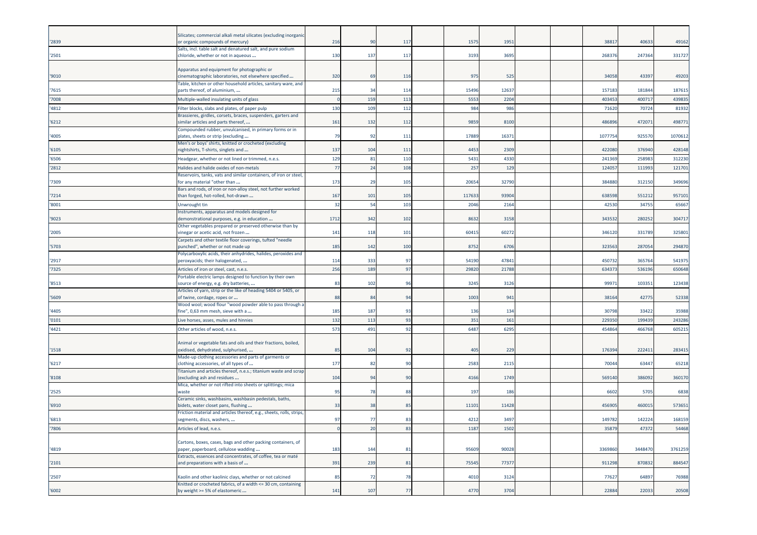| | | | | | | | | | | | | |
|---|---|---|---|---|---|---|---|---|---|---|---|---|
| '2839 | Silicates; commercial alkali metal silicates (excluding inorganic or organic compounds of mercury) | 216 | 90 | 117 | | 1575 | 1951 | | | 38817 | 40633 | 49162 |
| '2501 | Salts, incl. table salt and denatured salt, and pure sodium chloride, whether or not in aqueous ... | 130 | 137 | 117 | | 3193 | 3695 | | | 268376 | 247364 | 331727 |
| '9010 | Apparatus and equipment for photographic or cinematographic laboratories, not elsewhere specified ... | 320 | 69 | 116 | | 975 | 525 | | | 34058 | 43397 | 49203 |
| '7615 | Table, kitchen or other household articles, sanitary ware, and parts thereof, of aluminium, ... | 215 | 34 | 114 | | 15496 | 12637 | | | 157183 | 181844 | 187615 |
| '7008 | Multiple-walled insulating units of glass | 0 | 159 | 113 | | 5553 | 2204 | | | 403453 | 400717 | 439835 |
| '4812 | Filter blocks, slabs and plates, of paper pulp | 130 | 109 | 112 | | 984 | 986 | | | 71620 | 70724 | 81932 |
| '6212 | Brassieres, girdles, corsets, braces, suspenders, garters and similar articles and parts thereof, ... | 161 | 132 | 112 | | 9859 | 8100 | | | 486896 | 472071 | 498771 |
| '4005 | Compounded rubber, unvulcanised, in primary forms or in plates, sheets or strip (excluding ... | 79 | 92 | 111 | | 17889 | 16371 | | | 1077754 | 925570 | 1070612 |
| '6105 | Men's or boys' shirts, knitted or crocheted (excluding nightshirts, T-shirts, singlets and ... | 137 | 104 | 111 | | 4453 | 2309 | | | 422080 | 376940 | 428148 |
| '6506 | Headgear, whether or not lined or trimmed, n.e.s. | 129 | 81 | 110 | | 5431 | 4330 | | | 241369 | 258983 | 312230 |
| '2812 | Halides and halide oxides of non-metals | 77 | 24 | 108 | | 257 | 129 | | | 124057 | 111993 | 121701 |
| '7309 | Reservoirs, tanks, vats and similar containers, of iron or steel, for any material "other than ... | 173 | 29 | 105 | | 20654 | 32790 | | | 384880 | 312150 | 349696 |
| '7214 | Bars and rods, of iron or non-alloy steel, not further worked than forged, hot-rolled, hot-drawn ... | 167 | 101 | 105 | | 117633 | 93904 | | | 638598 | 551212 | 957101 |
| '8001 | Unwrought tin | 32 | 54 | 103 | | 2046 | 2164 | | | 42530 | 34755 | 65667 |
| '9023 | Instruments, apparatus and models designed for demonstrational purposes, e.g. in education ... | 1712 | 342 | 102 | | 8632 | 3158 | | | 343532 | 280252 | 304717 |
| '2005 | Other vegetables prepared or preserved otherwise than by vinegar or acetic acid, not frozen ... | 141 | 118 | 101 | | 60415 | 60272 | | | 346120 | 331789 | 325801 |
| '5703 | Carpets and other textile floor coverings, tufted "needle punched", whether or not made up | 185 | 142 | 100 | | 8752 | 6706 | | | 323563 | 287054 | 294870 |
| '2917 | Polycarboxylic acids, their anhydrides, halides, peroxides and peroxyacids; their halogenated, ... | 114 | 333 | 97 | | 54190 | 47841 | | | 450732 | 365764 | 541975 |
| '7325 | Articles of iron or steel, cast, n.e.s. | 256 | 189 | 97 | | 29820 | 21788 | | | 634373 | 536196 | 650648 |
| '8513 | Portable electric lamps designed to function by their own source of energy, e.g. dry batteries, ... | 83 | 102 | 96 | | 3245 | 3126 | | | 99971 | 103351 | 123438 |
| '5609 | Articles of yarn, strip or the like of heading 5404 or 5405, or of twine, cordage, ropes or ... | 88 | 84 | 94 | | 1003 | 941 | | | 38164 | 42775 | 52338 |
| '4405 | Wood wool; wood flour "wood powder able to pass through a fine", 0,63 mm mesh, sieve with a ... | 185 | 187 | 93 | | 136 | 134 | | | 30798 | 33422 | 35988 |
| '0101 | Live horses, asses, mules and hinnies | 132 | 113 | 93 | | 351 | 161 | | | 229350 | 199439 | 243286 |
| '4421 | Other articles of wood, n.e.s. | 573 | 491 | 92 | | 6487 | 6295 | | | 454864 | 466768 | 605215 |
| '1518 | Animal or vegetable fats and oils and their fractions, boiled, oxidised, dehydrated, sulphurised, ... | 85 | 104 | 92 | | 405 | 229 | | | 176394 | 222411 | 283415 |
| '6217 | Made-up clothing accessories and parts of garments or clothing accessories, of all types of ... | 177 | 82 | 90 | | 2583 | 2115 | | | 70044 | 63447 | 65218 |
| '8108 | Titanium and articles thereof, n.e.s.; titanium waste and scrap (excluding ash and residues ... | 104 | 94 | 90 | | 4166 | 1749 | | | 569140 | 386092 | 360170 |
| '2525 | Mica, whether or not rifted into sheets or splittings; mica waste | 95 | 78 | 88 | | 197 | 186 | | | 6602 | 5705 | 6838 |
| '6910 | Ceramic sinks, washbasins, washbasin pedestals, baths, bidets, water closet pans, flushing ... | 33 | 38 | 85 | | 11101 | 11428 | | | 456905 | 460015 | 573651 |
| '6813 | Friction material and articles thereof, e.g., sheets, rolls, strips, segments, discs, washers, ... | 97 | 77 | 83 | | 4212 | 3497 | | | 149782 | 142224 | 168159 |
| '7806 | Articles of lead, n.e.s. | 0 | 20 | 83 | | 1187 | 1502 | | | 35879 | 47372 | 54468 |
| '4819 | Cartons, boxes, cases, bags and other packing containers, of paper, paperboard, cellulose wadding ... | 183 | 144 | 81 | | 95609 | 90028 | | | 3369860 | 3448470 | 3761259 |
| '2101 | Extracts, essences and concentrates, of coffee, tea or maté and preparations with a basis of ... | 391 | 239 | 81 | | 75545 | 77377 | | | 911298 | 870832 | 884547 |
| '2507 | Kaolin and other kaolinic clays, whether or not calcined | 85 | 72 | 78 | | 4010 | 3124 | | | 77627 | 64897 | 76988 |
| '6002 | Knitted or crocheted fabrics, of a width <= 30 cm, containing by weight >= 5% of elastomeric ... | 141 | 107 | 77 | | 4770 | 3704 | | | 22884 | 22033 | 20508 |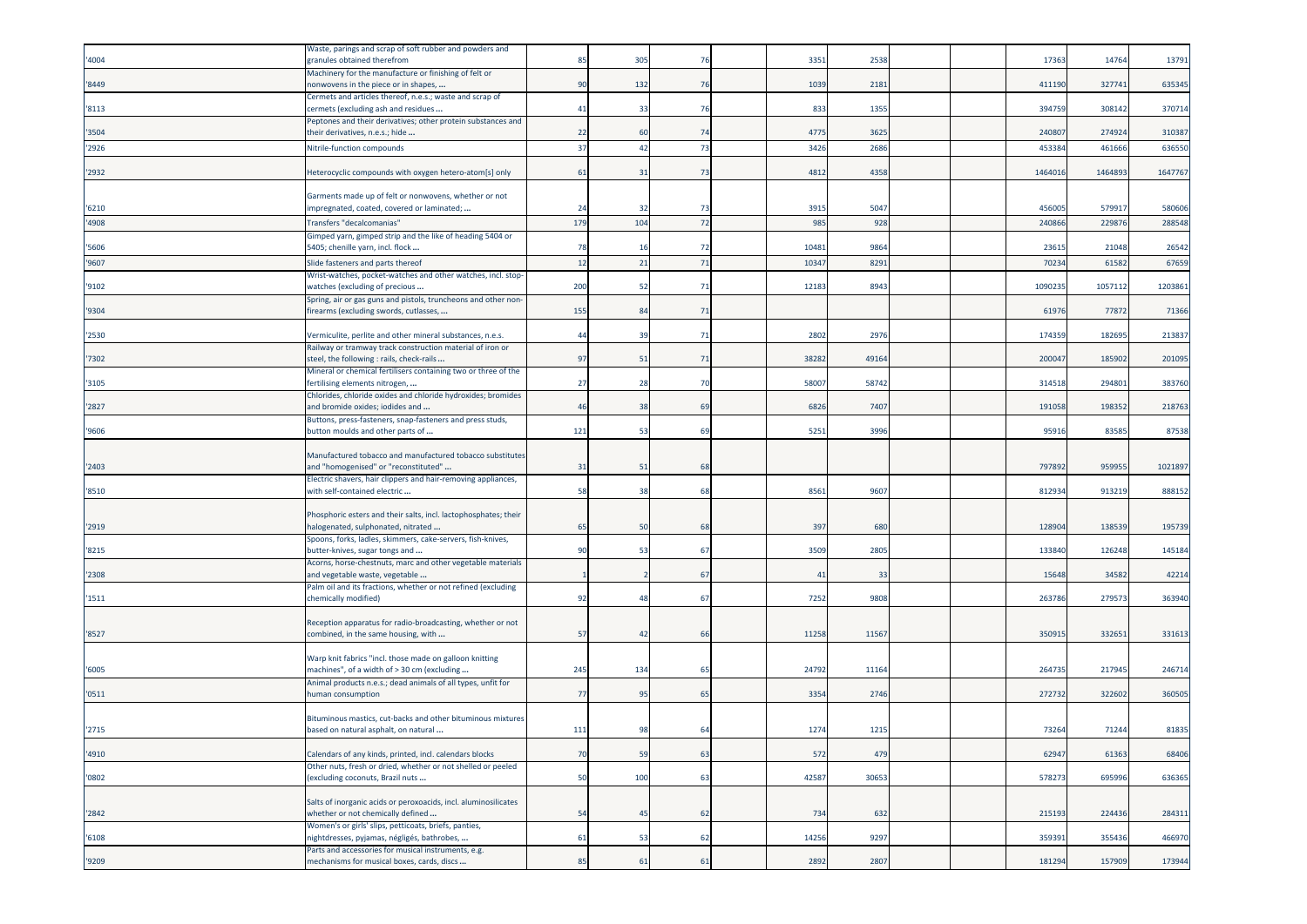| | | | | | | | | | | | |
|---|---|---|---|---|---|---|---|---|---|---|---|
| '4004 | Waste, parings and scrap of soft rubber and powders and granules obtained therefrom | 85 | 305 | 76 | 3351 | 2538 | | | 17363 | 14764 | 13791 |
| '8449 | Machinery for the manufacture or finishing of felt or nonwovens in the piece or in shapes, ... | 90 | 132 | 76 | 1039 | 2181 | | | 411190 | 327741 | 635345 |
| '8113 | Cermets and articles thereof, n.e.s.; waste and scrap of cermets (excluding ash and residues ... | 41 | 33 | 76 | 833 | 1355 | | | 394759 | 308142 | 370714 |
| '3504 | Peptones and their derivatives; other protein substances and their derivatives, n.e.s.; hide ... | 22 | 60 | 74 | 4775 | 3625 | | | 240807 | 274924 | 310387 |
| '2926 | Nitrile-function compounds | 37 | 42 | 73 | 3426 | 2686 | | | 453384 | 461666 | 636550 |
| '2932 | Heterocyclic compounds with oxygen hetero-atom[s] only | 61 | 31 | 73 | 4812 | 4358 | | | 1464016 | 1464893 | 1647767 |
| '6210 | Garments made up of felt or nonwovens, whether or not impregnated, coated, covered or laminated; ... | 24 | 32 | 73 | 3915 | 5047 | | | 456005 | 579917 | 580606 |
| '4908 | Transfers "decalcomanias" | 179 | 104 | 72 | 985 | 928 | | | 240866 | 229876 | 288548 |
| '5606 | Gimped yarn, gimped strip and the like of heading 5404 or 5405; chenille yarn, incl. flock ... | 78 | 16 | 72 | 10481 | 9864 | | | 23615 | 21048 | 26542 |
| '9607 | Slide fasteners and parts thereof | 12 | 21 | 71 | 10347 | 8291 | | | 70234 | 61582 | 67659 |
| '9102 | Wrist-watches, pocket-watches and other watches, incl. stop-watches (excluding of precious ... | 200 | 52 | 71 | 12183 | 8943 | | | 1090235 | 1057112 | 1203861 |
| '9304 | Spring, air or gas guns and pistols, truncheons and other non-firearms (excluding swords, cutlasses, ... | 155 | 84 | 71 | | | | | 61976 | 77872 | 71366 |
| '2530 | Vermiculite, perlite and other mineral substances, n.e.s. | 44 | 39 | 71 | 2802 | 2976 | | | 174359 | 182695 | 213837 |
| '7302 | Railway or tramway track construction material of iron or steel, the following : rails, check-rails ... | 97 | 51 | 71 | 38282 | 49164 | | | 200047 | 185902 | 201095 |
| '3105 | Mineral or chemical fertilisers containing two or three of the fertilising elements nitrogen, ... | 27 | 28 | 70 | 58007 | 58742 | | | 314518 | 294801 | 383760 |
| '2827 | Chlorides, chloride oxides and chloride hydroxides; bromides and bromide oxides; iodides and ... | 46 | 38 | 69 | 6826 | 7407 | | | 191058 | 198352 | 218763 |
| '9606 | Buttons, press-fasteners, snap-fasteners and press studs, button moulds and other parts of ... | 121 | 53 | 69 | 5251 | 3996 | | | 95916 | 83585 | 87538 |
| '2403 | Manufactured tobacco and manufactured tobacco substitutes and "homogenised" or "reconstituted" ... | 31 | 51 | 68 | | | | | 797892 | 959955 | 1021897 |
| '8510 | Electric shavers, hair clippers and hair-removing appliances, with self-contained electric ... | 58 | 38 | 68 | 8561 | 9607 | | | 812934 | 913219 | 888152 |
| '2919 | Phosphoric esters and their salts, incl. lactophosphates; their halogenated, sulphonated, nitrated ... | 65 | 50 | 68 | 397 | 680 | | | 128904 | 138539 | 195739 |
| '8215 | Spoons, forks, ladles, skimmers, cake-servers, fish-knives, butter-knives, sugar tongs and ... | 90 | 53 | 67 | 3509 | 2805 | | | 133840 | 126248 | 145184 |
| '2308 | Acorns, horse-chestnuts, marc and other vegetable materials and vegetable waste, vegetable ... | 1 | 2 | 67 | 41 | 33 | | | 15648 | 34582 | 42214 |
| '1511 | Palm oil and its fractions, whether or not refined (excluding chemically modified) | 92 | 48 | 67 | 7252 | 9808 | | | 263786 | 279573 | 363940 |
| '8527 | Reception apparatus for radio-broadcasting, whether or not combined, in the same housing, with ... | 57 | 42 | 66 | 11258 | 11567 | | | 350915 | 332651 | 331613 |
| '6005 | Warp knit fabrics "incl. those made on galloon knitting machines", of a width of > 30 cm (excluding ... | 245 | 134 | 65 | 24792 | 11164 | | | 264735 | 217945 | 246714 |
| '0511 | Animal products n.e.s.; dead animals of all types, unfit for human consumption | 77 | 95 | 65 | 3354 | 2746 | | | 272732 | 322602 | 360505 |
| '2715 | Bituminous mastics, cut-backs and other bituminous mixtures based on natural asphalt, on natural ... | 111 | 98 | 64 | 1274 | 1215 | | | 73264 | 71244 | 81835 |
| '4910 | Calendars of any kinds, printed, incl. calendars blocks | 70 | 59 | 63 | 572 | 479 | | | 62947 | 61363 | 68406 |
| '0802 | Other nuts, fresh or dried, whether or not shelled or peeled (excluding coconuts, Brazil nuts ... | 50 | 100 | 63 | 42587 | 30653 | | | 578273 | 695996 | 636365 |
| '2842 | Salts of inorganic acids or peroxoacids, incl. aluminosilicates whether or not chemically defined ... | 54 | 45 | 62 | 734 | 632 | | | 215193 | 224436 | 284311 |
| '6108 | Women's or girls' slips, petticoats, briefs, panties, nightdresses, pyjamas, négligés, bathrobes, ... | 61 | 53 | 62 | 14256 | 9297 | | | 359391 | 355436 | 466970 |
| '9209 | Parts and accessories for musical instruments, e.g. mechanisms for musical boxes, cards, discs ... | 85 | 61 | 61 | 2892 | 2807 | | | 181294 | 157909 | 173944 |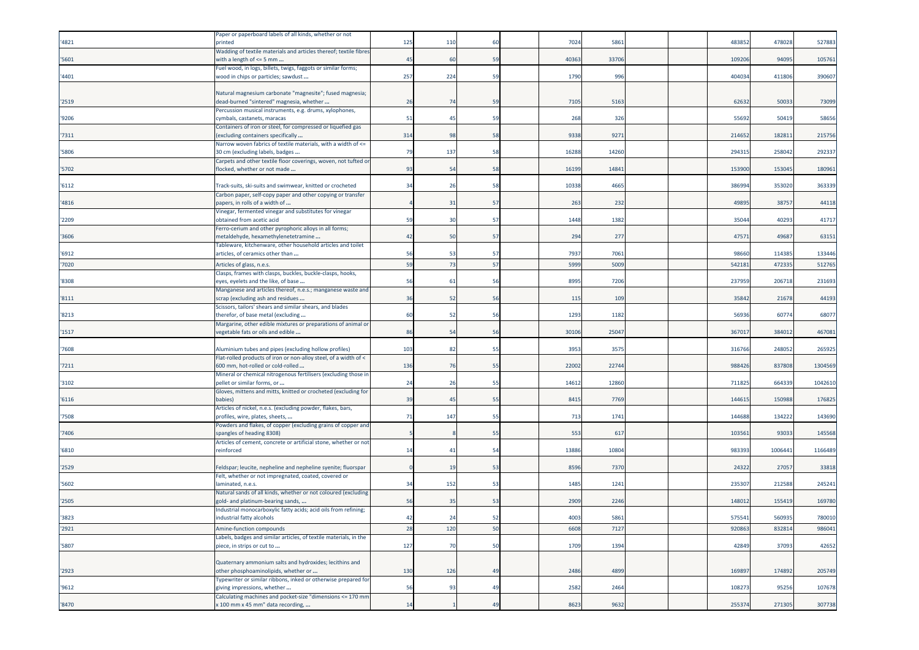| | | | | | | | | | | | |
|---|---|---|---|---|---|---|---|---|---|---|---|
| '4821 | Paper or paperboard labels of all kinds, whether or not printed | 125 | 110 | 60 | | 7024 | 5861 | | | 483852 | 478028 | 527883 |
| '5601 | Wadding of textile materials and articles thereof; textile fibres with a length of <= 5 mm ... | 45 | 60 | 59 | | 40363 | 33706 | | | 109206 | 94095 | 105761 |
| '4401 | Fuel wood, in logs, billets, twigs, faggots or similar forms; wood in chips or particles; sawdust ... | 257 | 224 | 59 | | 1790 | 996 | | | 404034 | 411806 | 390607 |
| '2519 | Natural magnesium carbonate "magnesite"; fused magnesia; dead-burned "sintered" magnesia, whether ... | 26 | 74 | 59 | | 7105 | 5163 | | | 62632 | 50033 | 73099 |
| '9206 | Percussion musical instruments, e.g. drums, xylophones, cymbals, castanets, maracas | 51 | 45 | 59 | | 268 | 326 | | | 55692 | 50419 | 58656 |
| '7311 | Containers of iron or steel, for compressed or liquefied gas (excluding containers specifically ... | 314 | 98 | 58 | | 9338 | 9271 | | | 214652 | 182811 | 215756 |
| '5806 | Narrow woven fabrics of textile materials, with a width of <= 30 cm (excluding labels, badges ... | 79 | 137 | 58 | | 16288 | 14260 | | | 294315 | 258042 | 292337 |
| '5702 | Carpets and other textile floor coverings, woven, not tufted or flocked, whether or not made ... | 93 | 54 | 58 | | 16199 | 14841 | | | 153900 | 153045 | 180961 |
| '6112 | Track-suits, ski-suits and swimwear, knitted or crocheted | 34 | 26 | 58 | | 10338 | 4665 | | | 386994 | 353020 | 363339 |
| '4816 | Carbon paper, self-copy paper and other copying or transfer papers, in rolls of a width of ... | 4 | 31 | 57 | | 263 | 232 | | | 49895 | 38757 | 44118 |
| '2209 | Vinegar, fermented vinegar and substitutes for vinegar obtained from acetic acid | 59 | 30 | 57 | | 1448 | 1382 | | | 35044 | 40293 | 41717 |
| '3606 | Ferro-cerium and other pyrophoric alloys in all forms; metaldehyde, hexamethylenetetramine ... | 42 | 50 | 57 | | 294 | 277 | | | 47571 | 49687 | 63151 |
| '6912 | Tableware, kitchenware, other household articles and toilet articles, of ceramics other than ... | 56 | 53 | 57 | | 7937 | 7061 | | | 98660 | 114385 | 133446 |
| '7020 | Articles of glass, n.e.s. | 59 | 73 | 57 | | 5999 | 5009 | | | 542181 | 472335 | 512765 |
| '8308 | Clasps, frames with clasps, buckles, buckle-clasps, hooks, eyes, eyelets and the like, of base ... | 56 | 61 | 56 | | 8995 | 7206 | | | 237959 | 206718 | 231693 |
| '8111 | Manganese and articles thereof, n.e.s.; manganese waste and scrap (excluding ash and residues ... | 36 | 52 | 56 | | 115 | 109 | | | 35842 | 21678 | 44193 |
| '8213 | Scissors, tailors' shears and similar shears, and blades therefor, of base metal (excluding ... | 60 | 52 | 56 | | 1293 | 1182 | | | 56936 | 60774 | 68077 |
| '1517 | Margarine, other edible mixtures or preparations of animal or vegetable fats or oils and edible ... | 86 | 54 | 56 | | 30106 | 25047 | | | 367017 | 384012 | 467081 |
| '7608 | Aluminium tubes and pipes (excluding hollow profiles) | 103 | 82 | 55 | | 3953 | 3575 | | | 316766 | 248052 | 265925 |
| '7211 | Flat-rolled products of iron or non-alloy steel, of a width of < 600 mm, hot-rolled or cold-rolled ... | 136 | 76 | 55 | | 22002 | 22744 | | | 988426 | 837808 | 1304569 |
| '3102 | Mineral or chemical nitrogenous fertilisers (excluding those in pellet or similar forms, or ... | 24 | 26 | 55 | | 14612 | 12860 | | | 711825 | 664339 | 1042610 |
| '6116 | Gloves, mittens and mitts, knitted or crocheted (excluding for babies) | 39 | 45 | 55 | | 8415 | 7769 | | | 144615 | 150988 | 176825 |
| '7508 | Articles of nickel, n.e.s. (excluding powder, flakes, bars, profiles, wire, plates, sheets, ... | 71 | 147 | 55 | | 713 | 1741 | | | 144688 | 134222 | 143690 |
| '7406 | Powders and flakes, of copper (excluding grains of copper and spangles of heading 8308) | 5 | 8 | 55 | | 553 | 617 | | | 103561 | 93033 | 145568 |
| '6810 | Articles of cement, concrete or artificial stone, whether or not reinforced | 14 | 41 | 54 | | 13886 | 10804 | | | 983393 | 1006441 | 1166489 |
| '2529 | Feldspar; leucite, nepheline and nepheline syenite; fluorspar | 0 | 19 | 53 | | 8596 | 7370 | | | 24322 | 27057 | 33818 |
| '5602 | Felt, whether or not impregnated, coated, covered or laminated, n.e.s. | 34 | 152 | 53 | | 1485 | 1241 | | | 235307 | 212588 | 245241 |
| '2505 | Natural sands of all kinds, whether or not coloured (excluding gold- and platinum-bearing sands, ... | 56 | 35 | 53 | | 2909 | 2246 | | | 148012 | 155419 | 169780 |
| '3823 | Industrial monocarboxylic fatty acids; acid oils from refining; industrial fatty alcohols | 42 | 24 | 52 | | 4003 | 5861 | | | 575541 | 560935 | 780010 |
| '2921 | Amine-function compounds | 28 | 120 | 50 | | 6608 | 7127 | | | 920863 | 832814 | 986041 |
| '5807 | Labels, badges and similar articles, of textile materials, in the piece, in strips or cut to ... | 127 | 70 | 50 | | 1709 | 1394 | | | 42849 | 37093 | 42652 |
| '2923 | Quaternary ammonium salts and hydroxides; lecithins and other phosphoaminolipids, whether or ... | 130 | 126 | 49 | | 2486 | 4899 | | | 169897 | 174892 | 205749 |
| '9612 | Typewriter or similar ribbons, inked or otherwise prepared for giving impressions, whether ... | 56 | 93 | 49 | | 2582 | 2464 | | | 108273 | 95256 | 107678 |
| '8470 | Calculating machines and pocket-size "dimensions <= 170 mm x 100 mm x 45 mm" data recording, ... | 14 | 1 | 49 | | 8623 | 9632 | | | 255374 | 271305 | 307738 |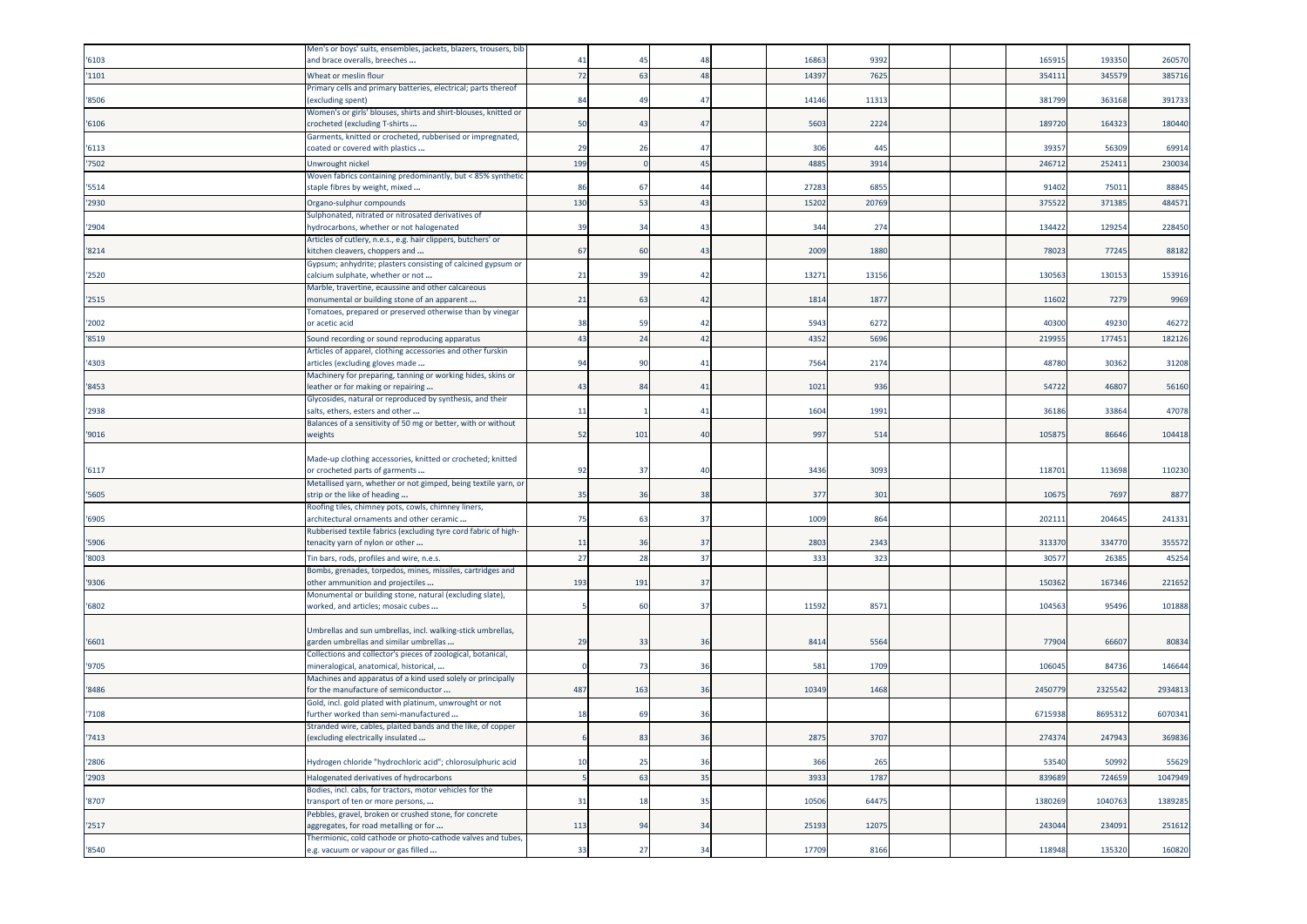| | | | | | | | | | | | |
|---|---|---|---|---|---|---|---|---|---|---|---|
| '6103 | Men's or boys' suits, ensembles, jackets, blazers, trousers, bib and brace overalls, breeches ... | 41 | 45 | 48 | 16863 | 9392 | | | 165915 | 193350 | 260570 |
| '1101 | Wheat or meslin flour | 72 | 63 | 48 | 14397 | 7625 | | | 354111 | 345579 | 385716 |
| '8506 | Primary cells and primary batteries, electrical; parts thereof (excluding spent) | 84 | 49 | 47 | 14146 | 11313 | | | 381799 | 363168 | 391733 |
| '6106 | Women's or girls' blouses, shirts and shirt-blouses, knitted or crocheted (excluding T-shirts ... | 50 | 43 | 47 | 5603 | 2224 | | | 189720 | 164323 | 180440 |
| '6113 | Garments, knitted or crocheted, rubberised or impregnated, coated or covered with plastics ... | 29 | 26 | 47 | 306 | 445 | | | 39357 | 56309 | 69914 |
| '7502 | Unwrought nickel | 199 | 0 | 45 | 4885 | 3914 | | | 246712 | 252411 | 230034 |
| '5514 | Woven fabrics containing predominantly, but < 85% synthetic staple fibres by weight, mixed ... | 86 | 67 | 44 | 27283 | 6855 | | | 91402 | 75011 | 88845 |
| '2930 | Organo-sulphur compounds | 130 | 53 | 43 | 15202 | 20769 | | | 375522 | 371385 | 484571 |
| '2904 | Sulphonated, nitrated or nitrosated derivatives of hydrocarbons, whether or not halogenated | 39 | 34 | 43 | 344 | 274 | | | 134422 | 129254 | 228450 |
| '8214 | Articles of cutlery, n.e.s., e.g. hair clippers, butchers' or kitchen cleavers, choppers and ... | 67 | 60 | 43 | 2009 | 1880 | | | 78023 | 77245 | 88182 |
| '2520 | Gypsum; anhydrite; plasters consisting of calcined gypsum or calcium sulphate, whether or not ... | 21 | 39 | 42 | 13271 | 13156 | | | 130563 | 130153 | 153916 |
| '2515 | Marble, travertine, ecaussine and other calcareous monumental or building stone of an apparent ... | 21 | 63 | 42 | 1814 | 1877 | | | 11602 | 7279 | 9969 |
| '2002 | Tomatoes, prepared or preserved otherwise than by vinegar or acetic acid | 38 | 59 | 42 | 5943 | 6272 | | | 40300 | 49230 | 46272 |
| '8519 | Sound recording or sound reproducing apparatus | 43 | 24 | 42 | 4352 | 5696 | | | 219955 | 177451 | 182126 |
| '4303 | Articles of apparel, clothing accessories and other furskin articles (excluding gloves made ... | 94 | 90 | 41 | 7564 | 2174 | | | 48780 | 30362 | 31208 |
| '8453 | Machinery for preparing, tanning or working hides, skins or leather or for making or repairing ... | 43 | 84 | 41 | 1021 | 936 | | | 54722 | 46807 | 56160 |
| '2938 | Glycosides, natural or reproduced by synthesis, and their salts, ethers, esters and other ... | 11 | 1 | 41 | 1604 | 1991 | | | 36186 | 33864 | 47078 |
| '9016 | Balances of a sensitivity of 50 mg or better, with or without weights | 52 | 101 | 40 | 997 | 514 | | | 105875 | 86646 | 104418 |
| '6117 | Made-up clothing accessories, knitted or crocheted; knitted or crocheted parts of garments ... | 92 | 37 | 40 | 3436 | 3093 | | | 118701 | 113698 | 110230 |
| '5605 | Metallised yarn, whether or not gimped, being textile yarn, or strip or the like of heading ... | 35 | 36 | 38 | 377 | 301 | | | 10675 | 7697 | 8877 |
| '6905 | Roofing tiles, chimney pots, cowls, chimney liners, architectural ornaments and other ceramic ... | 75 | 63 | 37 | 1009 | 864 | | | 202111 | 204645 | 241331 |
| '5906 | Rubberised textile fabrics (excluding tyre cord fabric of high-tenacity yarn of nylon or other ... | 11 | 36 | 37 | 2803 | 2343 | | | 313370 | 334770 | 355572 |
| '8003 | Tin bars, rods, profiles and wire, n.e.s. | 27 | 28 | 37 | 333 | 323 | | | 30577 | 26385 | 45254 |
| '9306 | Bombs, grenades, torpedos, mines, missiles, cartridges and other ammunition and projectiles ... | 193 | 191 | 37 | | | | | 150362 | 167346 | 221652 |
| '6802 | Monumental or building stone, natural (excluding slate), worked, and articles; mosaic cubes ... | 5 | 60 | 37 | 11592 | 8571 | | | 104563 | 95496 | 101888 |
| '6601 | Umbrellas and sun umbrellas, incl. walking-stick umbrellas, garden umbrellas and similar umbrellas ... | 29 | 33 | 36 | 8414 | 5564 | | | 77904 | 66607 | 80834 |
| '9705 | Collections and collector's pieces of zoological, botanical, mineralogical, anatomical, historical, ... | 0 | 73 | 36 | 581 | 1709 | | | 106045 | 84736 | 146644 |
| '8486 | Machines and apparatus of a kind used solely or principally for the manufacture of semiconductor ... | 487 | 163 | 36 | 10349 | 1468 | | | 2450779 | 2325542 | 2934813 |
| '7108 | Gold, incl. gold plated with platinum, unwrought or not further worked than semi-manufactured ... | 18 | 69 | 36 | | | | | 6715938 | 8695312 | 6070341 |
| '7413 | Stranded wire, cables, plaited bands and the like, of copper (excluding electrically insulated ... | 6 | 83 | 36 | 2875 | 3707 | | | 274374 | 247943 | 369836 |
| '2806 | Hydrogen chloride "hydrochloric acid"; chlorosulphuric acid | 10 | 25 | 36 | 366 | 265 | | | 53540 | 50992 | 55629 |
| '2903 | Halogenated derivatives of hydrocarbons | 5 | 63 | 35 | 3933 | 1787 | | | 839689 | 724659 | 1047949 |
| '8707 | Bodies, incl. cabs, for tractors, motor vehicles for the transport of ten or more persons, ... | 31 | 18 | 35 | 10506 | 64475 | | | 1380269 | 1040763 | 1389285 |
| '2517 | Pebbles, gravel, broken or crushed stone, for concrete aggregates, for road metalling or for ... | 113 | 94 | 34 | 25193 | 12075 | | | 243044 | 234091 | 251612 |
| '8540 | Thermionic, cold cathode or photo-cathode valves and tubes, e.g. vacuum or vapour or gas filled ... | 33 | 27 | 34 | 17709 | 8166 | | | 118948 | 135320 | 160820 |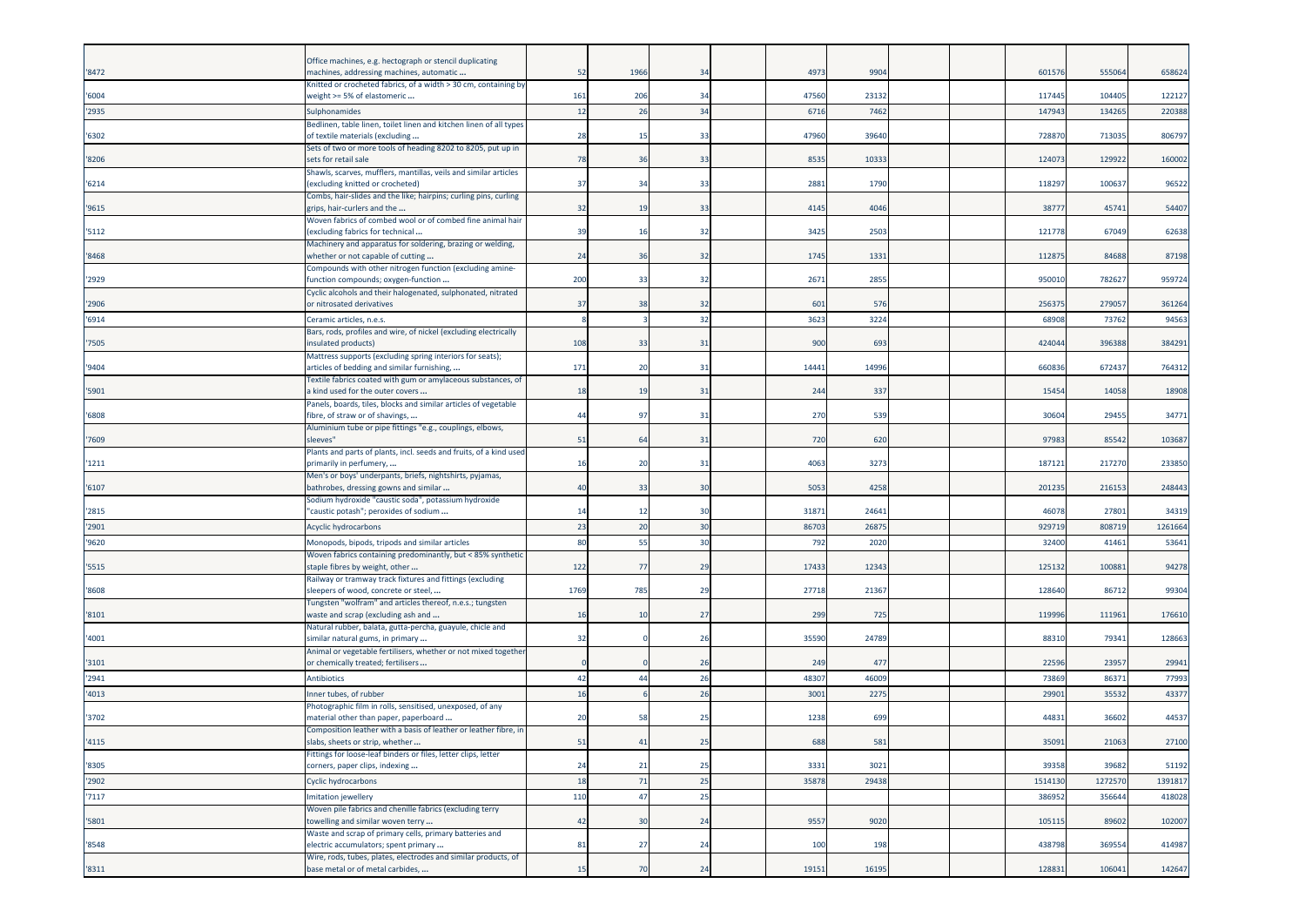| | | | | | | | | | | | | |
|---|---|---|---|---|---|---|---|---|---|---|---|---|
| '8472 | Office machines, e.g. hectograph or stencil duplicating machines, addressing machines, automatic ... | 52 | 1966 | 34 | | 4973 | 9904 | | | 601576 | 555064 | 658624 |
| '6004 | Knitted or crocheted fabrics, of a width > 30 cm, containing by weight >= 5% of elastomeric ... | 161 | 206 | 34 | | 47560 | 23132 | | | 117445 | 104405 | 122127 |
| '2935 | Sulphonamides | 12 | 26 | 34 | | 6716 | 7462 | | | 147943 | 134265 | 220388 |
| '6302 | Bedlinen, table linen, toilet linen and kitchen linen of all types of textile materials (excluding ... | 28 | 15 | 33 | | 47960 | 39640 | | | 728870 | 713035 | 806797 |
| '8206 | Sets of two or more tools of heading 8202 to 8205, put up in sets for retail sale | 78 | 36 | 33 | | 8535 | 10333 | | | 124073 | 129922 | 160002 |
| '6214 | Shawls, scarves, mufflers, mantillas, veils and similar articles (excluding knitted or crocheted) | 37 | 34 | 33 | | 2881 | 1790 | | | 118297 | 100637 | 96522 |
| '9615 | Combs, hair-slides and the like; hairpins; curling pins, curling grips, hair-curlers and the ... | 32 | 19 | 33 | | 4145 | 4046 | | | 38777 | 45741 | 54407 |
| '5112 | Woven fabrics of combed wool or of combed fine animal hair (excluding fabrics for technical ... | 39 | 16 | 32 | | 3425 | 2503 | | | 121778 | 67049 | 62638 |
| '8468 | Machinery and apparatus for soldering, brazing or welding, whether or not capable of cutting ... | 24 | 36 | 32 | | 1745 | 1331 | | | 112875 | 84688 | 87198 |
| '2929 | Compounds with other nitrogen function (excluding amine-function compounds; oxygen-function ... | 200 | 33 | 32 | | 2671 | 2855 | | | 950010 | 782627 | 959724 |
| '2906 | Cyclic alcohols and their halogenated, sulphonated, nitrated or nitrosated derivatives | 37 | 38 | 32 | | 601 | 576 | | | 256375 | 279057 | 361264 |
| '6914 | Ceramic articles, n.e.s. | 8 | 3 | 32 | | 3623 | 3224 | | | 68908 | 73762 | 94563 |
| '7505 | Bars, rods, profiles and wire, of nickel (excluding electrically insulated products) | 108 | 33 | 31 | | 900 | 693 | | | 424044 | 396388 | 384291 |
| '9404 | Mattress supports (excluding spring interiors for seats); articles of bedding and similar furnishing, ... | 171 | 20 | 31 | | 14441 | 14996 | | | 660836 | 672437 | 764312 |
| '5901 | Textile fabrics coated with gum or amylaceous substances, of a kind used for the outer covers ... | 18 | 19 | 31 | | 244 | 337 | | | 15454 | 14058 | 18908 |
| '6808 | Panels, boards, tiles, blocks and similar articles of vegetable fibre, of straw or of shavings, ... | 44 | 97 | 31 | | 270 | 539 | | | 30604 | 29455 | 34771 |
| '7609 | Aluminium tube or pipe fittings "e.g., couplings, elbows, sleeves" | 51 | 64 | 31 | | 720 | 620 | | | 97983 | 85542 | 103687 |
| '1211 | Plants and parts of plants, incl. seeds and fruits, of a kind used primarily in perfumery, ... | 16 | 20 | 31 | | 4063 | 3273 | | | 187121 | 217270 | 233850 |
| '6107 | Men's or boys' underpants, briefs, nightshirts, pyjamas, bathrobes, dressing gowns and similar ... | 40 | 33 | 30 | | 5053 | 4258 | | | 201235 | 216153 | 248443 |
| '2815 | Sodium hydroxide "caustic soda", potassium hydroxide "caustic potash"; peroxides of sodium ... | 14 | 12 | 30 | | 31871 | 24641 | | | 46078 | 27801 | 34319 |
| '2901 | Acyclic hydrocarbons | 23 | 20 | 30 | | 86703 | 26875 | | | 929719 | 808719 | 1261664 |
| '9620 | Monopods, bipods, tripods and similar articles | 80 | 55 | 30 | | 792 | 2020 | | | 32400 | 41461 | 53641 |
| '5515 | Woven fabrics containing predominantly, but < 85% synthetic staple fibres by weight, other ... | 122 | 77 | 29 | | 17433 | 12343 | | | 125132 | 100881 | 94278 |
| '8608 | Railway or tramway track fixtures and fittings (excluding sleepers of wood, concrete or steel, ... | 1769 | 785 | 29 | | 27718 | 21367 | | | 128640 | 86712 | 99304 |
| '8101 | Tungsten "wolfram" and articles thereof, n.e.s.; tungsten waste and scrap (excluding ash and ... | 16 | 10 | 27 | | 299 | 725 | | | 119996 | 111961 | 176610 |
| '4001 | Natural rubber, balata, gutta-percha, guayule, chicle and similar natural gums, in primary ... | 32 | 0 | 26 | | 35590 | 24789 | | | 88310 | 79341 | 128663 |
| '3101 | Animal or vegetable fertilisers, whether or not mixed together or chemically treated; fertilisers ... | 0 | 0 | 26 | | 249 | 477 | | | 22596 | 23957 | 29941 |
| '2941 | Antibiotics | 42 | 44 | 26 | | 48307 | 46009 | | | 73869 | 86371 | 77993 |
| '4013 | Inner tubes, of rubber | 16 | 6 | 26 | | 3001 | 2275 | | | 29901 | 35532 | 43377 |
| '3702 | Photographic film in rolls, sensitised, unexposed, of any material other than paper, paperboard ... | 20 | 58 | 25 | | 1238 | 699 | | | 44831 | 36602 | 44537 |
| '4115 | Composition leather with a basis of leather or leather fibre, in slabs, sheets or strip, whether ... | 51 | 41 | 25 | | 688 | 581 | | | 35091 | 21063 | 27100 |
| '8305 | Fittings for loose-leaf binders or files, letter clips, letter corners, paper clips, indexing ... | 24 | 21 | 25 | | 3331 | 3021 | | | 39358 | 39682 | 51192 |
| '2902 | Cyclic hydrocarbons | 18 | 71 | 25 | | 35878 | 29438 | | | 1514130 | 1272570 | 1391817 |
| '7117 | Imitation jewellery | 110 | 47 | 25 | | | | | | 386952 | 356644 | 418028 |
| '5801 | Woven pile fabrics and chenille fabrics (excluding terry towelling and similar woven terry ... | 42 | 30 | 24 | | 9557 | 9020 | | | 105115 | 89602 | 102007 |
| '8548 | Waste and scrap of primary cells, primary batteries and electric accumulators; spent primary ... | 81 | 27 | 24 | | 100 | 198 | | | 438798 | 369554 | 414987 |
| '8311 | Wire, rods, tubes, plates, electrodes and similar products, of base metal or of metal carbides, ... | 15 | 70 | 24 | | 19151 | 16195 | | | 128831 | 106041 | 142647 |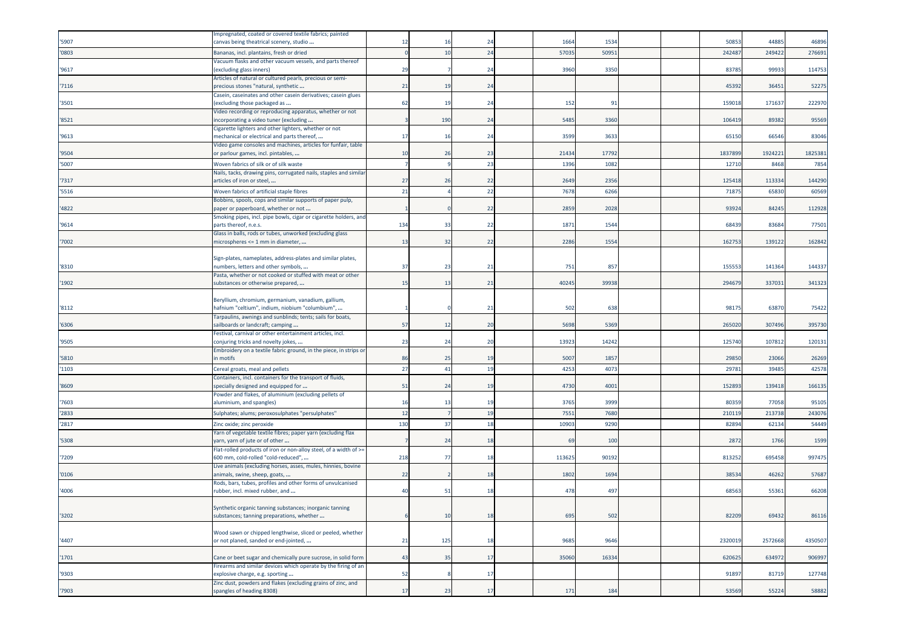| | | | | | | | | | | | | |
|---|---|---|---|---|---|---|---|---|---|---|---|---|
| '5907 | Impregnated, coated or covered textile fabrics; painted canvas being theatrical scenery, studio ... | 12 | 16 | 24 | | 1664 | 1534 | | | 50853 | 44885 | 46896 |
| '0803 | Bananas, incl. plantains, fresh or dried | 0 | 10 | 24 | | 57035 | 50951 | | | 242487 | 249422 | 276691 |
| '9617 | Vacuum flasks and other vacuum vessels, and parts thereof (excluding glass inners) | 29 | 7 | 24 | | 3960 | 3350 | | | 83785 | 99933 | 114753 |
| '7116 | Articles of natural or cultured pearls, precious or semi-precious stones "natural, synthetic ... | 21 | 19 | 24 | | | | | | 45392 | 36451 | 52275 |
| '3501 | Casein, caseinates and other casein derivatives; casein glues (excluding those packaged as ... | 62 | 19 | 24 | | 152 | 91 | | | 159018 | 171637 | 222970 |
| '8521 | Video recording or reproducing apparatus, whether or not incorporating a video tuner (excluding ... | 3 | 190 | 24 | | 5485 | 3360 | | | 106419 | 89382 | 95569 |
| '9613 | Cigarette lighters and other lighters, whether or not mechanical or electrical and parts thereof, ... | 17 | 16 | 24 | | 3599 | 3633 | | | 65150 | 66546 | 83046 |
| '9504 | Video game consoles and machines, articles for funfair, table or parlour games, incl. pintables, ... | 10 | 26 | 23 | | 21434 | 17792 | | | 1837899 | 1924221 | 1825381 |
| '5007 | Woven fabrics of silk or of silk waste | 7 | 9 | 23 | | 1396 | 1082 | | | 12710 | 8468 | 7854 |
| '7317 | Nails, tacks, drawing pins, corrugated nails, staples and similar articles of iron or steel, ... | 27 | 26 | 22 | | 2649 | 2356 | | | 125418 | 113334 | 144290 |
| '5516 | Woven fabrics of artificial staple fibres | 21 | 4 | 22 | | 7678 | 6266 | | | 71875 | 65830 | 60569 |
| '4822 | Bobbins, spools, cops and similar supports of paper pulp, paper or paperboard, whether or not ... | 1 | 0 | 22 | | 2859 | 2028 | | | 93924 | 84245 | 112928 |
| '9614 | Smoking pipes, incl. pipe bowls, cigar or cigarette holders, and parts thereof, n.e.s. | 134 | 33 | 22 | | 1871 | 1544 | | | 68439 | 83684 | 77501 |
| '7002 | Glass in balls, rods or tubes, unworked (excluding glass microspheres <= 1 mm in diameter, ... | 13 | 32 | 22 | | 2286 | 1554 | | | 162753 | 139122 | 162842 |
| '8310 | Sign-plates, nameplates, address-plates and similar plates, numbers, letters and other symbols, ... | 37 | 23 | 21 | | 751 | 857 | | | 155553 | 141364 | 144337 |
| '1902 | Pasta, whether or not cooked or stuffed with meat or other substances or otherwise prepared, ... | 15 | 13 | 21 | | 40245 | 39938 | | | 294679 | 337031 | 341323 |
| '8112 | Beryllium, chromium, germanium, vanadium, gallium, hafnium "celtium", indium, niobium "columbium", ... | 1 | 0 | 21 | | 502 | 638 | | | 98175 | 63870 | 75422 |
| '6306 | Tarpaulins, awnings and sunblinds; tents; sails for boats, sailboards or landcraft; camping ... | 57 | 12 | 20 | | 5698 | 5369 | | | 265020 | 307496 | 395730 |
| '9505 | Festival, carnival or other entertainment articles, incl. conjuring tricks and novelty jokes, ... | 23 | 24 | 20 | | 13923 | 14242 | | | 125740 | 107812 | 120131 |
| '5810 | Embroidery on a textile fabric ground, in the piece, in strips or in motifs | 86 | 25 | 19 | | 5007 | 1857 | | | 29850 | 23066 | 26269 |
| '1103 | Cereal groats, meal and pellets | 27 | 41 | 19 | | 4253 | 4073 | | | 29781 | 39485 | 42578 |
| '8609 | Containers, incl. containers for the transport of fluids, specially designed and equipped for ... | 51 | 24 | 19 | | 4730 | 4001 | | | 152893 | 139418 | 166135 |
| '7603 | Powder and flakes, of aluminium (excluding pellets of aluminium, and spangles) | 16 | 13 | 19 | | 3765 | 3999 | | | 80359 | 77058 | 95105 |
| '2833 | Sulphates; alums; peroxosulphates "persulphates" | 12 | 7 | 19 | | 7551 | 7680 | | | 210119 | 213738 | 243076 |
| '2817 | Zinc oxide; zinc peroxide | 130 | 37 | 18 | | 10903 | 9290 | | | 82894 | 62134 | 54449 |
| '5308 | Yarn of vegetable textile fibres; paper yarn (excluding flax yarn, yarn of jute or of other ... | 7 | 24 | 18 | | 69 | 100 | | | 2872 | 1766 | 1599 |
| '7209 | Flat-rolled products of iron or non-alloy steel, of a width of >= 600 mm, cold-rolled "cold-reduced", ... | 218 | 77 | 18 | | 113625 | 90192 | | | 813252 | 695458 | 997475 |
| '0106 | Live animals (excluding horses, asses, mules, hinnies, bovine animals, swine, sheep, goats, ... | 22 | 2 | 18 | | 1802 | 1694 | | | 38534 | 46262 | 57687 |
| '4006 | Rods, bars, tubes, profiles and other forms of unvulcanised rubber, incl. mixed rubber, and ... | 40 | 51 | 18 | | 478 | 497 | | | 68563 | 55361 | 66208 |
| '3202 | Synthetic organic tanning substances; inorganic tanning substances; tanning preparations, whether ... | 6 | 10 | 18 | | 695 | 502 | | | 82209 | 69432 | 86116 |
| '4407 | Wood sawn or chipped lengthwise, sliced or peeled, whether or not planed, sanded or end-jointed, ... | 21 | 125 | 18 | | 9685 | 9646 | | | 2320019 | 2572668 | 4350507 |
| '1701 | Cane or beet sugar and chemically pure sucrose, in solid form | 43 | 35 | 17 | | 35060 | 16334 | | | 620625 | 634972 | 906997 |
| '9303 | Firearms and similar devices which operate by the firing of an explosive charge, e.g. sporting ... | 52 | 8 | 17 | | | | | | 91897 | 81719 | 127748 |
| '7903 | Zinc dust, powders and flakes (excluding grains of zinc, and spangles of heading 8308) | 17 | 23 | 17 | | 171 | 184 | | | 53569 | 55224 | 58882 |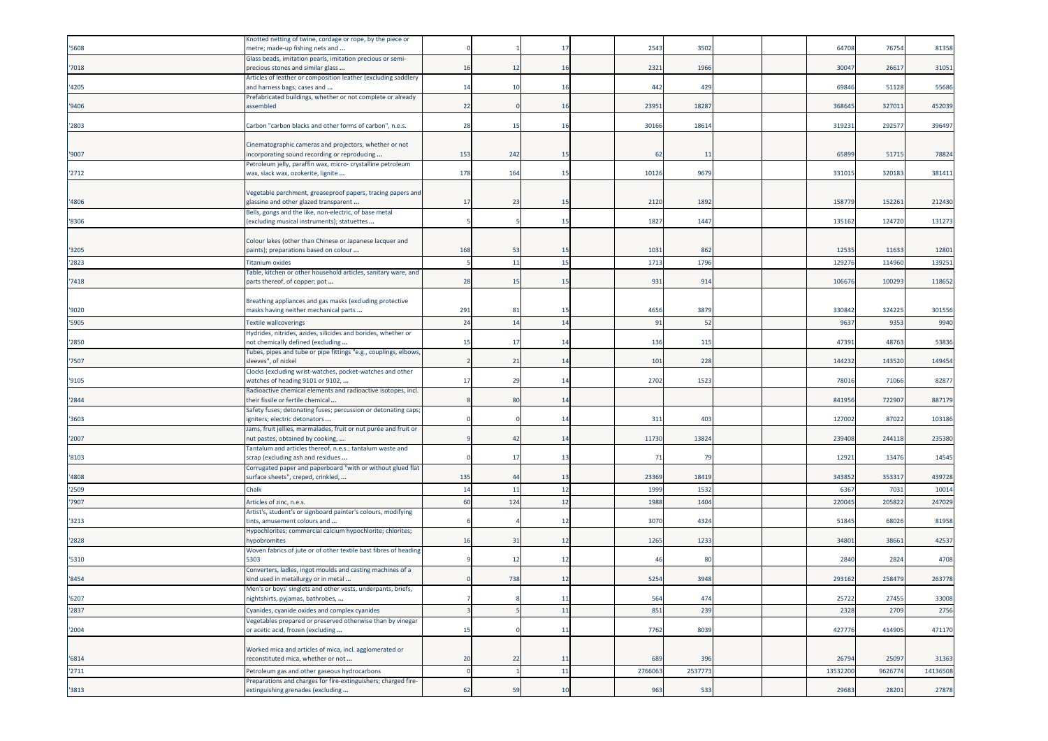| | | | | | | | | | | | |
|---|---|---|---|---|---|---|---|---|---|---|---|
| '5608 | Knotted netting of twine, cordage or rope, by the piece or metre; made-up fishing nets and ... | 0 | 1 | 17 | | 2543 | 3502 | | | 64708 | 76754 | 81358 |
| '7018 | Glass beads, imitation pearls, imitation precious or semi-precious stones and similar glass ... | 16 | 12 | 16 | | 2321 | 1966 | | | 30047 | 26617 | 31051 |
| '4205 | Articles of leather or composition leather (excluding saddlery and harness bags; cases and ... | 14 | 10 | 16 | | 442 | 429 | | | 69846 | 51128 | 55686 |
| '9406 | Prefabricated buildings, whether or not complete or already assembled | 22 | 0 | 16 | | 23951 | 18287 | | | 368645 | 327011 | 452039 |
| '2803 | Carbon "carbon blacks and other forms of carbon", n.e.s. | 28 | 15 | 16 | | 30166 | 18614 | | | 319231 | 292577 | 396497 |
| '9007 | Cinematographic cameras and projectors, whether or not incorporating sound recording or reproducing ... | 153 | 242 | 15 | | 62 | 11 | | | 65899 | 51715 | 78824 |
| '2712 | Petroleum jelly, paraffin wax, micro- crystalline petroleum wax, slack wax, ozokerite, lignite ... | 178 | 164 | 15 | | 10126 | 9679 | | | 331015 | 320183 | 381411 |
| '4806 | Vegetable parchment, greaseproof papers, tracing papers and glassine and other glazed transparent ... | 17 | 23 | 15 | | 2120 | 1892 | | | 158779 | 152261 | 212430 |
| '8306 | Bells, gongs and the like, non-electric, of base metal (excluding musical instruments); statuettes ... | 5 | 5 | 15 | | 1827 | 1447 | | | 135162 | 124720 | 131273 |
| '3205 | Colour lakes (other than Chinese or Japanese lacquer and paints); preparations based on colour ... | 168 | 53 | 15 | | 1031 | 862 | | | 12535 | 11633 | 12801 |
| '2823 | Titanium oxides | 5 | 11 | 15 | | 1713 | 1796 | | | 129276 | 114960 | 139251 |
| '7418 | Table, kitchen or other household articles, sanitary ware, and parts thereof, of copper; pot ... | 28 | 15 | 15 | | 931 | 914 | | | 106676 | 100293 | 118652 |
| '9020 | Breathing appliances and gas masks (excluding protective masks having neither mechanical parts ... | 291 | 81 | 15 | | 4656 | 3879 | | | 330842 | 324225 | 301556 |
| '5905 | Textile wallcoverings | 24 | 14 | 14 | | 91 | 52 | | | 9637 | 9353 | 9940 |
| '2850 | Hydrides, nitrides, azides, silicides and borides, whether or not chemically defined (excluding ... | 15 | 17 | 14 | | 136 | 115 | | | 47391 | 48763 | 53836 |
| '7507 | Tubes, pipes and tube or pipe fittings "e.g., couplings, elbows, sleeves", of nickel | 2 | 21 | 14 | | 101 | 228 | | | 144232 | 143520 | 149454 |
| '9105 | Clocks (excluding wrist-watches, pocket-watches and other watches of heading 9101 or 9102, ... | 17 | 29 | 14 | | 2702 | 1523 | | | 78016 | 71066 | 82877 |
| '2844 | Radioactive chemical elements and radioactive isotopes, incl. their fissile or fertile chemical ... | 8 | 80 | 14 | | | | | | 841956 | 722907 | 887179 |
| '3603 | Safety fuses; detonating fuses; percussion or detonating caps; igniters; electric detonators ... | 0 | 0 | 14 | | 311 | 403 | | | 127002 | 87022 | 103186 |
| '2007 | Jams, fruit jellies, marmalades, fruit or nut purée and fruit or nut pastes, obtained by cooking, ... | 9 | 42 | 14 | | 11730 | 13824 | | | 239408 | 244118 | 235380 |
| '8103 | Tantalum and articles thereof, n.e.s.; tantalum waste and scrap (excluding ash and residues ... | 0 | 17 | 13 | | 71 | 79 | | | 12921 | 13476 | 14545 |
| '4808 | Corrugated paper and paperboard "with or without glued flat surface sheets", creped, crinkled, ... | 135 | 44 | 13 | | 23369 | 18419 | | | 343852 | 353317 | 439728 |
| '2509 | Chalk | 14 | 11 | 12 | | 1999 | 1532 | | | 6367 | 7031 | 10014 |
| '7907 | Articles of zinc, n.e.s. | 60 | 124 | 12 | | 1988 | 1404 | | | 220045 | 205822 | 247029 |
| '3213 | Artist's, student's or signboard painter's colours, modifying tints, amusement colours and ... | 6 | 4 | 12 | | 3070 | 4324 | | | 51845 | 68026 | 81958 |
| '2828 | Hypochlorites; commercial calcium hypochlorite; chlorites; hypobromites | 16 | 31 | 12 | | 1265 | 1233 | | | 34801 | 38661 | 42537 |
| '5310 | Woven fabrics of jute or of other textile bast fibres of heading 5303 | 9 | 12 | 12 | | 46 | 80 | | | 2840 | 2824 | 4708 |
| '8454 | Converters, ladles, ingot moulds and casting machines of a kind used in metallurgy or in metal ... | 0 | 738 | 12 | | 5254 | 3948 | | | 293162 | 258479 | 263778 |
| '6207 | Men's or boys' singlets and other vests, underpants, briefs, nightshirts, pyjamas, bathrobes, ... | 7 | 8 | 11 | | 564 | 474 | | | 25722 | 27455 | 33008 |
| '2837 | Cyanides, cyanide oxides and complex cyanides | 3 | 5 | 11 | | 851 | 239 | | | 2328 | 2709 | 2756 |
| '2004 | Vegetables prepared or preserved otherwise than by vinegar or acetic acid, frozen (excluding ... | 15 | 0 | 11 | | 7762 | 8039 | | | 427776 | 414905 | 471170 |
| '6814 | Worked mica and articles of mica, incl. agglomerated or reconstituted mica, whether or not ... | 20 | 22 | 11 | | 689 | 396 | | | 26794 | 25097 | 31363 |
| '2711 | Petroleum gas and other gaseous hydrocarbons | 0 | 1 | 11 | | 2766063 | 2537773 | | | 13532200 | 9626774 | 14136508 |
| '3813 | Preparations and charges for fire-extinguishers; charged fire-extinguishing grenades (excluding ... | 62 | 59 | 10 | | 963 | 533 | | | 29683 | 28201 | 27878 |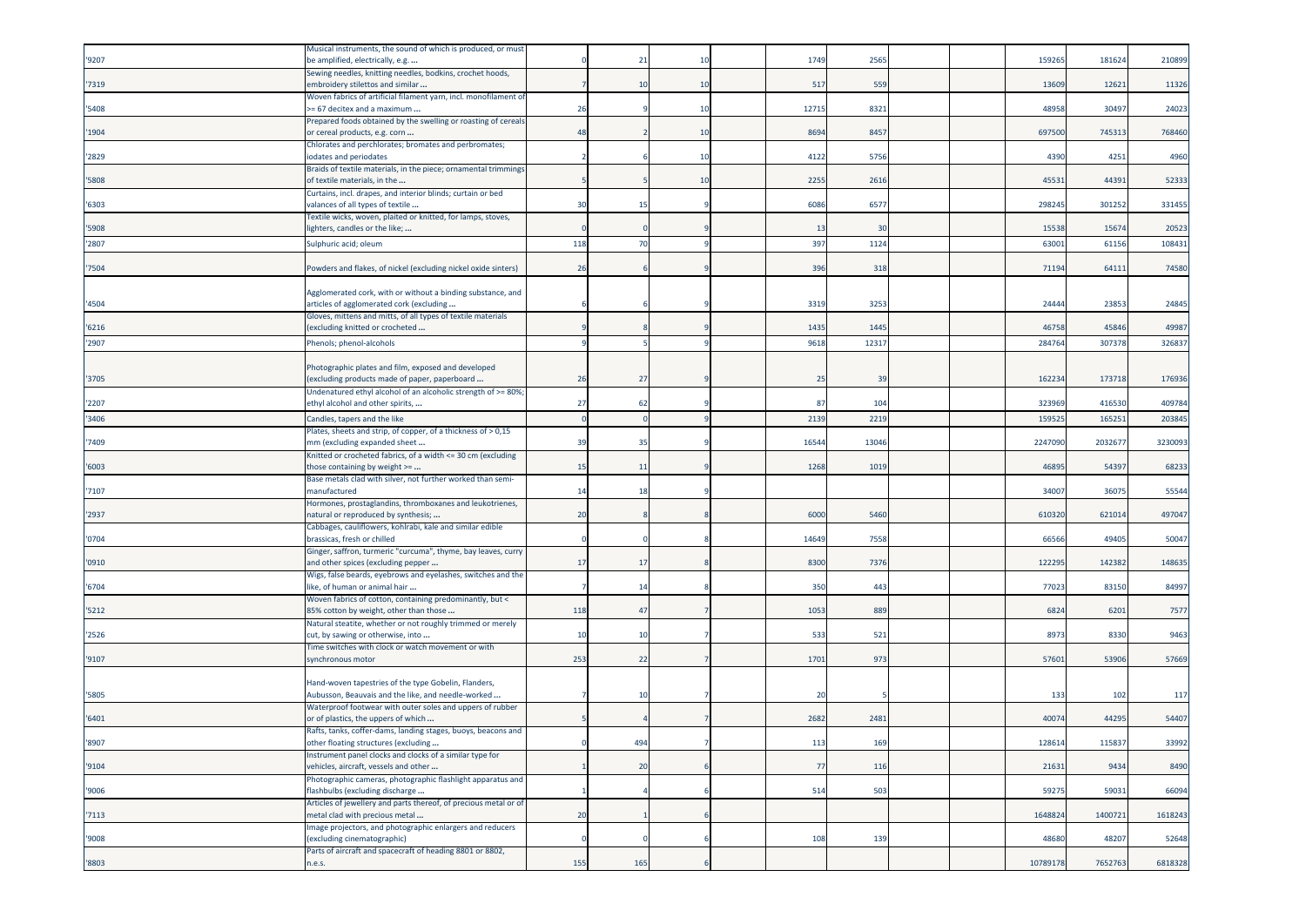| | | | | | | | | | | | |
|---|---|---|---|---|---|---|---|---|---|---|---|
| '9207 | Musical instruments, the sound of which is produced, or must be amplified, electrically, e.g. ... | 0 | 21 | 10 | | 1749 | 2565 | | | 159265 | 181624 | 210899 |
| '7319 | Sewing needles, knitting needles, bodkins, crochet hoods, embroidery stilettos and similar ... | 7 | 10 | 10 | | 517 | 559 | | | 13609 | 12621 | 11326 |
| '5408 | Woven fabrics of artificial filament yarn, incl. monofilament of >= 67 decitex and a maximum ... | 26 | 9 | 10 | | 12715 | 8321 | | | 48958 | 30497 | 24023 |
| '1904 | Prepared foods obtained by the swelling or roasting of cereals or cereal products, e.g. corn ... | 48 | 2 | 10 | | 8694 | 8457 | | | 697500 | 745313 | 768460 |
| '2829 | Chlorates and perchlorates; bromates and perbromates; iodates and periodates | 2 | 6 | 10 | | 4122 | 5756 | | | 4390 | 4251 | 4960 |
| '5808 | Braids of textile materials, in the piece; ornamental trimmings of textile materials, in the ... | 5 | 5 | 10 | | 2255 | 2616 | | | 45531 | 44391 | 52333 |
| '6303 | Curtains, incl. drapes, and interior blinds; curtain or bed valances of all types of textile ... | 30 | 15 | 9 | | 6086 | 6577 | | | 298245 | 301252 | 331455 |
| '5908 | Textile wicks, woven, plaited or knitted, for lamps, stoves, lighters, candles or the like; ... | 0 | 0 | 9 | | 13 | 30 | | | 15538 | 15674 | 20523 |
| '2807 | Sulphuric acid; oleum | 118 | 70 | 9 | | 397 | 1124 | | | 63001 | 61156 | 108431 |
| '7504 | Powders and flakes, of nickel (excluding nickel oxide sinters) | 26 | 6 | 9 | | 396 | 318 | | | 71194 | 64111 | 74580 |
| '4504 | Agglomerated cork, with or without a binding substance, and articles of agglomerated cork (excluding ... | 6 | 6 | 9 | | 3319 | 3253 | | | 24444 | 23853 | 24845 |
| '6216 | Gloves, mittens and mitts, of all types of textile materials (excluding knitted or crocheted ... | 9 | 8 | 9 | | 1435 | 1445 | | | 46758 | 45846 | 49987 |
| '2907 | Phenols; phenol-alcohols | 9 | 5 | 9 | | 9618 | 12317 | | | 284764 | 307378 | 326837 |
| '3705 | Photographic plates and film, exposed and developed (excluding products made of paper, paperboard ... | 26 | 27 | 9 | | 25 | 39 | | | 162234 | 173718 | 176936 |
| '2207 | Undenatured ethyl alcohol of an alcoholic strength of >= 80%; ethyl alcohol and other spirits, ... | 27 | 62 | 9 | | 87 | 104 | | | 323969 | 416530 | 409784 |
| '3406 | Candles, tapers and the like | 0 | 0 | 9 | | 2139 | 2219 | | | 159525 | 165251 | 203845 |
| '7409 | Plates, sheets and strip, of copper, of a thickness of > 0,15 mm (excluding expanded sheet ... | 39 | 35 | 9 | | 16544 | 13046 | | | 2247090 | 2032677 | 3230093 |
| '6003 | Knitted or crocheted fabrics, of a width <= 30 cm (excluding those containing by weight >= ... | 15 | 11 | 9 | | 1268 | 1019 | | | 46895 | 54397 | 68233 |
| '7107 | Base metals clad with silver, not further worked than semi-manufactured | 14 | 18 | 9 | | | | | | 34007 | 36075 | 55544 |
| '2937 | Hormones, prostaglandins, thromboxanes and leukotrienes, natural or reproduced by synthesis; ... | 20 | 8 | 8 | | 6000 | 5460 | | | 610320 | 621014 | 497047 |
| '0704 | Cabbages, cauliflowers, kohlrabi, kale and similar edible brassicas, fresh or chilled | 0 | 0 | 8 | | 14649 | 7558 | | | 66566 | 49405 | 50047 |
| '0910 | Ginger, saffron, turmeric "curcuma", thyme, bay leaves, curry and other spices (excluding pepper ... | 17 | 17 | 8 | | 8300 | 7376 | | | 122295 | 142382 | 148635 |
| '6704 | Wigs, false beards, eyebrows and eyelashes, switches and the like, of human or animal hair ... | 7 | 14 | 8 | | 350 | 443 | | | 77023 | 83150 | 84997 |
| '5212 | Woven fabrics of cotton, containing predominantly, but < 85% cotton by weight, other than those ... | 118 | 47 | 7 | | 1053 | 889 | | | 6824 | 6201 | 7577 |
| '2526 | Natural steatite, whether or not roughly trimmed or merely cut, by sawing or otherwise, into ... | 10 | 10 | 7 | | 533 | 521 | | | 8973 | 8330 | 9463 |
| '9107 | Time switches with clock or watch movement or with synchronous motor | 253 | 22 | 7 | | 1701 | 973 | | | 57601 | 53906 | 57669 |
| '5805 | Hand-woven tapestries of the type Gobelin, Flanders, Aubusson, Beauvais and the like, and needle-worked ... | 7 | 10 | 7 | | 20 | 5 | | | 133 | 102 | 117 |
| '6401 | Waterproof footwear with outer soles and uppers of rubber or of plastics, the uppers of which ... | 5 | 4 | 7 | | 2682 | 2481 | | | 40074 | 44295 | 54407 |
| '8907 | Rafts, tanks, coffer-dams, landing stages, buoys, beacons and other floating structures (excluding ... | 0 | 494 | 7 | | 113 | 169 | | | 128614 | 115837 | 33992 |
| '9104 | Instrument panel clocks and clocks of a similar type for vehicles, aircraft, vessels and other ... | 1 | 20 | 6 | | 77 | 116 | | | 21631 | 9434 | 8490 |
| '9006 | Photographic cameras, photographic flashlight apparatus and flashbulbs (excluding discharge ... | 1 | 4 | 6 | | 514 | 503 | | | 59275 | 59031 | 66094 |
| '7113 | Articles of jewellery and parts thereof, of precious metal or of metal clad with precious metal ... | 20 | 1 | 6 | | | | | | 1648824 | 1400721 | 1618243 |
| '9008 | Image projectors, and photographic enlargers and reducers (excluding cinematographic) | 0 | 0 | 6 | | 108 | 139 | | | 48680 | 48207 | 52648 |
| '8803 | Parts of aircraft and spacecraft of heading 8801 or 8802, n.e.s. | 155 | 165 | 6 | | | | | | 10789178 | 7652763 | 6818328 |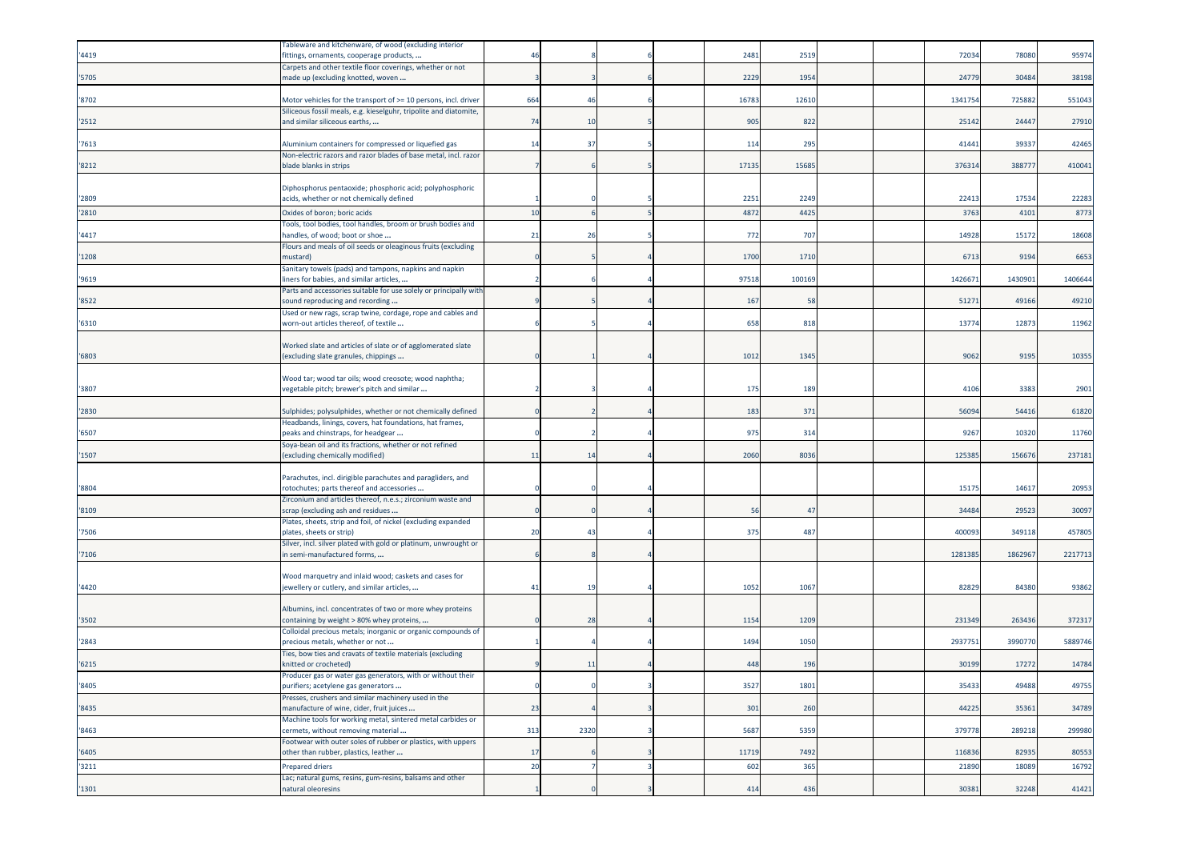| | | | | | | | | | | | | |
|---|---|---|---|---|---|---|---|---|---|---|---|---|
| '4419 | Tableware and kitchenware, of wood (excluding interior fittings, ornaments, cooperage products, ... | 46 | 8 | 6 | | 2481 | 2519 | | | 72034 | 78080 | 95974 |
| '5705 | Carpets and other textile floor coverings, whether or not made up (excluding knotted, woven ... | 3 | 3 | 6 | | 2229 | 1954 | | | 24779 | 30484 | 38198 |
| '8702 | Motor vehicles for the transport of >= 10 persons, incl. driver | 664 | 46 | 6 | | 16783 | 12610 | | | 1341754 | 725882 | 551043 |
| '2512 | Siliceous fossil meals, e.g. kieselguhr, tripolite and diatomite, and similar siliceous earths, ... | 74 | 10 | 5 | | 905 | 822 | | | 25142 | 24447 | 27910 |
| '7613 | Aluminium containers for compressed or liquefied gas | 14 | 37 | 5 | | 114 | 295 | | | 41441 | 39337 | 42465 |
| '8212 | Non-electric razors and razor blades of base metal, incl. razor blade blanks in strips | 7 | 6 | 5 | | 17135 | 15685 | | | 376314 | 388777 | 410041 |
| '2809 | Diphosphorus pentaoxide; phosphoric acid; polyphosphoric acids, whether or not chemically defined | 1 | 0 | 5 | | 2251 | 2249 | | | 22413 | 17534 | 22283 |
| '2810 | Oxides of boron; boric acids | 10 | 6 | 5 | | 4872 | 4425 | | | 3763 | 4101 | 8773 |
| '4417 | Tools, tool bodies, tool handles, broom or brush bodies and handles, of wood; boot or shoe ... | 21 | 26 | 5 | | 772 | 707 | | | 14928 | 15172 | 18608 |
| '1208 | Flours and meals of oil seeds or oleaginous fruits (excluding mustard) | 0 | 5 | 4 | | 1700 | 1710 | | | 6713 | 9194 | 6653 |
| '9619 | Sanitary towels (pads) and tampons, napkins and napkin liners for babies, and similar articles, ... | 2 | 6 | 4 | | 97518 | 100169 | | | 1426671 | 1430901 | 1406644 |
| '8522 | Parts and accessories suitable for use solely or principally with sound reproducing and recording ... | 9 | 5 | 4 | | 167 | 58 | | | 51271 | 49166 | 49210 |
| '6310 | Used or new rags, scrap twine, cordage, rope and cables and worn-out articles thereof, of textile ... | 6 | 5 | 4 | | 658 | 818 | | | 13774 | 12873 | 11962 |
| '6803 | Worked slate and articles of slate or of agglomerated slate (excluding slate granules, chippings ... | 0 | 1 | 4 | | 1012 | 1345 | | | 9062 | 9195 | 10355 |
| '3807 | Wood tar; wood tar oils; wood creosote; wood naphtha; vegetable pitch; brewer's pitch and similar ... | 2 | 3 | 4 | | 175 | 189 | | | 4106 | 3383 | 2901 |
| '2830 | Sulphides; polysulphides, whether or not chemically defined | 0 | 2 | 4 | | 183 | 371 | | | 56094 | 54416 | 61820 |
| '6507 | Headbands, linings, covers, hat foundations, hat frames, peaks and chinstraps, for headgear ... | 0 | 2 | 4 | | 975 | 314 | | | 9267 | 10320 | 11760 |
| '1507 | Soya-bean oil and its fractions, whether or not refined (excluding chemically modified) | 11 | 14 | 4 | | 2060 | 8036 | | | 125385 | 156676 | 237181 |
| '8804 | Parachutes, incl. dirigible parachutes and paragliders, and rotochutes; parts thereof and accessories ... | 0 | 0 | 4 | | | | | | 15175 | 14617 | 20953 |
| '8109 | Zirconium and articles thereof, n.e.s.; zirconium waste and scrap (excluding ash and residues ... | 0 | 0 | 4 | | 56 | 47 | | | 34484 | 29523 | 30097 |
| '7506 | Plates, sheets, strip and foil, of nickel (excluding expanded plates, sheets or strip) | 20 | 43 | 4 | | 375 | 487 | | | 400093 | 349118 | 457805 |
| '7106 | Silver, incl. silver plated with gold or platinum, unwrought or in semi-manufactured forms, ... | 6 | 8 | 4 | | | | | | 1281385 | 1862967 | 2217713 |
| '4420 | Wood marquetry and inlaid wood; caskets and cases for jewellery or cutlery, and similar articles, ... | 41 | 19 | 4 | | 1052 | 1067 | | | 82829 | 84380 | 93862 |
| '3502 | Albumins, incl. concentrates of two or more whey proteins containing by weight > 80% whey proteins, ... | 0 | 28 | 4 | | 1154 | 1209 | | | 231349 | 263436 | 372317 |
| '2843 | Colloidal precious metals; inorganic or organic compounds of precious metals, whether or not ... | 1 | 4 | 4 | | 1494 | 1050 | | | 2937751 | 3990770 | 5889746 |
| '6215 | Ties, bow ties and cravats of textile materials (excluding knitted or crocheted) | 9 | 11 | 4 | | 448 | 196 | | | 30199 | 17272 | 14784 |
| '8405 | Producer gas or water gas generators, with or without their purifiers; acetylene gas generators ... | 0 | 0 | 3 | | 3527 | 1801 | | | 35433 | 49488 | 49755 |
| '8435 | Presses, crushers and similar machinery used in the manufacture of wine, cider, fruit juices ... | 23 | 4 | 3 | | 301 | 260 | | | 44225 | 35361 | 34789 |
| '8463 | Machine tools for working metal, sintered metal carbides or cermets, without removing material ... | 313 | 2320 | 3 | | 5687 | 5359 | | | 379778 | 289218 | 299980 |
| '6405 | Footwear with outer soles of rubber or plastics, with uppers other than rubber, plastics, leather ... | 17 | 6 | 3 | | 11719 | 7492 | | | 116836 | 82935 | 80553 |
| '3211 | Prepared driers | 20 | 7 | 3 | | 602 | 365 | | | 21890 | 18089 | 16792 |
| '1301 | Lac; natural gums, resins, gum-resins, balsams and other natural oleoresins | 1 | 0 | 3 | | 414 | 436 | | | 30381 | 32248 | 41421 |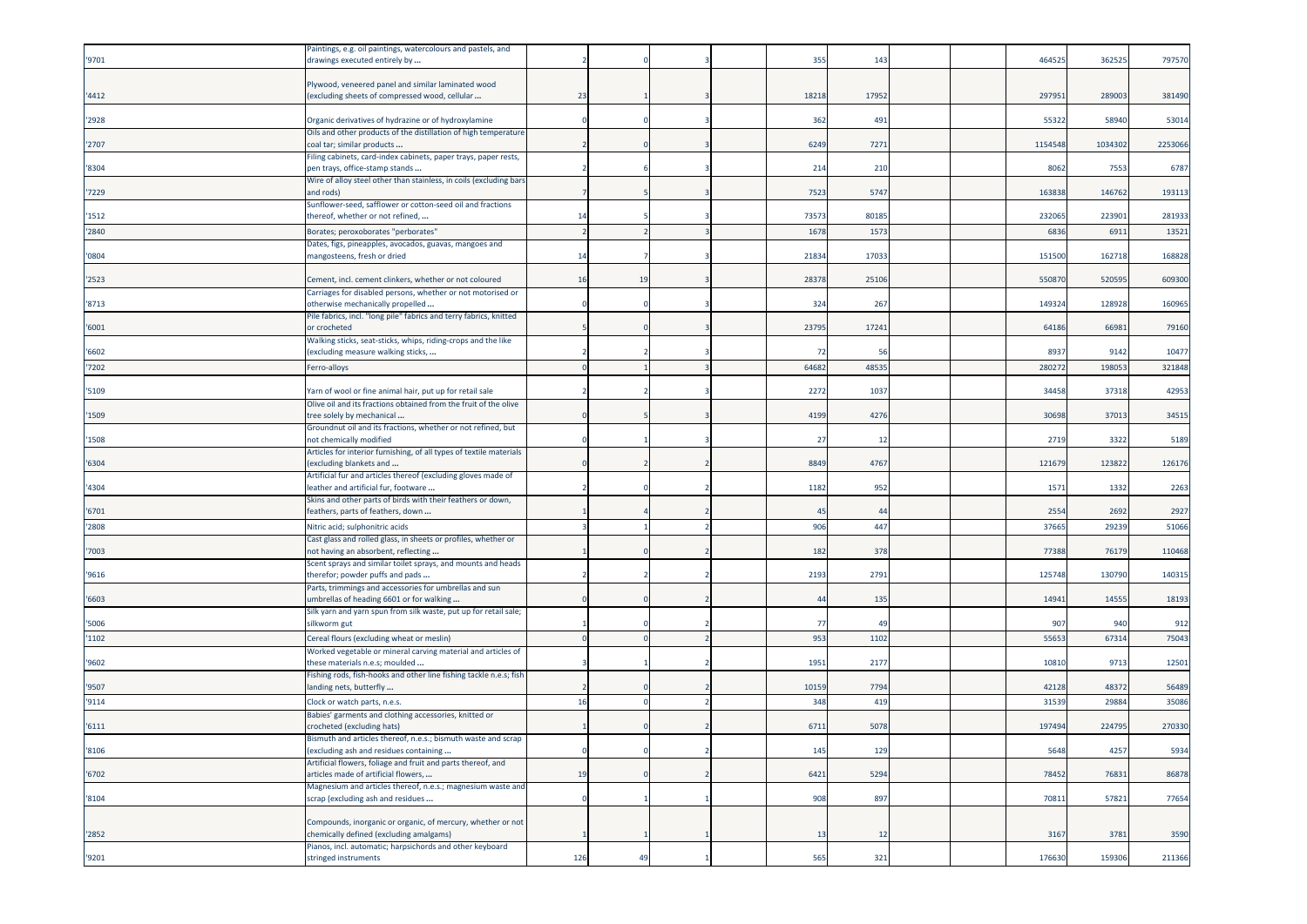| | | | | | | | | | | | | |
|---|---|---|---|---|---|---|---|---|---|---|---|---|
| '9701 | Paintings, e.g. oil paintings, watercolours and pastels, and drawings executed entirely by ... | 2 | 0 | 3 | | 355 | 143 | | | 464525 | 362525 | 797570 |
| '4412 | Plywood, veneered panel and similar laminated wood (excluding sheets of compressed wood, cellular ... | 23 | 1 | 3 | | 18218 | 17952 | | | 297951 | 289003 | 381490 |
| '2928 | Organic derivatives of hydrazine or of hydroxylamine | 0 | 0 | 3 | | 362 | 491 | | | 55322 | 58940 | 53014 |
| '2707 | Oils and other products of the distillation of high temperature coal tar; similar products ... | 2 | 0 | 3 | | 6249 | 7271 | | | 1154548 | 1034302 | 2253066 |
| '8304 | Filing cabinets, card-index cabinets, paper trays, paper rests, pen trays, office-stamp stands ... | 2 | 6 | 3 | | 214 | 210 | | | 8062 | 7553 | 6787 |
| '7229 | Wire of alloy steel other than stainless, in coils (excluding bars and rods) | 7 | 5 | 3 | | 7523 | 5747 | | | 163838 | 146762 | 193113 |
| '1512 | Sunflower-seed, safflower or cotton-seed oil and fractions thereof, whether or not refined, ... | 14 | 5 | 3 | | 73573 | 80185 | | | 232065 | 223901 | 281933 |
| '2840 | Borates; peroxoborates "perborates" | 2 | 2 | 3 | | 1678 | 1573 | | | 6836 | 6911 | 13521 |
| '0804 | Dates, figs, pineapples, avocados, guavas, mangoes and mangosteens, fresh or dried | 14 | 7 | 3 | | 21834 | 17033 | | | 151500 | 162718 | 168828 |
| '2523 | Cement, incl. cement clinkers, whether or not coloured | 16 | 19 | 3 | | 28378 | 25106 | | | 550870 | 520595 | 609300 |
| '8713 | Carriages for disabled persons, whether or not motorised or otherwise mechanically propelled ... | 0 | 0 | 3 | | 324 | 267 | | | 149324 | 128928 | 160965 |
| '6001 | Pile fabrics, incl. "long pile" fabrics and terry fabrics, knitted or crocheted | 5 | 0 | 3 | | 23795 | 17241 | | | 64186 | 66981 | 79160 |
| '6602 | Walking sticks, seat-sticks, whips, riding-crops and the like (excluding measure walking sticks, ... | 2 | 2 | 3 | | 72 | 56 | | | 8937 | 9142 | 10477 |
| '7202 | Ferro-alloys | 0 | 1 | 3 | | 64682 | 48535 | | | 280272 | 198053 | 321848 |
| '5109 | Yarn of wool or fine animal hair, put up for retail sale | 2 | 2 | 3 | | 2272 | 1037 | | | 34458 | 37318 | 42953 |
| '1509 | Olive oil and its fractions obtained from the fruit of the olive tree solely by mechanical ... | 0 | 5 | 3 | | 4199 | 4276 | | | 30698 | 37013 | 34515 |
| '1508 | Groundnut oil and its fractions, whether or not refined, but not chemically modified | 0 | 1 | 3 | | 27 | 12 | | | 2719 | 3322 | 5189 |
| '6304 | Articles for interior furnishing, of all types of textile materials (excluding blankets and ... | 0 | 2 | 2 | | 8849 | 4767 | | | 121679 | 123822 | 126176 |
| '4304 | Artificial fur and articles thereof (excluding gloves made of leather and artificial fur, footware ... | 2 | 0 | 2 | | 1182 | 952 | | | 1571 | 1332 | 2263 |
| '6701 | Skins and other parts of birds with their feathers or down, feathers, parts of feathers, down ... | 1 | 4 | 2 | | 45 | 44 | | | 2554 | 2692 | 2927 |
| '2808 | Nitric acid; sulphonitric acids | 3 | 1 | 2 | | 906 | 447 | | | 37665 | 29239 | 51066 |
| '7003 | Cast glass and rolled glass, in sheets or profiles, whether or not having an absorbent, reflecting ... | 1 | 0 | 2 | | 182 | 378 | | | 77388 | 76179 | 110468 |
| '9616 | Scent sprays and similar toilet sprays, and mounts and heads therefor; powder puffs and pads ... | 2 | 2 | 2 | | 2193 | 2791 | | | 125748 | 130790 | 140315 |
| '6603 | Parts, trimmings and accessories for umbrellas and sun umbrellas of heading 6601 or for walking ... | 0 | 0 | 2 | | 44 | 135 | | | 14941 | 14555 | 18193 |
| '5006 | Silk yarn and yarn spun from silk waste, put up for retail sale; silkworm gut | 1 | 0 | 2 | | 77 | 49 | | | 907 | 940 | 912 |
| '1102 | Cereal flours (excluding wheat or meslin) | 0 | 0 | 2 | | 953 | 1102 | | | 55653 | 67314 | 75043 |
| '9602 | Worked vegetable or mineral carving material and articles of these materials n.e.s; moulded ... | 3 | 1 | 2 | | 1951 | 2177 | | | 10810 | 9713 | 12501 |
| '9507 | Fishing rods, fish-hooks and other line fishing tackle n.e.s; fish landing nets, butterfly ... | 2 | 0 | 2 | | 10159 | 7794 | | | 42128 | 48372 | 56489 |
| '9114 | Clock or watch parts, n.e.s. | 16 | 0 | 2 | | 348 | 419 | | | 31539 | 29884 | 35086 |
| '6111 | Babies' garments and clothing accessories, knitted or crocheted (excluding hats) | 1 | 0 | 2 | | 6711 | 5078 | | | 197494 | 224795 | 270330 |
| '8106 | Bismuth and articles thereof, n.e.s.; bismuth waste and scrap (excluding ash and residues containing ... | 0 | 0 | 2 | | 145 | 129 | | | 5648 | 4257 | 5934 |
| '6702 | Artificial flowers, foliage and fruit and parts thereof, and articles made of artificial flowers, ... | 19 | 0 | 2 | | 6421 | 5294 | | | 78452 | 76831 | 86878 |
| '8104 | Magnesium and articles thereof, n.e.s.; magnesium waste and scrap (excluding ash and residues ... | 0 | 1 | 1 | | 908 | 897 | | | 70811 | 57821 | 77654 |
| '2852 | Compounds, inorganic or organic, of mercury, whether or not chemically defined (excluding amalgams) | 1 | 1 | 1 | | 13 | 12 | | | 3167 | 3781 | 3590 |
| '9201 | Pianos, incl. automatic; harpsichords and other keyboard stringed instruments | 126 | 49 | 1 | | 565 | 321 | | | 176630 | 159306 | 211366 |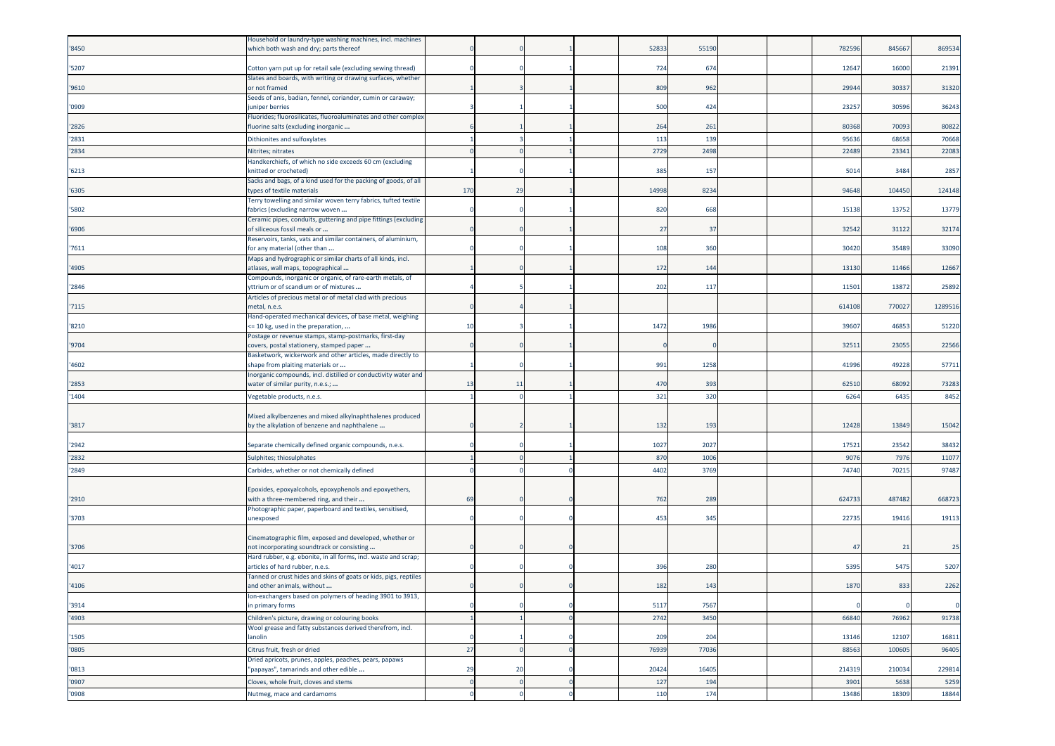| | | | | | | | | | | | | |
|---|---|---|---|---|---|---|---|---|---|---|---|---|
| '8450 | Household or laundry-type washing machines, incl. machines which both wash and dry; parts thereof | 0 | 0 | 1 | | 52833 | 55190 | | | 782596 | 845667 | 869534 |
| '5207 | Cotton yarn put up for retail sale (excluding sewing thread) | 0 | 0 | 1 | | 724 | 674 | | | 12647 | 16000 | 21391 |
| '9610 | Slates and boards, with writing or drawing surfaces, whether or not framed | 1 | 3 | 1 | | 809 | 962 | | | 29944 | 30337 | 31320 |
| '0909 | Seeds of anis, badian, fennel, coriander, cumin or caraway; juniper berries | 3 | 1 | 1 | | 500 | 424 | | | 23257 | 30596 | 36243 |
| '2826 | Fluorides; fluorosilicates, fluoroaluminates and other complex fluorine salts (excluding inorganic ... | 6 | 1 | 1 | | 264 | 261 | | | 80368 | 70093 | 80822 |
| '2831 | Dithionites and sulfoxylates | 1 | 3 | 1 | | 113 | 139 | | | 95636 | 68658 | 70668 |
| '2834 | Nitrites; nitrates | 0 | 0 | 1 | | 2729 | 2498 | | | 22489 | 23341 | 22083 |
| '6213 | Handkerchiefs, of which no side exceeds 60 cm (excluding knitted or crocheted) | 1 | 0 | 1 | | 385 | 157 | | | 5014 | 3484 | 2857 |
| '6305 | Sacks and bags, of a kind used for the packing of goods, of all types of textile materials | 170 | 29 | 1 | | 14998 | 8234 | | | 94648 | 104450 | 124148 |
| '5802 | Terry towelling and similar woven terry fabrics, tufted textile fabrics (excluding narrow woven ... | 0 | 0 | 1 | | 820 | 668 | | | 15138 | 13752 | 13779 |
| '6906 | Ceramic pipes, conduits, guttering and pipe fittings (excluding of siliceous fossil meals or ... | 0 | 0 | 1 | | 27 | 37 | | | 32542 | 31122 | 32174 |
| '7611 | Reservoirs, tanks, vats and similar containers, of aluminium, for any material (other than ... | 0 | 0 | 1 | | 108 | 360 | | | 30420 | 35489 | 33090 |
| '4905 | Maps and hydrographic or similar charts of all kinds, incl. atlases, wall maps, topographical ... | 1 | 0 | 1 | | 172 | 144 | | | 13130 | 11466 | 12667 |
| '2846 | Compounds, inorganic or organic, of rare-earth metals, of yttrium or of scandium or of mixtures ... | 4 | 5 | 1 | | 202 | 117 | | | 11501 | 13872 | 25892 |
| '7115 | Articles of precious metal or of metal clad with precious metal, n.e.s. | 0 | 4 | 1 | | | | | | 614108 | 770027 | 1289516 |
| '8210 | Hand-operated mechanical devices, of base metal, weighing <= 10 kg, used in the preparation, ... | 10 | 3 | 1 | | 1472 | 1986 | | | 39607 | 46853 | 51220 |
| '9704 | Postage or revenue stamps, stamp-postmarks, first-day covers, postal stationery, stamped paper ... | 0 | 0 | 1 | | 0 | 0 | | | 32511 | 23055 | 22566 |
| '4602 | Basketwork, wickerwork and other articles, made directly to shape from plaiting materials or ... | 1 | 0 | 1 | | 991 | 1258 | | | 41996 | 49228 | 57711 |
| '2853 | Inorganic compounds, incl. distilled or conductivity water and water of similar purity, n.e.s.; ... | 13 | 11 | 1 | | 470 | 393 | | | 62510 | 68092 | 73283 |
| '1404 | Vegetable products, n.e.s. | 1 | 0 | 1 | | 321 | 320 | | | 6264 | 6435 | 8452 |
| '3817 | Mixed alkylbenzenes and mixed alkylnaphthalenes produced by the alkylation of benzene and naphthalene ... | 0 | 2 | 1 | | 132 | 193 | | | 12428 | 13849 | 15042 |
| '2942 | Separate chemically defined organic compounds, n.e.s. | 0 | 0 | 1 | | 1027 | 2027 | | | 17521 | 23542 | 38432 |
| '2832 | Sulphites; thiosulphates | 1 | 0 | 1 | | 870 | 1006 | | | 9076 | 7976 | 11077 |
| '2849 | Carbides, whether or not chemically defined | 0 | 0 | 0 | | 4402 | 3769 | | | 74740 | 70215 | 97487 |
| '2910 | Epoxides, epoxyalcohols, epoxyphenols and epoxyethers, with a three-membered ring, and their ... | 69 | 0 | 0 | | 762 | 289 | | | 624733 | 487482 | 668723 |
| '3703 | Photographic paper, paperboard and textiles, sensitised, unexposed | 0 | 0 | 0 | | 453 | 345 | | | 22735 | 19416 | 19113 |
| '3706 | Cinematographic film, exposed and developed, whether or not incorporating soundtrack or consisting ... | 0 | 0 | 0 | | | | | | 47 | 21 | 25 |
| '4017 | Hard rubber, e.g. ebonite, in all forms, incl. waste and scrap; articles of hard rubber, n.e.s. | 0 | 0 | 0 | | 396 | 280 | | | 5395 | 5475 | 5207 |
| '4106 | Tanned or crust hides and skins of goats or kids, pigs, reptiles and other animals, without ... | 0 | 0 | 0 | | 182 | 143 | | | 1870 | 833 | 2262 |
| '3914 | Ion-exchangers based on polymers of heading 3901 to 3913, in primary forms | 0 | 0 | 0 | | 5117 | 7567 | | | 0 | 0 | 0 |
| '4903 | Children's picture, drawing or colouring books | 1 | 1 | 0 | | 2742 | 3450 | | | 66840 | 76962 | 91738 |
| '1505 | Wool grease and fatty substances derived therefrom, incl. lanolin | 0 | 1 | 0 | | 209 | 204 | | | 13146 | 12107 | 16811 |
| '0805 | Citrus fruit, fresh or dried | 27 | 0 | 0 | | 76939 | 77036 | | | 88563 | 100605 | 96405 |
| '0813 | Dried apricots, prunes, apples, peaches, pears, papaws "papayas", tamarinds and other edible ... | 29 | 20 | 0 | | 20424 | 16405 | | | 214319 | 210034 | 229814 |
| '0907 | Cloves, whole fruit, cloves and stems | 0 | 0 | 0 | | 127 | 194 | | | 3901 | 5638 | 5259 |
| '0908 | Nutmeg, mace and cardamoms | 0 | 0 | 0 | | 110 | 174 | | | 13486 | 18309 | 18844 |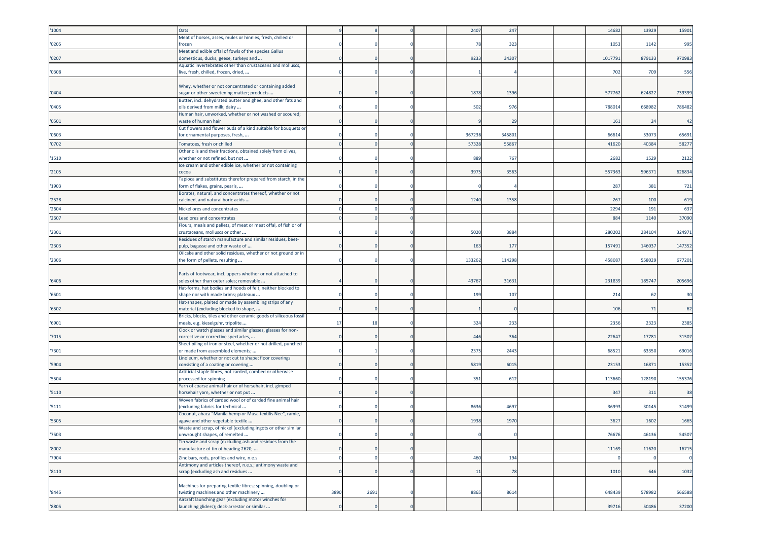| | | | | | | | | | | | | |
|---|---|---|---|---|---|---|---|---|---|---|---|---|
| '1004 | Oats | 9 | 8 | 0 | | 2407 | 247 | | | 14682 | 13929 | 15901 |
| '0205 | Meat of horses, asses, mules or hinnies, fresh, chilled or frozen | 0 | 0 | 0 | | 78 | 323 | | | 1053 | 1142 | 995 |
| '0207 | Meat and edible offal of fowls of the species Gallus domesticus, ducks, geese, turkeys and ... | 0 | 0 | 0 | | 9233 | 34307 | | | 1017791 | 879133 | 970983 |
| '0308 | Aquatic invertebrates other than crustaceans and molluscs, live, fresh, chilled, frozen, dried, ... | 0 | 0 | 0 | | 1 | 4 | | | 702 | 709 | 556 |
| '0404 | Whey, whether or not concentrated or containing added sugar or other sweetening matter; products ... | 0 | 0 | 0 | | 1878 | 1396 | | | 577762 | 624822 | 739399 |
| '0405 | Butter, incl. dehydrated butter and ghee, and other fats and oils derived from milk; dairy ... | 0 | 0 | 0 | | 502 | 976 | | | 788014 | 668982 | 786482 |
| '0501 | Human hair, unworked, whether or not washed or scoured; waste of human hair | 0 | 0 | 0 | | 9 | 29 | | | 161 | 24 | 42 |
| '0603 | Cut flowers and flower buds of a kind suitable for bouquets or for ornamental purposes, fresh, ... | 0 | 0 | 0 | | 367236 | 345801 | | | 66614 | 53073 | 65691 |
| '0702 | Tomatoes, fresh or chilled | 0 | 0 | 0 | | 57328 | 55867 | | | 41620 | 40384 | 58277 |
| '1510 | Other oils and their fractions, obtained solely from olives, whether or not refined, but not ... | 0 | 0 | 0 | | 889 | 767 | | | 2682 | 1529 | 2122 |
| '2105 | Ice cream and other edible ice, whether or not containing cocoa | 0 | 0 | 0 | | 3975 | 3563 | | | 557363 | 596371 | 626834 |
| '1903 | Tapioca and substitutes therefor prepared from starch, in the form of flakes, grains, pearls, ... | 0 | 0 | 0 | | 0 | 4 | | | 287 | 381 | 721 |
| '2528 | Borates, natural, and concentrates thereof, whether or not calcined, and natural boric acids ... | 0 | 0 | 0 | | 1240 | 1358 | | | 267 | 100 | 619 |
| '2604 | Nickel ores and concentrates | 0 | 0 | 0 | | | | | | 2294 | 191 | 637 |
| '2607 | Lead ores and concentrates | 0 | 0 | 0 | | | | | | 884 | 1140 | 37090 |
| '2301 | Flours, meals and pellets, of meat or meat offal, of fish or of crustaceans, molluscs or other ... | 0 | 0 | 0 | | 5020 | 3884 | | | 280202 | 284104 | 324971 |
| '2303 | Residues of starch manufacture and similar residues, beet-pulp, bagasse and other waste of ... | 0 | 0 | 0 | | 163 | 177 | | | 157491 | 146037 | 147352 |
| '2306 | Oilcake and other solid residues, whether or not ground or in the form of pellets, resulting ... | 0 | 0 | 0 | | 133262 | 114298 | | | 458087 | 558029 | 677201 |
| '6406 | Parts of footwear, incl. uppers whether or not attached to soles other than outer soles; removable ... | 4 | 0 | 0 | | 43767 | 31631 | | | 231839 | 185747 | 205696 |
| '6501 | Hat-forms, hat bodies and hoods of felt, neither blocked to shape nor with made brims; plateaux ... | 0 | 0 | 0 | | 199 | 107 | | | 214 | 62 | 30 |
| '6502 | Hat-shapes, plaited or made by assembling strips of any material (excluding blocked to shape, ... | 0 | 0 | 0 | | 1 | 0 | | | 106 | 71 | 62 |
| '6901 | Bricks, blocks, tiles and other ceramic goods of siliceous fossil meals, e.g. kieselguhr, tripolite ... | 17 | 18 | 0 | | 324 | 233 | | | 2356 | 2323 | 2385 |
| '7015 | Clock or watch glasses and similar glasses, glasses for non-corrective or corrective spectacles, ... | 0 | 0 | 0 | | 446 | 364 | | | 22647 | 17781 | 31507 |
| '7301 | Sheet piling of iron or steel, whether or not drilled, punched or made from assembled elements; ... | 0 | 1 | 0 | | 2375 | 2443 | | | 68521 | 63350 | 69016 |
| '5904 | Linoleum, whether or not cut to shape; floor coverings consisting of a coating or covering ... | 0 | 0 | 0 | | 5819 | 6015 | | | 23153 | 16871 | 15352 |
| '5504 | Artificial staple fibres, not carded, combed or otherwise processed for spinning | 0 | 0 | 0 | | 351 | 612 | | | 113660 | 128190 | 155376 |
| '5110 | Yarn of coarse animal hair or of horsehair, incl. gimped horsehair yarn, whether or not put ... | 0 | 0 | 0 | | | | | | 347 | 311 | 38 |
| '5111 | Woven fabrics of carded wool or of carded fine animal hair (excluding fabrics for technical ... | 0 | 0 | 0 | | 8636 | 4697 | | | 36993 | 30145 | 31499 |
| '5305 | Coconut, abaca "Manila hemp or Musa textilis Nee", ramie, agave and other vegetable textile ... | 0 | 0 | 0 | | 1938 | 1970 | | | 3627 | 1602 | 1665 |
| '7503 | Waste and scrap, of nickel (excluding ingots or other similar unwrought shapes, of remelted ... | 0 | 0 | 0 | | 0 | 0 | | | 76676 | 46136 | 54507 |
| '8002 | Tin waste and scrap (excluding ash and residues from the manufacture of tin of heading 2620, ... | 0 | 0 | 0 | | | | | | 11169 | 11620 | 16715 |
| '7904 | Zinc bars, rods, profiles and wire, n.e.s. | 0 | 0 | 0 | | 460 | 194 | | | 0 | 0 | 0 |
| '8110 | Antimony and articles thereof, n.e.s.; antimony waste and scrap (excluding ash and residues ... | 0 | 0 | 0 | | 11 | 78 | | | 1010 | 646 | 1032 |
| '8445 | Machines for preparing textile fibres; spinning, doubling or twisting machines and other machinery ... | 3890 | 2691 | 0 | | 8865 | 8614 | | | 648439 | 578982 | 566588 |
| '8805 | Aircraft launching gear (excluding motor winches for launching gliders); deck-arrestor or similar ... | 0 | 0 | 0 | | | | | | 39716 | 50486 | 37200 |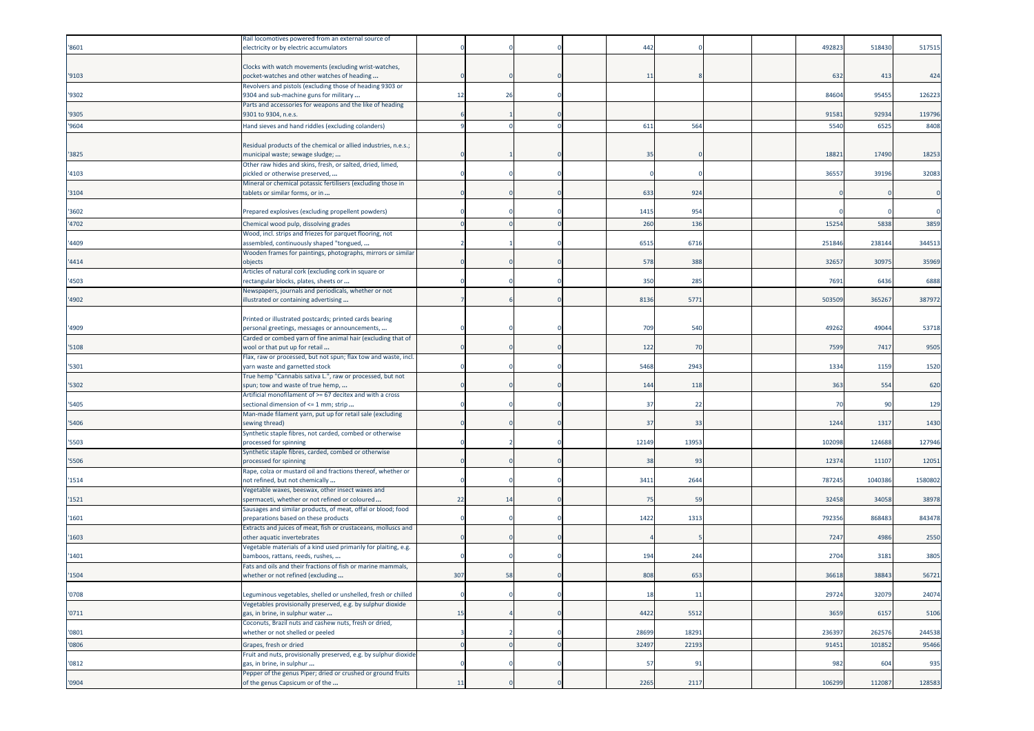| | | | | | | | | | | | | |
|---|---|---|---|---|---|---|---|---|---|---|---|---|
| '8601 | Rail locomotives powered from an external source of electricity or by electric accumulators | 0 | 0 | 0 | | 442 | 0 | | | 492823 | 518430 | 517515 |
| '9103 | Clocks with watch movements (excluding wrist-watches, pocket-watches and other watches of heading ... | 0 | 0 | 0 | | 11 | 8 | | | 632 | 413 | 424 |
| '9302 | Revolvers and pistols (excluding those of heading 9303 or 9304 and sub-machine guns for military ... | 12 | 26 | 0 | | | | | | 84604 | 95455 | 126223 |
| '9305 | Parts and accessories for weapons and the like of heading 9301 to 9304, n.e.s. | 6 | 1 | 0 | | | | | | 91581 | 92934 | 119796 |
| '9604 | Hand sieves and hand riddles (excluding colanders) | 9 | 0 | 0 | | 611 | 564 | | | 5540 | 6525 | 8408 |
| '3825 | Residual products of the chemical or allied industries, n.e.s.; municipal waste; sewage sludge; ... | 0 | 1 | 0 | | 35 | 0 | | | 18821 | 17490 | 18253 |
| '4103 | Other raw hides and skins, fresh, or salted, dried, limed, pickled or otherwise preserved, ... | 0 | 0 | 0 | | 0 | 0 | | | 36557 | 39196 | 32083 |
| '3104 | Mineral or chemical potassic fertilisers (excluding those in tablets or similar forms, or in ... | 0 | 0 | 0 | | 633 | 924 | | | 0 | 0 | 0 |
| '3602 | Prepared explosives (excluding propellent powders) | 0 | 0 | 0 | | 1415 | 954 | | | 0 | 0 | 0 |
| '4702 | Chemical wood pulp, dissolving grades | 0 | 0 | 0 | | 260 | 136 | | | 15254 | 5838 | 3859 |
| '4409 | Wood, incl. strips and friezes for parquet flooring, not assembled, continuously shaped "tongued, ... | 2 | 1 | 0 | | 6515 | 6716 | | | 251846 | 238144 | 344513 |
| '4414 | Wooden frames for paintings, photographs, mirrors or similar objects | 0 | 0 | 0 | | 578 | 388 | | | 32657 | 30975 | 35969 |
| '4503 | Articles of natural cork (excluding cork in square or rectangular blocks, plates, sheets or ... | 0 | 0 | 0 | | 350 | 285 | | | 7691 | 6436 | 6888 |
| '4902 | Newspapers, journals and periodicals, whether or not illustrated or containing advertising ... | 7 | 6 | 0 | | 8136 | 5771 | | | 503509 | 365267 | 387972 |
| '4909 | Printed or illustrated postcards; printed cards bearing personal greetings, messages or announcements, ... | 0 | 0 | 0 | | 709 | 540 | | | 49262 | 49044 | 53718 |
| '5108 | Carded or combed yarn of fine animal hair (excluding that of wool or that put up for retail ... | 0 | 0 | 0 | | 122 | 70 | | | 7599 | 7417 | 9505 |
| '5301 | Flax, raw or processed, but not spun; flax tow and waste, incl. yarn waste and garnetted stock | 0 | 0 | 0 | | 5468 | 2943 | | | 1334 | 1159 | 1520 |
| '5302 | True hemp "Cannabis sativa L.", raw or processed, but not spun; tow and waste of true hemp, ... | 0 | 0 | 0 | | 144 | 118 | | | 363 | 554 | 620 |
| '5405 | Artificial monofilament of >= 67 decitex and with a cross sectional dimension of <= 1 mm; strip ... | 0 | 0 | 0 | | 37 | 22 | | | 70 | 90 | 129 |
| '5406 | Man-made filament yarn, put up for retail sale (excluding sewing thread) | 0 | 0 | 0 | | 37 | 33 | | | 1244 | 1317 | 1430 |
| '5503 | Synthetic staple fibres, not carded, combed or otherwise processed for spinning | 0 | 2 | 0 | | 12149 | 13953 | | | 102098 | 124688 | 127946 |
| '5506 | Synthetic staple fibres, carded, combed or otherwise processed for spinning | 0 | 0 | 0 | | 38 | 93 | | | 12374 | 11107 | 12051 |
| '1514 | Rape, colza or mustard oil and fractions thereof, whether or not refined, but not chemically ... | 0 | 0 | 0 | | 3411 | 2644 | | | 787245 | 1040386 | 1580802 |
| '1521 | Vegetable waxes, beeswax, other insect waxes and spermaceti, whether or not refined or coloured ... | 22 | 14 | 0 | | 75 | 59 | | | 32458 | 34058 | 38978 |
| '1601 | Sausages and similar products, of meat, offal or blood; food preparations based on these products | 0 | 0 | 0 | | 1422 | 1313 | | | 792356 | 868483 | 843478 |
| '1603 | Extracts and juices of meat, fish or crustaceans, molluscs and other aquatic invertebrates | 0 | 0 | 0 | | 4 | 5 | | | 7247 | 4986 | 2550 |
| '1401 | Vegetable materials of a kind used primarily for plaiting, e.g. bamboos, rattans, reeds, rushes, ... | 0 | 0 | 0 | | 194 | 244 | | | 2704 | 3181 | 3805 |
| '1504 | Fats and oils and their fractions of fish or marine mammals, whether or not refined (excluding ... | 307 | 58 | 0 | | 808 | 653 | | | 36618 | 38843 | 56721 |
| '0708 | Leguminous vegetables, shelled or unshelled, fresh or chilled | 0 | 0 | 0 | | 18 | 11 | | | 29724 | 32079 | 24074 |
| '0711 | Vegetables provisionally preserved, e.g. by sulphur dioxide gas, in brine, in sulphur water ... | 15 | 4 | 0 | | 4422 | 5512 | | | 3659 | 6157 | 5106 |
| '0801 | Coconuts, Brazil nuts and cashew nuts, fresh or dried, whether or not shelled or peeled | 3 | 2 | 0 | | 28699 | 18291 | | | 236397 | 262576 | 244538 |
| '0806 | Grapes, fresh or dried | 0 | 0 | 0 | | 32497 | 22193 | | | 91451 | 101852 | 95466 |
| '0812 | Fruit and nuts, provisionally preserved, e.g. by sulphur dioxide gas, in brine, in sulphur ... | 0 | 0 | 0 | | 57 | 91 | | | 982 | 604 | 935 |
| '0904 | Pepper of the genus Piper; dried or crushed or ground fruits of the genus Capsicum or of the ... | 11 | 0 | 0 | | 2265 | 2117 | | | 106299 | 112087 | 128583 |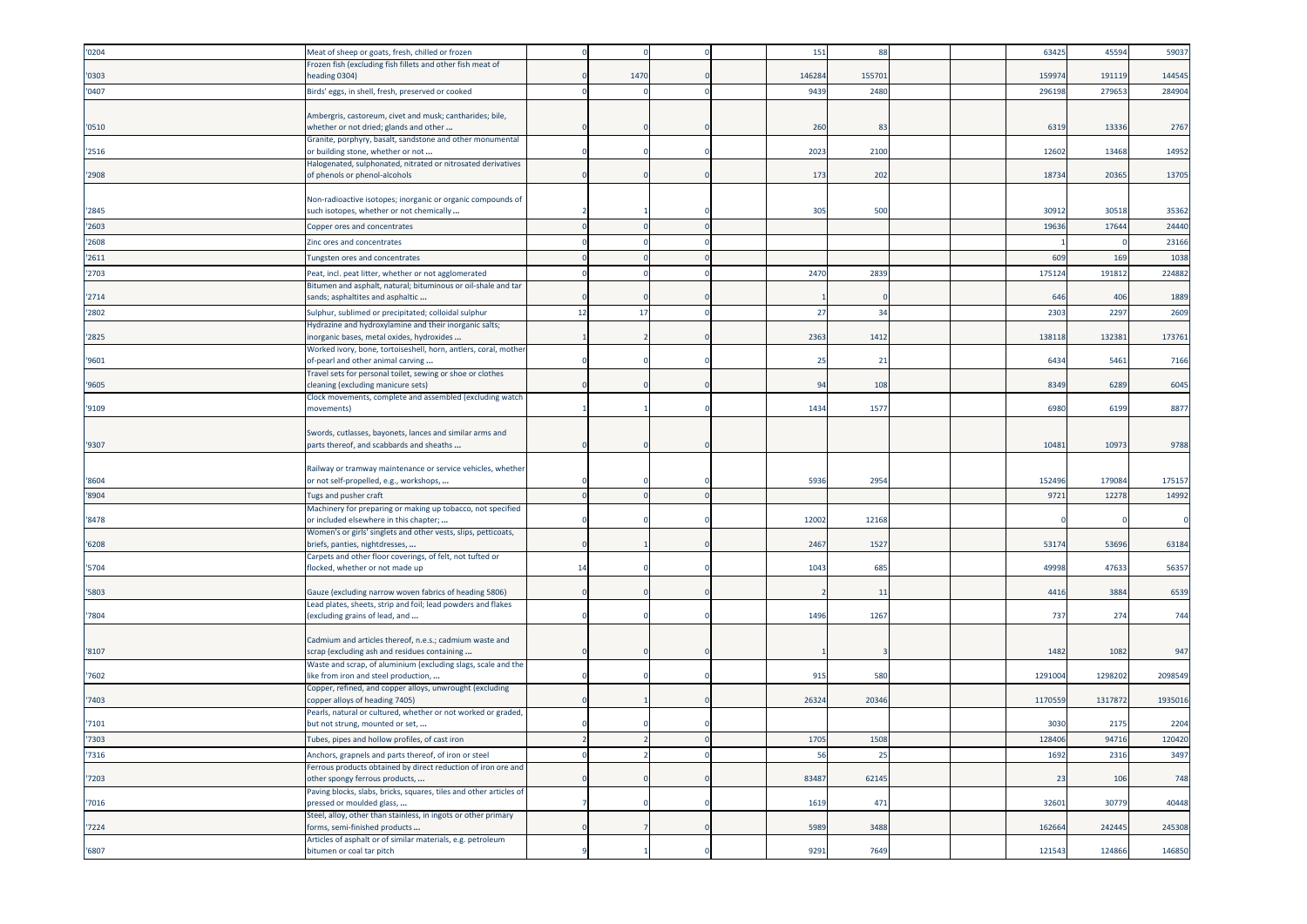| | | | | | | | | | | | | |
|---|---|---|---|---|---|---|---|---|---|---|---|---|
| '0204 | Meat of sheep or goats, fresh, chilled or frozen | 0 | 0 | 0 | | 151 | 88 | | | 63425 | 45594 | 59037 |
| '0303 | Frozen fish (excluding fish fillets and other fish meat of heading 0304) | 0 | 1470 | 0 | | 146284 | 155701 | | | 159974 | 191119 | 144545 |
| '0407 | Birds' eggs, in shell, fresh, preserved or cooked | 0 | 0 | 0 | | 9439 | 2480 | | | 296198 | 279653 | 284904 |
| '0510 | Ambergris, castoreum, civet and musk; cantharides; bile, whether or not dried; glands and other ... | 0 | 0 | 0 | | 260 | 83 | | | 6319 | 13336 | 2767 |
| '2516 | Granite, porphyry, basalt, sandstone and other monumental or building stone, whether or not ... | 0 | 0 | 0 | | 2023 | 2100 | | | 12602 | 13468 | 14952 |
| '2908 | Halogenated, sulphonated, nitrated or nitrosated derivatives of phenols or phenol-alcohols | 0 | 0 | 0 | | 173 | 202 | | | 18734 | 20365 | 13705 |
| '2845 | Non-radioactive isotopes; inorganic or organic compounds of such isotopes, whether or not chemically ... | 2 | 1 | 0 | | 305 | 500 | | | 30912 | 30518 | 35362 |
| '2603 | Copper ores and concentrates | 0 | 0 | 0 | | | | | | 19636 | 17644 | 24440 |
| '2608 | Zinc ores and concentrates | 0 | 0 | 0 | | | | | | 1 | 0 | 23166 |
| '2611 | Tungsten ores and concentrates | 0 | 0 | 0 | | | | | | 609 | 169 | 1038 |
| '2703 | Peat, incl. peat litter, whether or not agglomerated | 0 | 0 | 0 | | 2470 | 2839 | | | 175124 | 191812 | 224882 |
| '2714 | Bitumen and asphalt, natural; bituminous or oil-shale and tar sands; asphaltites and asphaltic ... | 0 | 0 | 0 | | 1 | 0 | | | 646 | 406 | 1889 |
| '2802 | Sulphur, sublimed or precipitated; colloidal sulphur | 12 | 17 | 0 | | 27 | 34 | | | 2303 | 2297 | 2609 |
| '2825 | Hydrazine and hydroxylamine and their inorganic salts; inorganic bases, metal oxides, hydroxides ... | 1 | 2 | 0 | | 2363 | 1412 | | | 138118 | 132381 | 173761 |
| '9601 | Worked ivory, bone, tortoiseshell, horn, antlers, coral, mother-of-pearl and other animal carving ... | 0 | 0 | 0 | | 25 | 21 | | | 6434 | 5461 | 7166 |
| '9605 | Travel sets for personal toilet, sewing or shoe or clothes cleaning (excluding manicure sets) | 0 | 0 | 0 | | 94 | 108 | | | 8349 | 6289 | 6045 |
| '9109 | Clock movements, complete and assembled (excluding watch movements) | 1 | 1 | 0 | | 1434 | 1577 | | | 6980 | 6199 | 8877 |
| '9307 | Swords, cutlasses, bayonets, lances and similar arms and parts thereof, and scabbards and sheaths ... | 0 | 0 | 0 | | | | | | 10481 | 10973 | 9788 |
| '8604 | Railway or tramway maintenance or service vehicles, whether or not self-propelled, e.g., workshops, ... | 0 | 0 | 0 | | 5936 | 2954 | | | 152496 | 179084 | 175157 |
| '8904 | Tugs and pusher craft | 0 | 0 | 0 | | | | | | 9721 | 12278 | 14992 |
| '8478 | Machinery for preparing or making up tobacco, not specified or included elsewhere in this chapter; ... | 0 | 0 | 0 | | 12002 | 12168 | | | 0 | 0 | 0 |
| '6208 | Women's or girls' singlets and other vests, slips, petticoats, briefs, panties, nightdresses, ... | 0 | 1 | 0 | | 2467 | 1527 | | | 53174 | 53696 | 63184 |
| '5704 | Carpets and other floor coverings, of felt, not tufted or flocked, whether or not made up | 14 | 0 | 0 | | 1043 | 685 | | | 49998 | 47633 | 56357 |
| '5803 | Gauze (excluding narrow woven fabrics of heading 5806) | 0 | 0 | 0 | | 2 | 11 | | | 4416 | 3884 | 6539 |
| '7804 | Lead plates, sheets, strip and foil; lead powders and flakes (excluding grains of lead, and ... | 0 | 0 | 0 | | 1496 | 1267 | | | 737 | 274 | 744 |
| '8107 | Cadmium and articles thereof, n.e.s.; cadmium waste and scrap (excluding ash and residues containing ... | 0 | 0 | 0 | | 1 | 3 | | | 1482 | 1082 | 947 |
| '7602 | Waste and scrap, of aluminium (excluding slags, scale and the like from iron and steel production, ... | 0 | 0 | 0 | | 915 | 580 | | | 1291004 | 1298202 | 2098549 |
| '7403 | Copper, refined, and copper alloys, unwrought (excluding copper alloys of heading 7405) | 0 | 1 | 0 | | 26324 | 20346 | | | 1170559 | 1317872 | 1935016 |
| '7101 | Pearls, natural or cultured, whether or not worked or graded, but not strung, mounted or set, ... | 0 | 0 | 0 | | | | | | 3030 | 2175 | 2204 |
| '7303 | Tubes, pipes and hollow profiles, of cast iron | 2 | 2 | 0 | | 1705 | 1508 | | | 128406 | 94716 | 120420 |
| '7316 | Anchors, grapnels and parts thereof, of iron or steel | 0 | 2 | 0 | | 56 | 25 | | | 1692 | 2316 | 3497 |
| '7203 | Ferrous products obtained by direct reduction of iron ore and other spongy ferrous products, ... | 0 | 0 | 0 | | 83487 | 62145 | | | 23 | 106 | 748 |
| '7016 | Paving blocks, slabs, bricks, squares, tiles and other articles of pressed or moulded glass, ... | 7 | 0 | 0 | | 1619 | 471 | | | 32601 | 30779 | 40448 |
| '7224 | Steel, alloy, other than stainless, in ingots or other primary forms, semi-finished products ... | 0 | 7 | 0 | | 5989 | 3488 | | | 162664 | 242445 | 245308 |
| '6807 | Articles of asphalt or of similar materials, e.g. petroleum bitumen or coal tar pitch | 9 | 1 | 0 | | 9291 | 7649 | | | 121543 | 124866 | 146850 |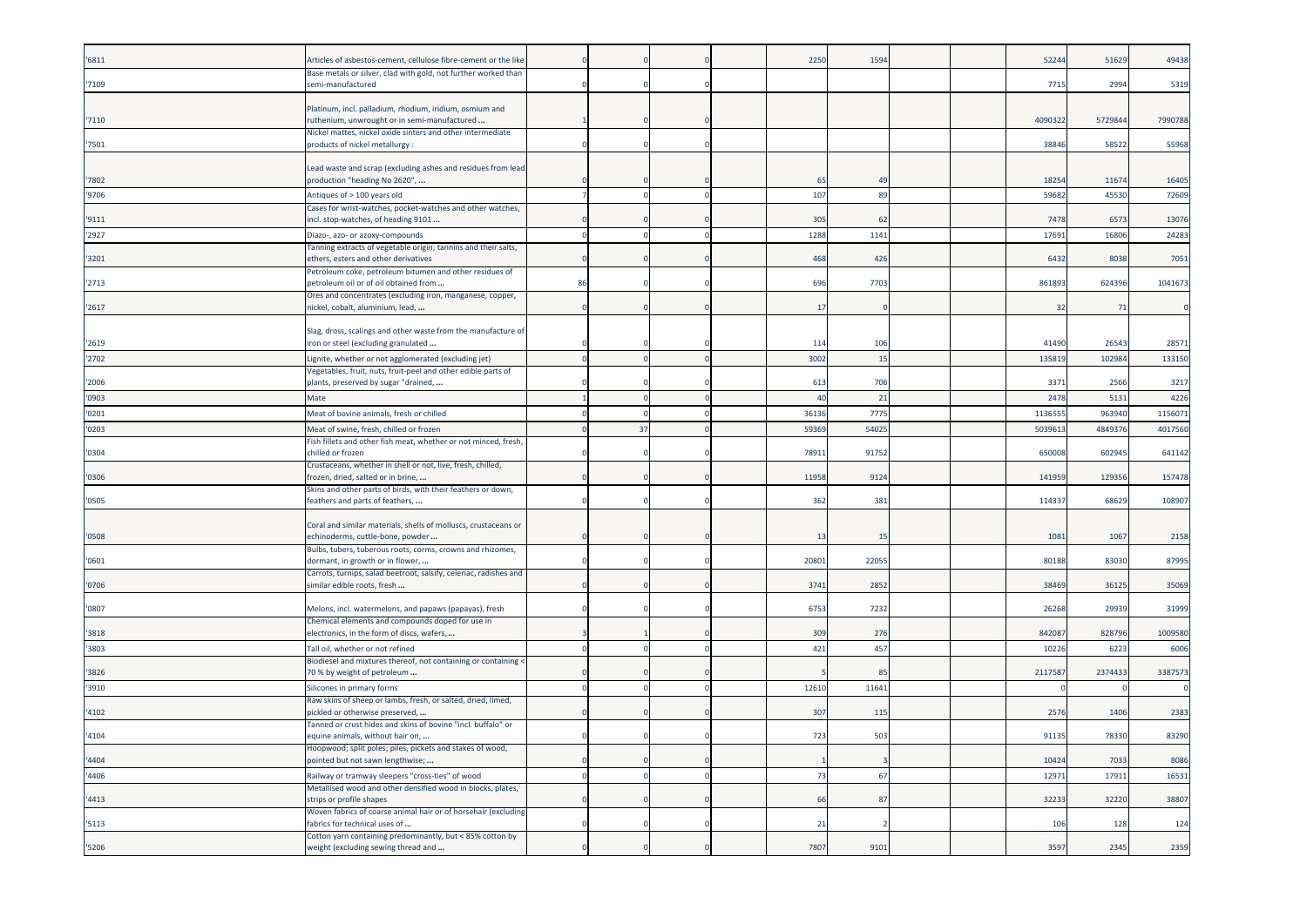| | | | | | | | | | | | | |
|---|---|---|---|---|---|---|---|---|---|---|---|---|
| '6811 | Articles of asbestos-cement, cellulose fibre-cement or the like | 0 | 0 | 0 | | 2250 | 1594 | | | 52244 | 51629 | 49438 |
| '7109 | Base metals or silver, clad with gold, not further worked than semi-manufactured | 0 | 0 | 0 | | | | | | 7715 | 2994 | 5319 |
| '7110 | Platinum, incl. palladium, rhodium, iridium, osmium and ruthenium, unwrought or in semi-manufactured ... | 1 | 0 | 0 | | | | | | 4090322 | 5729844 | 7990788 |
| '7501 | Nickel mattes, nickel oxide sinters and other intermediate products of nickel metallurgy : | 0 | 0 | 0 | | | | | | 38846 | 58522 | 55968 |
| '7802 | Lead waste and scrap (excluding ashes and residues from lead production "heading No 2620", ... | 0 | 0 | 0 | | 65 | 49 | | | 18254 | 11674 | 16405 |
| '9706 | Antiques of > 100 years old | 7 | 0 | 0 | | 107 | 89 | | | 59682 | 45530 | 72609 |
| '9111 | Cases for wrist-watches, pocket-watches and other watches, incl. stop-watches, of heading 9101 ... | 0 | 0 | 0 | | 305 | 62 | | | 7478 | 6573 | 13076 |
| '2927 | Diazo-, azo- or azoxy-compounds | 0 | 0 | 0 | | 1288 | 1141 | | | 17691 | 16806 | 24283 |
| '3201 | Tanning extracts of vegetable origin; tannins and their salts, ethers, esters and other derivatives | 0 | 0 | 0 | | 468 | 426 | | | 6432 | 8038 | 7051 |
| '2713 | Petroleum coke, petroleum bitumen and other residues of petroleum oil or of oil obtained from ... | 86 | 0 | 0 | | 696 | 7703 | | | 861893 | 624396 | 1041673 |
| '2617 | Ores and concentrates (excluding iron, manganese, copper, nickel, cobalt, aluminium, lead, ... | 0 | 0 | 0 | | 17 | 0 | | | 32 | 71 | 0 |
| '2619 | Slag, dross, scalings and other waste from the manufacture of iron or steel (excluding granulated ... | 0 | 0 | 0 | | 114 | 106 | | | 41490 | 26543 | 28571 |
| '2702 | Lignite, whether or not agglomerated (excluding jet) | 0 | 0 | 0 | | 3002 | 15 | | | 135819 | 102984 | 133150 |
| '2006 | Vegetables, fruit, nuts, fruit-peel and other edible parts of plants, preserved by sugar "drained, ... | 0 | 0 | 0 | | 613 | 706 | | | 3371 | 2566 | 3217 |
| '0903 | Mate | 1 | 0 | 0 | | 40 | 21 | | | 2478 | 5131 | 4226 |
| '0201 | Meat of bovine animals, fresh or chilled | 0 | 0 | 0 | | 36136 | 7775 | | | 1136555 | 963940 | 1156071 |
| '0203 | Meat of swine, fresh, chilled or frozen | 0 | 37 | 0 | | 59369 | 54025 | | | 5039613 | 4849376 | 4017560 |
| '0304 | Fish fillets and other fish meat, whether or not minced, fresh, chilled or frozen | 0 | 0 | 0 | | 78911 | 91752 | | | 650008 | 602945 | 641142 |
| '0306 | Crustaceans, whether in shell or not, live, fresh, chilled, frozen, dried, salted or in brine, ... | 0 | 0 | 0 | | 11958 | 9124 | | | 141959 | 129356 | 157478 |
| '0505 | Skins and other parts of birds, with their feathers or down, feathers and parts of feathers, ... | 0 | 0 | 0 | | 362 | 381 | | | 114337 | 68629 | 108907 |
| '0508 | Coral and similar materials, shells of molluscs, crustaceans or echinoderms, cuttle-bone, powder ... | 0 | 0 | 0 | | 13 | 15 | | | 1081 | 1067 | 2158 |
| '0601 | Bulbs, tubers, tuberous roots, corms, crowns and rhizomes, dormant, in growth or in flower, ... | 0 | 0 | 0 | | 20801 | 22055 | | | 80188 | 83030 | 87995 |
| '0706 | Carrots, turnips, salad beetroot, salsify, celeriac, radishes and similar edible roots, fresh ... | 0 | 0 | 0 | | 3741 | 2852 | | | 38469 | 36125 | 35069 |
| '0807 | Melons, incl. watermelons, and papaws (papayas), fresh | 0 | 0 | 0 | | 6753 | 7232 | | | 26268 | 29939 | 31999 |
| '3818 | Chemical elements and compounds doped for use in electronics, in the form of discs, wafers, ... | 3 | 1 | 0 | | 309 | 276 | | | 842087 | 828796 | 1009580 |
| '3803 | Tall oil, whether or not refined | 0 | 0 | 0 | | 421 | 457 | | | 10226 | 6223 | 6006 |
| '3826 | Biodiesel and mixtures thereof, not containing or containing < 70 % by weight of petroleum ... | 0 | 0 | 0 | | 5 | 85 | | | 2117587 | 2374433 | 3387573 |
| '3910 | Silicones in primary forms | 0 | 0 | 0 | | 12610 | 11641 | | | 0 | 0 | 0 |
| '4102 | Raw skins of sheep or lambs, fresh, or salted, dried, limed, pickled or otherwise preserved, ... | 0 | 0 | 0 | | 307 | 115 | | | 2576 | 1406 | 2383 |
| '4104 | Tanned or crust hides and skins of bovine "incl. buffalo" or equine animals, without hair on, ... | 0 | 0 | 0 | | 723 | 503 | | | 91135 | 78330 | 83290 |
| '4404 | Hoopwood; split poles; piles, pickets and stakes of wood, pointed but not sawn lengthwise; ... | 0 | 0 | 0 | | 1 | 3 | | | 10424 | 7033 | 8086 |
| '4406 | Railway or tramway sleepers "cross-ties" of wood | 0 | 0 | 0 | | 73 | 67 | | | 12971 | 17911 | 16531 |
| '4413 | Metallised wood and other densified wood in blocks, plates, strips or profile shapes | 0 | 0 | 0 | | 66 | 87 | | | 32233 | 32220 | 38807 |
| '5113 | Woven fabrics of coarse animal hair or of horsehair (excluding fabrics for technical uses of ... | 0 | 0 | 0 | | 21 | 2 | | | 106 | 128 | 124 |
| '5206 | Cotton yarn containing predominantly, but < 85% cotton by weight (excluding sewing thread and ... | 0 | 0 | 0 | | 7807 | 9101 | | | 3597 | 2345 | 2359 |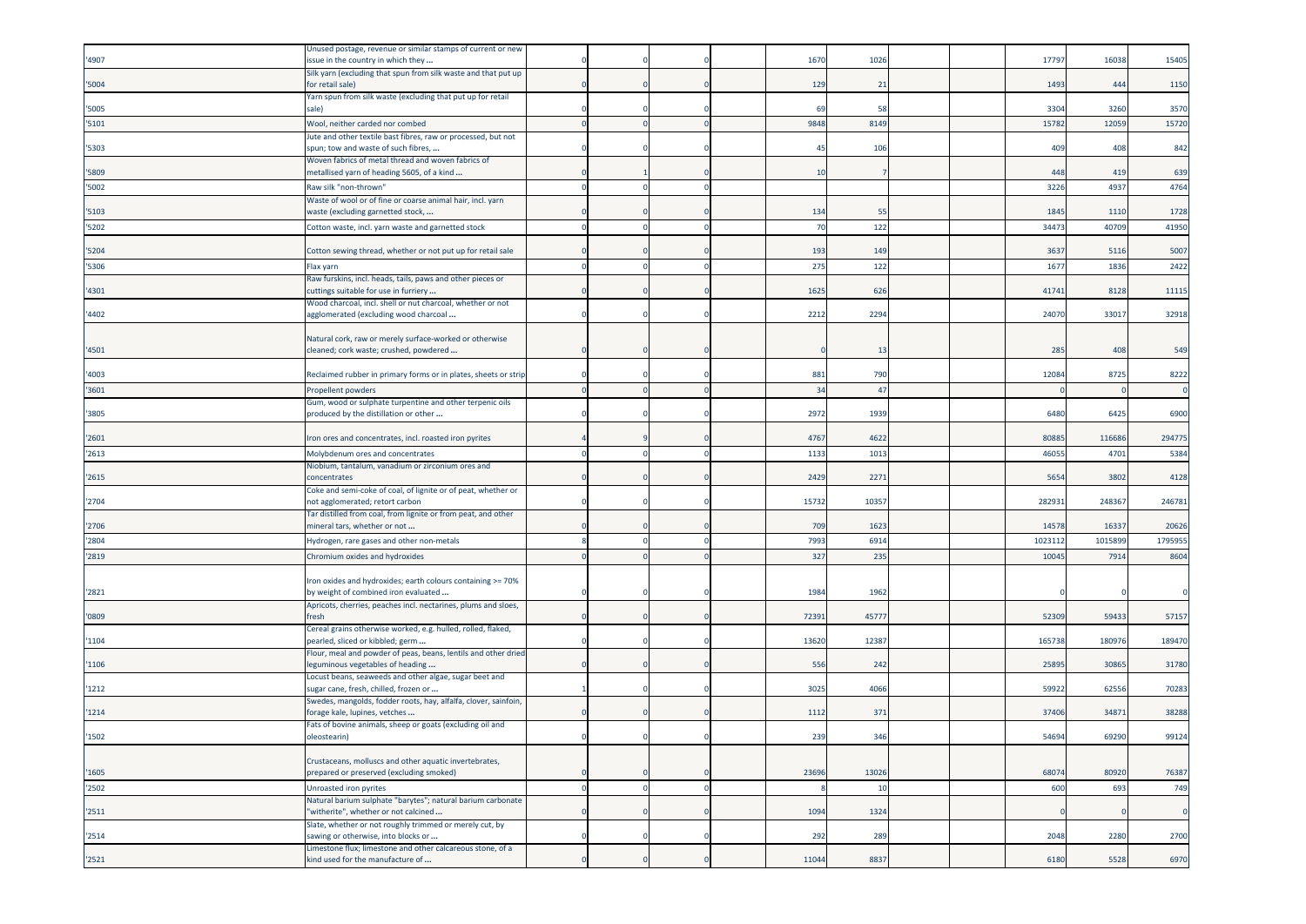| | | | | | | | | | | | |
|---|---|---|---|---|---|---|---|---|---|---|---|
| '4907 | Unused postage, revenue or similar stamps of current or new issue in the country in which they ... | 0 | 0 | 0 | 1670 | 1026 | | | 17797 | 16038 | 15405 |
| '5004 | Silk yarn (excluding that spun from silk waste and that put up for retail sale) | 0 | 0 | 0 | 129 | 21 | | | 1493 | 444 | 1150 |
| '5005 | Yarn spun from silk waste (excluding that put up for retail sale) | 0 | 0 | 0 | 69 | 58 | | | 3304 | 3260 | 3570 |
| '5101 | Wool, neither carded nor combed | 0 | 0 | 0 | 9848 | 8149 | | | 15782 | 12059 | 15720 |
| '5303 | Jute and other textile bast fibres, raw or processed, but not spun; tow and waste of such fibres, ... | 0 | 0 | 0 | 45 | 106 | | | 409 | 408 | 842 |
| '5809 | Woven fabrics of metal thread and woven fabrics of metallised yarn of heading 5605, of a kind ... | 0 | 1 | 0 | 10 | 7 | | | 448 | 419 | 639 |
| '5002 | Raw silk "non-thrown" | 0 | 0 | 0 | | | | | 3226 | 4937 | 4764 |
| '5103 | Waste of wool or of fine or coarse animal hair, incl. yarn waste (excluding garnetted stock, ... | 0 | 0 | 0 | 134 | 55 | | | 1845 | 1110 | 1728 |
| '5202 | Cotton waste, incl. yarn waste and garnetted stock | 0 | 0 | 0 | 70 | 122 | | | 34473 | 40709 | 41950 |
| '5204 | Cotton sewing thread, whether or not put up for retail sale | 0 | 0 | 0 | 193 | 149 | | | 3637 | 5116 | 5007 |
| '5306 | Flax yarn | 0 | 0 | 0 | 275 | 122 | | | 1677 | 1836 | 2422 |
| '4301 | Raw furskins, incl. heads, tails, paws and other pieces or cuttings suitable for use in furriery ... | 0 | 0 | 0 | 1625 | 626 | | | 41741 | 8128 | 11115 |
| '4402 | Wood charcoal, incl. shell or nut charcoal, whether or not agglomerated (excluding wood charcoal ... | 0 | 0 | 0 | 2212 | 2294 | | | 24070 | 33017 | 32918 |
| '4501 | Natural cork, raw or merely surface-worked or otherwise cleaned; cork waste; crushed, powdered ... | 0 | 0 | 0 | 0 | 13 | | | 285 | 408 | 549 |
| '4003 | Reclaimed rubber in primary forms or in plates, sheets or strip | 0 | 0 | 0 | 881 | 790 | | | 12084 | 8725 | 8222 |
| '3601 | Propellent powders | 0 | 0 | 0 | 34 | 47 | | | 0 | 0 | 0 |
| '3805 | Gum, wood or sulphate turpentine and other terpenic oils produced by the distillation or other ... | 0 | 0 | 0 | 2972 | 1939 | | | 6480 | 6425 | 6900 |
| '2601 | Iron ores and concentrates, incl. roasted iron pyrites | 4 | 9 | 0 | 4767 | 4622 | | | 80885 | 116686 | 294775 |
| '2613 | Molybdenum ores and concentrates | 0 | 0 | 0 | 1133 | 1013 | | | 46055 | 4701 | 5384 |
| '2615 | Niobium, tantalum, vanadium or zirconium ores and concentrates | 0 | 0 | 0 | 2429 | 2271 | | | 5654 | 3802 | 4128 |
| '2704 | Coke and semi-coke of coal, of lignite or of peat, whether or not agglomerated; retort carbon | 0 | 0 | 0 | 15732 | 10357 | | | 282931 | 248367 | 246781 |
| '2706 | Tar distilled from coal, from lignite or from peat, and other mineral tars, whether or not ... | 0 | 0 | 0 | 709 | 1623 | | | 14578 | 16337 | 20626 |
| '2804 | Hydrogen, rare gases and other non-metals | 8 | 0 | 0 | 7993 | 6914 | | | 1023112 | 1015899 | 1795955 |
| '2819 | Chromium oxides and hydroxides | 0 | 0 | 0 | 327 | 235 | | | 10045 | 7914 | 8604 |
| '2821 | Iron oxides and hydroxides; earth colours containing >= 70% by weight of combined iron evaluated ... | 0 | 0 | 0 | 1984 | 1962 | | | 0 | 0 | 0 |
| '0809 | Apricots, cherries, peaches incl. nectarines, plums and sloes, fresh | 0 | 0 | 0 | 72391 | 45777 | | | 52309 | 59433 | 57157 |
| '1104 | Cereal grains otherwise worked, e.g. hulled, rolled, flaked, pearled, sliced or kibbled; germ ... | 0 | 0 | 0 | 13620 | 12387 | | | 165738 | 180976 | 189470 |
| '1106 | Flour, meal and powder of peas, beans, lentils and other dried leguminous vegetables of heading ... | 0 | 0 | 0 | 556 | 242 | | | 25895 | 30865 | 31780 |
| '1212 | Locust beans, seaweeds and other algae, sugar beet and sugar cane, fresh, chilled, frozen or ... | 1 | 0 | 0 | 3025 | 4066 | | | 59922 | 62556 | 70283 |
| '1214 | Swedes, mangolds, fodder roots, hay, alfalfa, clover, sainfoin, forage kale, lupines, vetches ... | 0 | 0 | 0 | 1112 | 371 | | | 37406 | 34871 | 38288 |
| '1502 | Fats of bovine animals, sheep or goats (excluding oil and oleostearin) | 0 | 0 | 0 | 239 | 346 | | | 54694 | 69290 | 99124 |
| '1605 | Crustaceans, molluscs and other aquatic invertebrates, prepared or preserved (excluding smoked) | 0 | 0 | 0 | 23696 | 13026 | | | 68074 | 80920 | 76387 |
| '2502 | Unroasted iron pyrites | 0 | 0 | 0 | 8 | 10 | | | 600 | 693 | 749 |
| '2511 | Natural barium sulphate "barytes"; natural barium carbonate "witherite", whether or not calcined ... | 0 | 0 | 0 | 1094 | 1324 | | | 0 | 0 | 0 |
| '2514 | Slate, whether or not roughly trimmed or merely cut, by sawing or otherwise, into blocks or ... | 0 | 0 | 0 | 292 | 289 | | | 2048 | 2280 | 2700 |
| '2521 | Limestone flux; limestone and other calcareous stone, of a kind used for the manufacture of ... | 0 | 0 | 0 | 11044 | 8837 | | | 6180 | 5528 | 6970 |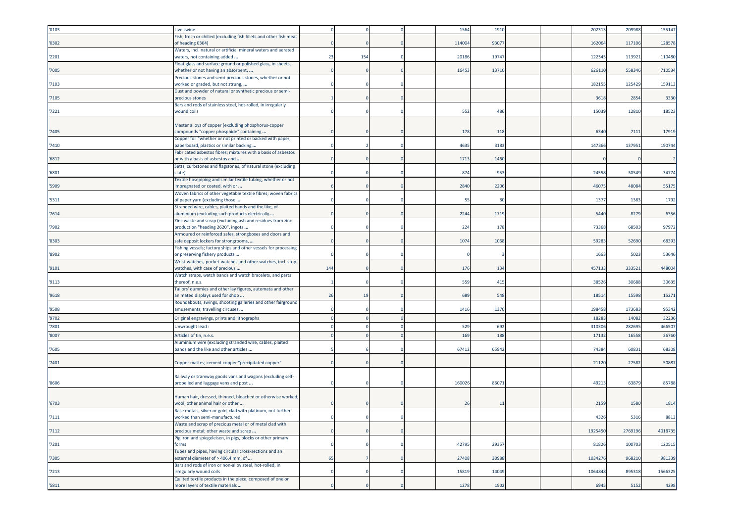| | | | | | | | | | | | |
|---|---|---|---|---|---|---|---|---|---|---|---|
| '0103 | Live swine | 0 | 0 | 0 | 1564 | 1910 | | | 202313 | 209988 | 155147 |
| '0302 | Fish, fresh or chilled (excluding fish fillets and other fish meat of heading 0304) | 0 | 0 | 0 | 114004 | 93077 | | | 162064 | 117106 | 128578 |
| '2201 | Waters, incl. natural or artificial mineral waters and aerated waters, not containing added ... | 23 | 154 | 0 | 20186 | 19747 | | | 122545 | 113921 | 110480 |
| '7005 | Float glass and surface ground or polished glass, in sheets, whether or not having an absorbent, ... | 0 | 0 | 0 | 16453 | 13710 | | | 626110 | 558346 | 710534 |
| '7103 | Precious stones and semi-precious stones, whether or not worked or graded, but not strung, ... | 0 | 0 | 0 | | | | | 182155 | 125429 | 159113 |
| '7105 | Dust and powder of natural or synthetic precious or semi-precious stones | 1 | 0 | 0 | | | | | 3618 | 2854 | 3330 |
| '7221 | Bars and rods of stainless steel, hot-rolled, in irregularly wound coils | 0 | 0 | 0 | 552 | 486 | | | 15039 | 12810 | 18523 |
| '7405 | Master alloys of copper (excluding phosphorus-copper compounds "copper phosphide" containing ... | 0 | 0 | 0 | 178 | 118 | | | 6340 | 7111 | 17919 |
| '7410 | Copper foil "whether or not printed or backed with paper, paperboard, plastics or similar backing ... | 0 | 2 | 0 | 4635 | 3183 | | | 147366 | 137951 | 190744 |
| '6812 | Fabricated asbestos fibres; mixtures with a basis of asbestos or with a basis of asbestos and ... | 0 | 0 | 0 | 1713 | 1460 | | | 0 | 0 | 2 |
| '6801 | Setts, curbstones and flagstones, of natural stone (excluding slate) | 0 | 0 | 0 | 874 | 953 | | | 24558 | 30549 | 34774 |
| '5909 | Textile hosepiping and similar textile tubing, whether or not impregnated or coated, with or ... | 6 | 0 | 0 | 2840 | 2206 | | | 46075 | 48084 | 55175 |
| '5311 | Woven fabrics of other vegetable textile fibres; woven fabrics of paper yarn (excluding those ... | 0 | 0 | 0 | 55 | 80 | | | 1377 | 1383 | 1792 |
| '7614 | Stranded wire, cables, plaited bands and the like, of aluminium (excluding such products electrically ... | 0 | 0 | 0 | 2244 | 1719 | | | 5440 | 8279 | 6356 |
| '7902 | Zinc waste and scrap (excluding ash and residues from zinc production "heading 2620", ingots ... | 0 | 0 | 0 | 224 | 178 | | | 73368 | 68503 | 97972 |
| '8303 | Armoured or reinforced safes, strongboxes and doors and safe deposit lockers for strongrooms, ... | 0 | 0 | 0 | 1074 | 1068 | | | 59283 | 52690 | 68393 |
| '8902 | Fishing vessels; factory ships and other vessels for processing or preserving fishery products ... | 0 | 0 | 0 | 0 | 3 | | | 1663 | 5023 | 53646 |
| '9101 | Wrist-watches, pocket-watches and other watches, incl. stop-watches, with case of precious ... | 144 | 0 | 0 | 176 | 134 | | | 457133 | 333521 | 448004 |
| '9113 | Watch straps, watch bands and watch bracelets, and parts thereof, n.e.s. | 1 | 0 | 0 | 559 | 415 | | | 38526 | 30688 | 30635 |
| '9618 | Tailors' dummies and other lay figures, automata and other animated displays used for shop ... | 26 | 19 | 0 | 689 | 548 | | | 18514 | 15598 | 15271 |
| '9508 | Roundabouts, swings, shooting galleries and other fairground amusements; travelling circuses ... | 0 | 0 | 0 | 1416 | 1370 | | | 198458 | 173683 | 95342 |
| '9702 | Original engravings, prints and lithographs | 0 | 0 | 0 | | | | | 18283 | 14082 | 32236 |
| '7801 | Unwrought lead : | 0 | 0 | 0 | 529 | 692 | | | 310306 | 282695 | 466507 |
| '8007 | Articles of tin, n.e.s. | 0 | 0 | 0 | 169 | 188 | | | 17132 | 16558 | 26760 |
| '7605 | Aluminium wire (excluding stranded wire, cables, plaited bands and the like and other articles ... | 5 | 6 | 0 | 67412 | 65942 | | | 74384 | 60831 | 68308 |
| '7401 | Copper mattes; cement copper "precipitated copper" | 0 | 0 | 0 | | | | | 21120 | 27582 | 50887 |
| '8606 | Railway or tramway goods vans and wagons (excluding self-propelled and luggage vans and post ... | 0 | 0 | 0 | 160026 | 86071 | | | 49213 | 63879 | 85788 |
| '6703 | Human hair, dressed, thinned, bleached or otherwise worked; wool, other animal hair or other ... | 0 | 0 | 0 | 26 | 11 | | | 2159 | 1580 | 1814 |
| '7111 | Base metals, silver or gold, clad with platinum, not further worked than semi-manufactured | 0 | 0 | 0 | | | | | 4326 | 5316 | 8813 |
| '7112 | Waste and scrap of precious metal or of metal clad with precious metal; other waste and scrap ... | 0 | 0 | 0 | | | | | 1925450 | 2769196 | 4018735 |
| '7201 | Pig iron and spiegeleisen, in pigs, blocks or other primary forms | 0 | 0 | 0 | 42795 | 29357 | | | 81826 | 100703 | 120515 |
| '7305 | Tubes and pipes, having circular cross-sections and an external diameter of > 406,4 mm, of ... | 65 | 7 | 0 | 27408 | 30988 | | | 1034276 | 968210 | 981339 |
| '7213 | Bars and rods of iron or non-alloy steel, hot-rolled, in irregularly wound coils | 0 | 0 | 0 | 15819 | 14049 | | | 1064848 | 895318 | 1566325 |
| '5811 | Quilted textile products in the piece, composed of one or more layers of textile materials ... | 0 | 0 | 0 | 1278 | 1902 | | | 6945 | 5152 | 4298 |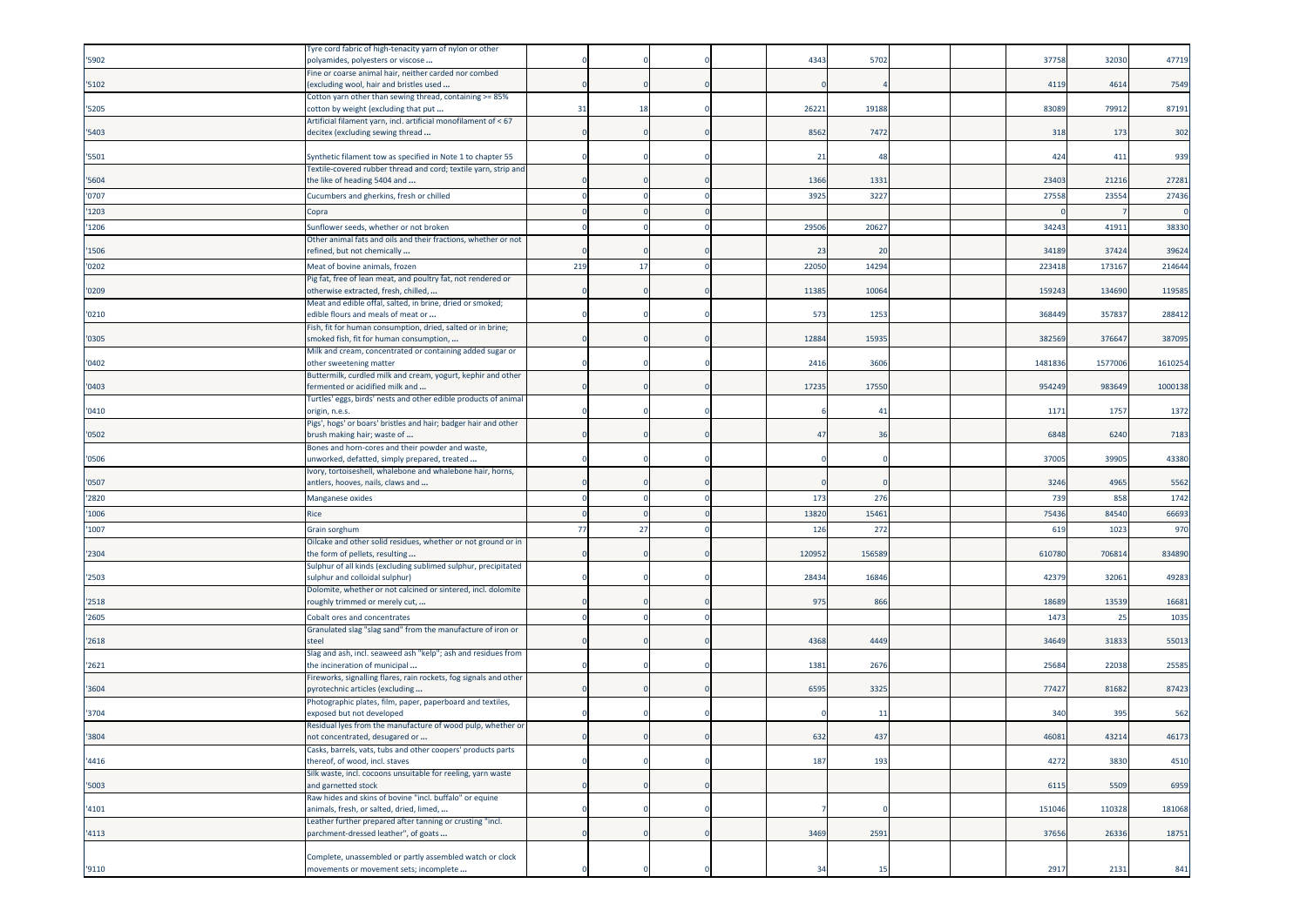| | | | | | | | | | | | |
|---|---|---|---|---|---|---|---|---|---|---|---|
| '5902 | Tyre cord fabric of high-tenacity yarn of nylon or other polyamides, polyesters or viscose ... | 0 | 0 | 0 | 4343 | 5702 | | | 37758 | 32030 | 47719 |
| '5102 | Fine or coarse animal hair, neither carded nor combed (excluding wool, hair and bristles used ... | 0 | 0 | 0 | 0 | 4 | | | 4119 | 4614 | 7549 |
| '5205 | Cotton yarn other than sewing thread, containing >= 85% cotton by weight (excluding that put ... | 31 | 18 | 0 | 26221 | 19188 | | | 83089 | 79912 | 87191 |
| '5403 | Artificial filament yarn, incl. artificial monofilament of < 67 decitex (excluding sewing thread ... | 0 | 0 | 0 | 8562 | 7472 | | | 318 | 173 | 302 |
| '5501 | Synthetic filament tow as specified in Note 1 to chapter 55 | 0 | 0 | 0 | 21 | 48 | | | 424 | 411 | 939 |
| '5604 | Textile-covered rubber thread and cord; textile yarn, strip and the like of heading 5404 and ... | 0 | 0 | 0 | 1366 | 1331 | | | 23403 | 21216 | 27281 |
| '0707 | Cucumbers and gherkins, fresh or chilled | 0 | 0 | 0 | 3925 | 3227 | | | 27558 | 23554 | 27436 |
| '1203 | Copra | 0 | 0 | 0 | | | | | 0 | 7 | 0 |
| '1206 | Sunflower seeds, whether or not broken | 0 | 0 | 0 | 29506 | 20627 | | | 34243 | 41911 | 38330 |
| '1506 | Other animal fats and oils and their fractions, whether or not refined, but not chemically ... | 0 | 0 | 0 | 23 | 20 | | | 34189 | 37424 | 39624 |
| '0202 | Meat of bovine animals, frozen | 219 | 17 | 0 | 22050 | 14294 | | | 223418 | 173167 | 214644 |
| '0209 | Pig fat, free of lean meat, and poultry fat, not rendered or otherwise extracted, fresh, chilled, ... | 0 | 0 | 0 | 11385 | 10064 | | | 159243 | 134690 | 119585 |
| '0210 | Meat and edible offal, salted, in brine, dried or smoked; edible flours and meals of meat or ... | 0 | 0 | 0 | 573 | 1253 | | | 368449 | 357837 | 288412 |
| '0305 | Fish, fit for human consumption, dried, salted or in brine; smoked fish, fit for human consumption, ... | 0 | 0 | 0 | 12884 | 15935 | | | 382569 | 376647 | 387095 |
| '0402 | Milk and cream, concentrated or containing added sugar or other sweetening matter | 0 | 0 | 0 | 2416 | 3606 | | | 1481836 | 1577006 | 1610254 |
| '0403 | Buttermilk, curdled milk and cream, yogurt, kephir and other fermented or acidified milk and ... | 0 | 0 | 0 | 17235 | 17550 | | | 954249 | 983649 | 1000138 |
| '0410 | Turtles' eggs, birds' nests and other edible products of animal origin, n.e.s. | 0 | 0 | 0 | 6 | 41 | | | 1171 | 1757 | 1372 |
| '0502 | Pigs', hogs' or boars' bristles and hair; badger hair and other brush making hair; waste of ... | 0 | 0 | 0 | 47 | 36 | | | 6848 | 6240 | 7183 |
| '0506 | Bones and horn-cores and their powder and waste, unworked, defatted, simply prepared, treated ... | 0 | 0 | 0 | 0 | 0 | | | 37005 | 39905 | 43380 |
| '0507 | Ivory, tortoiseshell, whalebone and whalebone hair, horns, antlers, hooves, nails, claws and ... | 0 | 0 | 0 | 0 | 0 | | | 3246 | 4965 | 5562 |
| '2820 | Manganese oxides | 0 | 0 | 0 | 173 | 276 | | | 739 | 858 | 1742 |
| '1006 | Rice | 0 | 0 | 0 | 13820 | 15461 | | | 75436 | 84540 | 66693 |
| '1007 | Grain sorghum | 77 | 27 | 0 | 126 | 272 | | | 619 | 1023 | 970 |
| '2304 | Oilcake and other solid residues, whether or not ground or in the form of pellets, resulting ... | 0 | 0 | 0 | 120952 | 156589 | | | 610780 | 706814 | 834890 |
| '2503 | Sulphur of all kinds (excluding sublimed sulphur, precipitated sulphur and colloidal sulphur) | 0 | 0 | 0 | 28434 | 16846 | | | 42379 | 32061 | 49283 |
| '2518 | Dolomite, whether or not calcined or sintered, incl. dolomite roughly trimmed or merely cut, ... | 0 | 0 | 0 | 975 | 866 | | | 18689 | 13539 | 16681 |
| '2605 | Cobalt ores and concentrates | 0 | 0 | 0 | | | | | 1473 | 25 | 1035 |
| '2618 | Granulated slag "slag sand" from the manufacture of iron or steel | 0 | 0 | 0 | 4368 | 4449 | | | 34649 | 31833 | 55013 |
| '2621 | Slag and ash, incl. seaweed ash "kelp"; ash and residues from the incineration of municipal ... | 0 | 0 | 0 | 1381 | 2676 | | | 25684 | 22038 | 25585 |
| '3604 | Fireworks, signalling flares, rain rockets, fog signals and other pyrotechnic articles (excluding ... | 0 | 0 | 0 | 6595 | 3325 | | | 77427 | 81682 | 87423 |
| '3704 | Photographic plates, film, paper, paperboard and textiles, exposed but not developed | 0 | 0 | 0 | 0 | 11 | | | 340 | 395 | 562 |
| '3804 | Residual lyes from the manufacture of wood pulp, whether or not concentrated, desugared or ... | 0 | 0 | 0 | 632 | 437 | | | 46081 | 43214 | 46173 |
| '4416 | Casks, barrels, vats, tubs and other coopers' products parts thereof, of wood, incl. staves | 0 | 0 | 0 | 187 | 193 | | | 4272 | 3830 | 4510 |
| '5003 | Silk waste, incl. cocoons unsuitable for reeling, yarn waste and garnetted stock | 0 | 0 | 0 | | | | | 6115 | 5509 | 6959 |
| '4101 | Raw hides and skins of bovine "incl. buffalo" or equine animals, fresh, or salted, dried, limed, ... | 0 | 0 | 0 | 7 | 0 | | | 151046 | 110328 | 181068 |
| '4113 | Leather further prepared after tanning or crusting "incl. parchment-dressed leather", of goats ... | 0 | 0 | 0 | 3469 | 2591 | | | 37656 | 26336 | 18751 |
| '9110 | Complete, unassembled or partly assembled watch or clock movements or movement sets; incomplete ... | 0 | 0 | 0 | 34 | 15 | | | 2917 | 2131 | 841 |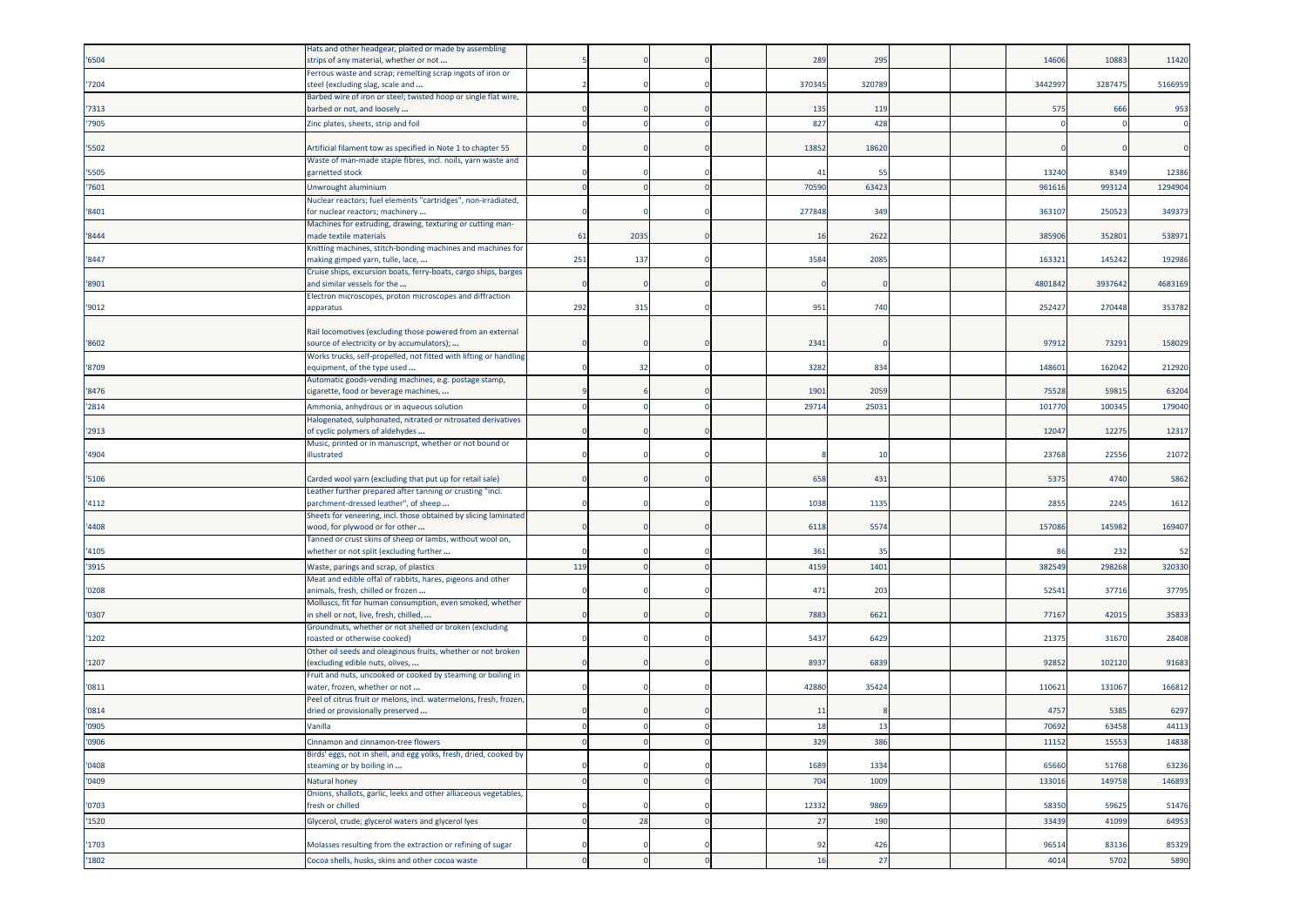| | | | | | | | | | | | | |
|---|---|---|---|---|---|---|---|---|---|---|---|---|
| '6504 | Hats and other headgear, plaited or made by assembling strips of any material, whether or not ... | 5 | 0 | 0 | | 289 | 295 | | | 14606 | 10883 | 11420 |
| '7204 | Ferrous waste and scrap; remelting scrap ingots of iron or steel (excluding slag, scale and ... | 2 | 0 | 0 | | 370345 | 320789 | | | 3442997 | 3287475 | 5166959 |
| '7313 | Barbed wire of iron or steel; twisted hoop or single flat wire, barbed or not, and loosely ... | 0 | 0 | 0 | | 135 | 119 | | | 575 | 666 | 953 |
| '7905 | Zinc plates, sheets, strip and foil | 0 | 0 | 0 | | 827 | 428 | | | 0 | 0 | 0 |
| '5502 | Artificial filament tow as specified in Note 1 to chapter 55 | 0 | 0 | 0 | | 13852 | 18620 | | | 0 | 0 | 0 |
| '5505 | Waste of man-made staple fibres, incl. noils, yarn waste and garnetted stock | 0 | 0 | 0 | | 41 | 55 | | | 13240 | 8349 | 12386 |
| '7601 | Unwrought aluminium | 0 | 0 | 0 | | 70590 | 63423 | | | 961616 | 993124 | 1294904 |
| '8401 | Nuclear reactors; fuel elements "cartridges", non-irradiated, for nuclear reactors; machinery ... | 0 | 0 | 0 | | 277848 | 349 | | | 363107 | 250523 | 349373 |
| '8444 | Machines for extruding, drawing, texturing or cutting man-made textile materials | 61 | 2035 | 0 | | 16 | 2622 | | | 385906 | 352801 | 538971 |
| '8447 | Knitting machines, stitch-bonding machines and machines for making gimped yarn, tulle, lace, ... | 251 | 137 | 0 | | 3584 | 2085 | | | 163321 | 145242 | 192986 |
| '8901 | Cruise ships, excursion boats, ferry-boats, cargo ships, barges and similar vessels for the ... | 0 | 0 | 0 | | 0 | 0 | | | 4801842 | 3937642 | 4683169 |
| '9012 | Electron microscopes, proton microscopes and diffraction apparatus | 292 | 315 | 0 | | 951 | 740 | | | 252427 | 270448 | 353782 |
| '8602 | Rail locomotives (excluding those powered from an external source of electricity or by accumulators); ... | 0 | 0 | 0 | | 2341 | 0 | | | 97912 | 73291 | 158029 |
| '8709 | Works trucks, self-propelled, not fitted with lifting or handling equipment, of the type used ... | 0 | 32 | 0 | | 3282 | 834 | | | 148601 | 162042 | 212920 |
| '8476 | Automatic goods-vending machines, e.g. postage stamp, cigarette, food or beverage machines, ... | 9 | 6 | 0 | | 1901 | 2059 | | | 75528 | 59815 | 63204 |
| '2814 | Ammonia, anhydrous or in aqueous solution | 0 | 0 | 0 | | 29714 | 25031 | | | 101770 | 100345 | 179040 |
| '2913 | Halogenated, sulphonated, nitrated or nitrosated derivatives of cyclic polymers of aldehydes ... | 0 | 0 | 0 | | | | | | 12047 | 12275 | 12317 |
| '4904 | Music, printed or in manuscript, whether or not bound or illustrated | 0 | 0 | 0 | | 8 | 10 | | | 23768 | 22556 | 21072 |
| '5106 | Carded wool yarn (excluding that put up for retail sale) | 0 | 0 | 0 | | 658 | 431 | | | 5375 | 4740 | 5862 |
| '4112 | Leather further prepared after tanning or crusting "incl. parchment-dressed leather", of sheep ... | 0 | 0 | 0 | | 1038 | 1135 | | | 2855 | 2245 | 1612 |
| '4408 | Sheets for veneering, incl. those obtained by slicing laminated wood, for plywood or for other ... | 0 | 0 | 0 | | 6118 | 5574 | | | 157086 | 145982 | 169407 |
| '4105 | Tanned or crust skins of sheep or lambs, without wool on, whether or not split (excluding further ... | 0 | 0 | 0 | | 361 | 35 | | | 86 | 232 | 52 |
| '3915 | Waste, parings and scrap, of plastics | 119 | 0 | 0 | | 4159 | 1401 | | | 382549 | 298268 | 320330 |
| '0208 | Meat and edible offal of rabbits, hares, pigeons and other animals, fresh, chilled or frozen ... | 0 | 0 | 0 | | 471 | 203 | | | 52541 | 37716 | 37795 |
| '0307 | Molluscs, fit for human consumption, even smoked, whether in shell or not, live, fresh, chilled, ... | 0 | 0 | 0 | | 7883 | 6621 | | | 77167 | 42015 | 35833 |
| '1202 | Groundnuts, whether or not shelled or broken (excluding roasted or otherwise cooked) | 0 | 0 | 0 | | 5437 | 6429 | | | 21375 | 31670 | 28408 |
| '1207 | Other oil seeds and oleaginous fruits, whether or not broken (excluding edible nuts, olives, ... | 0 | 0 | 0 | | 8937 | 6839 | | | 92852 | 102120 | 91683 |
| '0811 | Fruit and nuts, uncooked or cooked by steaming or boiling in water, frozen, whether or not ... | 0 | 0 | 0 | | 42880 | 35424 | | | 110621 | 131067 | 166812 |
| '0814 | Peel of citrus fruit or melons, incl. watermelons, fresh, frozen, dried or provisionally preserved ... | 0 | 0 | 0 | | 11 | 8 | | | 4757 | 5385 | 6297 |
| '0905 | Vanilla | 0 | 0 | 0 | | 18 | 13 | | | 70692 | 63458 | 44113 |
| '0906 | Cinnamon and cinnamon-tree flowers | 0 | 0 | 0 | | 329 | 386 | | | 11152 | 15553 | 14838 |
| '0408 | Birds' eggs, not in shell, and egg yolks, fresh, dried, cooked by steaming or by boiling in ... | 0 | 0 | 0 | | 1689 | 1334 | | | 65660 | 51768 | 63236 |
| '0409 | Natural honey | 0 | 0 | 0 | | 704 | 1009 | | | 133016 | 149758 | 146893 |
| '0703 | Onions, shallots, garlic, leeks and other alliaceous vegetables, fresh or chilled | 0 | 0 | 0 | | 12332 | 9869 | | | 58350 | 59625 | 51476 |
| '1520 | Glycerol, crude; glycerol waters and glycerol lyes | 0 | 28 | 0 | | 27 | 190 | | | 33439 | 41099 | 64953 |
| '1703 | Molasses resulting from the extraction or refining of sugar | 0 | 0 | 0 | | 92 | 426 | | | 96514 | 83136 | 85329 |
| '1802 | Cocoa shells, husks, skins and other cocoa waste | 0 | 0 | 0 | | 16 | 27 | | | 4014 | 5702 | 5890 |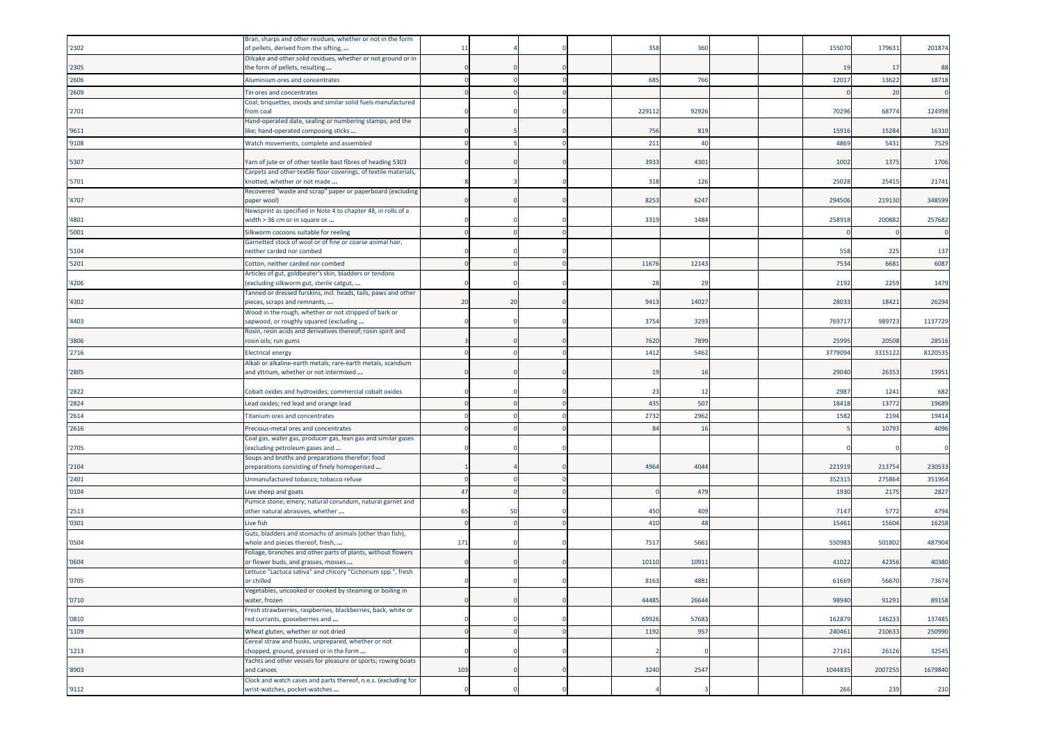| | | | | | | | | | | | | |
|---|---|---|---|---|---|---|---|---|---|---|---|---|
| '2302 | Bran, sharps and other residues, whether or not in the form of pellets, derived from the sifting, ... | 11 | 4 | 0 | | 358 | 360 | | | 155070 | 179631 | 201874 |
| '2305 | Oilcake and other solid residues, whether or not ground or in the form of pellets, resulting ... | 0 | 0 | 0 | | | | | | 19 | 17 | 88 |
| '2606 | Aluminium ores and concentrates | 0 | 0 | 0 | | 685 | 766 | | | 12017 | 13622 | 18718 |
| '2609 | Tin ores and concentrates | 0 | 0 | 0 | | | | | | 0 | 20 | 0 |
| '2701 | Coal; briquettes, ovoids and similar solid fuels manufactured from coal | 0 | 0 | 0 | | 229112 | 92926 | | | 70296 | 68774 | 124998 |
| '9611 | Hand-operated date, sealing or numbering stamps, and the like; hand-operated composing sticks ... | 0 | 5 | 0 | | 756 | 819 | | | 15916 | 15284 | 16310 |
| '9108 | Watch movements, complete and assembled | 0 | 5 | 0 | | 211 | 40 | | | 4869 | 5431 | 7529 |
| '5307 | Yarn of jute or of other textile bast fibres of heading 5303 | 0 | 0 | 0 | | 3933 | 4301 | | | 1002 | 1375 | 1706 |
| '5701 | Carpets and other textile floor coverings, of textile materials, knotted, whether or not made ... | 8 | 3 | 0 | | 318 | 126 | | | 25028 | 25415 | 21741 |
| '4707 | Recovered "waste and scrap" paper or paperboard (excluding paper wool) | 0 | 0 | 0 | | 8253 | 6247 | | | 294506 | 219130 | 348599 |
| '4801 | Newsprint as specified in Note 4 to chapter 48, in rolls of a width > 36 cm or in square or ... | 0 | 0 | 0 | | 3319 | 1484 | | | 258918 | 200882 | 257682 |
| '5001 | Silkworm cocoons suitable for reeling | 0 | 0 | 0 | | | | | | 0 | 0 | 0 |
| '5104 | Garnetted stock of wool or of fine or coarse animal hair, neither carded nor combed | 0 | 0 | 0 | | | | | | 558 | 225 | 137 |
| '5201 | Cotton, neither carded nor combed | 0 | 0 | 0 | | 11676 | 12143 | | | 7534 | 6681 | 6087 |
| '4206 | Articles of gut, goldbeater's skin, bladders or tendons (excluding silkworm gut, sterile catgut, ... | 0 | 0 | 0 | | 28 | 29 | | | 2192 | 2259 | 1479 |
| '4302 | Tanned or dressed furskins, incl. heads, tails, paws and other pieces, scraps and remnants, ... | 20 | 20 | 0 | | 9413 | 14027 | | | 28033 | 18421 | 26294 |
| '4403 | Wood in the rough, whether or not stripped of bark or sapwood, or roughly squared (excluding ... | 0 | 0 | 0 | | 3754 | 3293 | | | 769717 | 989723 | 1137729 |
| '3806 | Rosin, resin acids and derivatives thereof; rosin spirit and rosin oils; run gums | 3 | 0 | 0 | | 7620 | 7899 | | | 25995 | 20508 | 28516 |
| '2716 | Electrical energy | 0 | 0 | 0 | | 1412 | 5462 | | | 3779094 | 3315122 | 8120535 |
| '2805 | Alkali or alkaline-earth metals; rare-earth metals, scandium and yttrium, whether or not intermixed ... | 0 | 0 | 0 | | 19 | 16 | | | 29040 | 26353 | 19951 |
| '2822 | Cobalt oxides and hydroxides; commercial cobalt oxides | 0 | 0 | 0 | | 23 | 12 | | | 2987 | 1241 | 682 |
| '2824 | Lead oxides; red lead and orange lead | 0 | 0 | 0 | | 435 | 507 | | | 18418 | 13772 | 19689 |
| '2614 | Titanium ores and concentrates | 0 | 0 | 0 | | 2732 | 2962 | | | 1582 | 2194 | 19414 |
| '2616 | Precious-metal ores and concentrates | 0 | 0 | 0 | | 84 | 16 | | | 5 | 10793 | 4096 |
| '2705 | Coal gas, water gas, producer gas, lean gas and similar gases (excluding petroleum gases and ... | 0 | 0 | 0 | | | | | | 0 | 0 | 0 |
| '2104 | Soups and broths and preparations therefor; food preparations consisting of finely homogenised ... | 1 | 4 | 0 | | 4964 | 4044 | | | 221919 | 213754 | 230533 |
| '2401 | Unmanufactured tobacco; tobacco refuse | 0 | 0 | 0 | | | | | | 352315 | 275864 | 351964 |
| '0104 | Live sheep and goats | 47 | 0 | 0 | | 0 | 479 | | | 1930 | 2175 | 2827 |
| '2513 | Pumice stone; emery; natural corundum, natural garnet and other natural abrasives, whether ... | 65 | 50 | 0 | | 450 | 409 | | | 7147 | 5772 | 4794 |
| '0301 | Live fish | 0 | 0 | 0 | | 410 | 48 | | | 15461 | 15604 | 16258 |
| '0504 | Guts, bladders and stomachs of animals (other than fish), whole and pieces thereof, fresh, ... | 171 | 0 | 0 | | 7517 | 5661 | | | 550983 | 501802 | 487904 |
| '0604 | Foliage, branches and other parts of plants, without flowers or flower buds, and grasses, mosses ... | 0 | 0 | 0 | | 10110 | 10911 | | | 41022 | 42356 | 40380 |
| '0705 | Lettuce "Lactuca sativa" and chicory "Cichorium spp.", fresh or chilled | 0 | 0 | 0 | | 8163 | 4881 | | | 61669 | 56670 | 73674 |
| '0710 | Vegetables, uncooked or cooked by steaming or boiling in water, frozen | 0 | 0 | 0 | | 44485 | 26644 | | | 98940 | 91291 | 89158 |
| '0810 | Fresh strawberries, raspberries, blackberries, back, white or red currants, gooseberries and ... | 0 | 0 | 0 | | 69926 | 57683 | | | 162879 | 146233 | 137485 |
| '1109 | Wheat gluten, whether or not dried | 0 | 0 | 0 | | 1192 | 957 | | | 240461 | 210633 | 250990 |
| '1213 | Cereal straw and husks, unprepared, whether or not chopped, ground, pressed or in the form ... | 0 | 0 | 0 | | 2 | 0 | | | 27161 | 26126 | 32545 |
| '8903 | Yachts and other vessels for pleasure or sports; rowing boats and canoes | 103 | 0 | 0 | | 3240 | 2547 | | | 1044835 | 2007255 | 1679840 |
| '9112 | Clock and watch cases and parts thereof, n.e.s. (excluding for wrist-watches, pocket-watches ... | 0 | 0 | 0 | | 4 | 3 | | | 266 | 239 | 210 |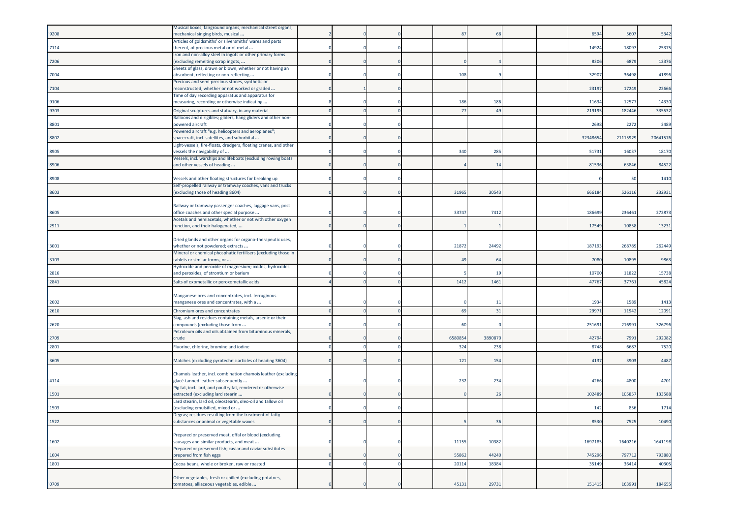| | | | | | | | | | | | |
|---|---|---|---|---|---|---|---|---|---|---|---|
| '9208 | Musical boxes, fairground organs, mechanical street organs, mechanical singing birds, musical ... | 2 | 0 | 0 | 87 | 68 | | | 6594 | 5607 | 5342 |
| '7114 | Articles of goldsmiths' or silversmiths' wares and parts thereof, of precious metal or of metal ... | 0 | 0 | 0 | | | | | 14924 | 18097 | 25375 |
| '7206 | Iron and non-alloy steel in ingots or other primary forms (excluding remelting scrap ingots, ... | 0 | 0 | 0 | 0 | 4 | | | 8306 | 6879 | 12376 |
| '7004 | Sheets of glass, drawn or blown, whether or not having an absorbent, reflecting or non-reflecting ... | 0 | 0 | 0 | 108 | 9 | | | 32907 | 36498 | 41896 |
| '7104 | Precious and semi-precious stones, synthetic or reconstructed, whether or not worked or graded ... | 0 | 1 | 0 | | | | | 23197 | 17249 | 22666 |
| '9106 | Time of day recording apparatus and apparatus for measuring, recording or otherwise indicating ... | 8 | 0 | 0 | 186 | 186 | | | 11634 | 12577 | 14330 |
| '9703 | Original sculptures and statuary, in any material | 0 | 0 | 0 | 77 | 49 | | | 219195 | 182446 | 335532 |
| '8801 | Balloons and dirigibles; gliders, hang gliders and other non-powered aircraft | 0 | 0 | 0 | | | | | 2698 | 2272 | 3489 |
| '8802 | Powered aircraft "e.g. helicopters and aeroplanes"; spacecraft, incl. satellites, and suborbital ... | 0 | 0 | 0 | | | | | 32348654 | 21115929 | 20641576 |
| '8905 | Light-vessels, fire-floats, dredgers, floating cranes, and other vessels the navigability of ... | 0 | 0 | 0 | 340 | 285 | | | 51731 | 16037 | 18170 |
| '8906 | Vessels, incl. warships and lifeboats (excluding rowing boats and other vessels of heading ... | 0 | 0 | 0 | 4 | 14 | | | 81536 | 63846 | 84522 |
| '8908 | Vessels and other floating structures for breaking up | 0 | 0 | 0 | | | | | 0 | 50 | 1410 |
| '8603 | Self-propelled railway or tramway coaches, vans and trucks (excluding those of heading 8604) | 0 | 0 | 0 | 31965 | 30543 | | | 666184 | 526116 | 232931 |
| '8605 | Railway or tramway passenger coaches, luggage vans, post office coaches and other special purpose ... | 0 | 0 | 0 | 33747 | 7412 | | | 186699 | 236461 | 272873 |
| '2911 | Acetals and hemiacetals, whether or not with other oxygen function, and their halogenated, ... | 0 | 0 | 0 | 1 | 1 | | | 17549 | 10858 | 13231 |
| '3001 | Dried glands and other organs for organo-therapeutic uses, whether or not powdered; extracts ... | 0 | 0 | 0 | 21872 | 24492 | | | 187193 | 268789 | 262449 |
| '3103 | Mineral or chemical phosphatic fertilisers (excluding those in tablets or similar forms, or ... | 0 | 0 | 0 | 49 | 64 | | | 7080 | 10895 | 9863 |
| '2816 | Hydroxide and peroxide of magnesium; oxides, hydroxides and peroxides, of strontium or barium | 0 | 0 | 0 | 5 | 19 | | | 10700 | 11822 | 15738 |
| '2841 | Salts of oxometallic or peroxometallic acids | 4 | 0 | 0 | 1412 | 1461 | | | 47767 | 37761 | 45824 |
| '2602 | Manganese ores and concentrates, incl. ferruginous manganese ores and concentrates, with a ... | 0 | 0 | 0 | 0 | 11 | | | 1934 | 1589 | 1413 |
| '2610 | Chromium ores and concentrates | 0 | 0 | 0 | 69 | 31 | | | 29971 | 11942 | 12091 |
| '2620 | Slag, ash and residues containing metals, arsenic or their compounds (excluding those from ... | 0 | 0 | 0 | 60 | 0 | | | 251691 | 216991 | 326796 |
| '2709 | Petroleum oils and oils obtained from bituminous minerals, crude | 0 | 0 | 0 | 6580854 | 3890870 | | | 42794 | 7991 | 292082 |
| '2801 | Fluorine, chlorine, bromine and iodine | 0 | 0 | 0 | 324 | 238 | | | 8748 | 6687 | 7520 |
| '3605 | Matches (excluding pyrotechnic articles of heading 3604) | 0 | 0 | 0 | 121 | 154 | | | 4137 | 3903 | 4487 |
| '4114 | Chamois leather, incl. combination chamois leather (excluding glacé-tanned leather subsequently ... | 0 | 0 | 0 | 232 | 234 | | | 4266 | 4800 | 4701 |
| '1501 | Pig fat, incl. lard, and poultry fat, rendered or otherwise extracted (excluding lard stearin ... | 0 | 0 | 0 | 0 | 26 | | | 102489 | 105857 | 133588 |
| '1503 | Lard stearin, lard oil, oleostearin, oleo-oil and tallow oil (excluding emulsified, mixed or ... | 0 | 0 | 0 | | | | | 142 | 856 | 1714 |
| '1522 | Degras; residues resulting from the treatment of fatty substances or animal or vegetable waxes | 0 | 0 | 0 | 5 | 36 | | | 8530 | 7525 | 10490 |
| '1602 | Prepared or preserved meat, offal or blood (excluding sausages and similar products, and meat ... | 0 | 0 | 0 | 11155 | 10382 | | | 1697185 | 1640216 | 1641198 |
| '1604 | Prepared or preserved fish; caviar and caviar substitutes prepared from fish eggs | 0 | 0 | 0 | 55862 | 44240 | | | 745296 | 797712 | 793880 |
| '1801 | Cocoa beans, whole or broken, raw or roasted | 0 | 0 | 0 | 20114 | 18384 | | | 35149 | 36414 | 40305 |
| '0709 | Other vegetables, fresh or chilled (excluding potatoes, tomatoes, alliaceous vegetables, edible ... | 0 | 0 | 0 | 45131 | 29731 | | | 151415 | 163991 | 184655 |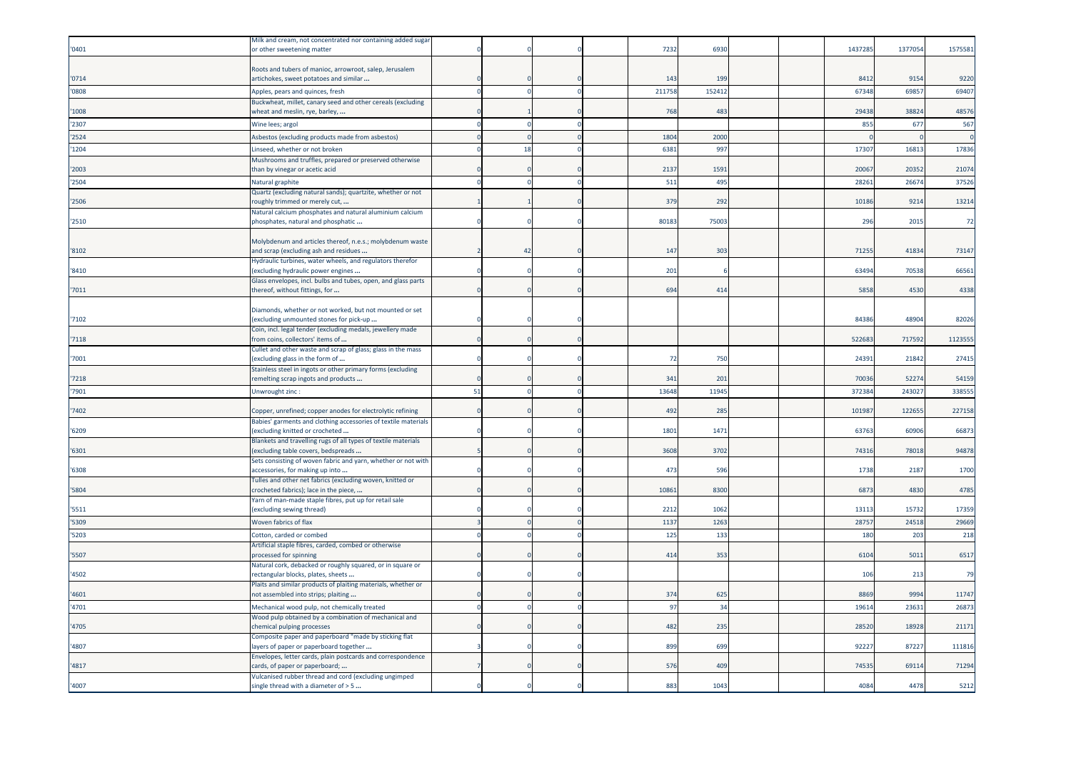| | | | | | | | | | | | |
|---|---|---|---|---|---|---|---|---|---|---|---|
| '0401 | Milk and cream, not concentrated nor containing added sugar or other sweetening matter | 0 | 0 | 0 | | 7232 | 6930 | | | 1437285 | 1377054 | 1575581 |
| '0714 | Roots and tubers of manioc, arrowroot, salep, Jerusalem artichokes, sweet potatoes and similar ... | 0 | 0 | 0 | | 143 | 199 | | | 8412 | 9154 | 9220 |
| '0808 | Apples, pears and quinces, fresh | 0 | 0 | 0 | | 211758 | 152412 | | | 67348 | 69857 | 69407 |
| '1008 | Buckwheat, millet, canary seed and other cereals (excluding wheat and meslin, rye, barley, ... | 0 | 1 | 0 | | 768 | 483 | | | 29438 | 38824 | 48576 |
| '2307 | Wine lees; argol | 0 | 0 | 0 | | | | | | 855 | 677 | 567 |
| '2524 | Asbestos (excluding products made from asbestos) | 0 | 0 | 0 | | 1804 | 2000 | | | 0 | 0 | 0 |
| '1204 | Linseed, whether or not broken | 0 | 18 | 0 | | 6381 | 997 | | | 17307 | 16813 | 17836 |
| '2003 | Mushrooms and truffles, prepared or preserved otherwise than by vinegar or acetic acid | 0 | 0 | 0 | | 2137 | 1591 | | | 20067 | 20352 | 21074 |
| '2504 | Natural graphite | 0 | 0 | 0 | | 511 | 495 | | | 28261 | 26674 | 37526 |
| '2506 | Quartz (excluding natural sands); quartzite, whether or not roughly trimmed or merely cut, ... | 1 | 1 | 0 | | 379 | 292 | | | 10186 | 9214 | 13214 |
| '2510 | Natural calcium phosphates and natural aluminium calcium phosphates, natural and phosphatic ... | 0 | 0 | 0 | | 80183 | 75003 | | | 296 | 2015 | 72 |
| '8102 | Molybdenum and articles thereof, n.e.s.; molybdenum waste and scrap (excluding ash and residues ... | 2 | 42 | 0 | | 147 | 303 | | | 71255 | 41834 | 73147 |
| '8410 | Hydraulic turbines, water wheels, and regulators therefor (excluding hydraulic power engines ... | 0 | 0 | 0 | | 201 | 6 | | | 63494 | 70538 | 66561 |
| '7011 | Glass envelopes, incl. bulbs and tubes, open, and glass parts thereof, without fittings, for ... | 0 | 0 | 0 | | 694 | 414 | | | 5858 | 4530 | 4338 |
| '7102 | Diamonds, whether or not worked, but not mounted or set (excluding unmounted stones for pick-up ... | 0 | 0 | 0 | | | | | | 84386 | 48904 | 82026 |
| '7118 | Coin, incl. legal tender (excluding medals, jewellery made from coins, collectors' items of ... | 0 | 0 | 0 | | | | | | 522683 | 717592 | 1123555 |
| '7001 | Cullet and other waste and scrap of glass; glass in the mass (excluding glass in the form of ... | 0 | 0 | 0 | | 72 | 750 | | | 24391 | 21842 | 27415 |
| '7218 | Stainless steel in ingots or other primary forms (excluding remelting scrap ingots and products ... | 0 | 0 | 0 | | 341 | 201 | | | 70036 | 52274 | 54159 |
| '7901 | Unwrought zinc : | 51 | 0 | 0 | | 13648 | 11945 | | | 372384 | 243027 | 338555 |
| '7402 | Copper, unrefined; copper anodes for electrolytic refining | 0 | 0 | 0 | | 492 | 285 | | | 101987 | 122655 | 227158 |
| '6209 | Babies' garments and clothing accessories of textile materials (excluding knitted or crocheted ... | 0 | 0 | 0 | | 1801 | 1471 | | | 63763 | 60906 | 66873 |
| '6301 | Blankets and travelling rugs of all types of textile materials (excluding table covers, bedspreads ... | 5 | 0 | 0 | | 3608 | 3702 | | | 74316 | 78018 | 94878 |
| '6308 | Sets consisting of woven fabric and yarn, whether or not with accessories, for making up into ... | 0 | 0 | 0 | | 473 | 596 | | | 1738 | 2187 | 1700 |
| '5804 | Tulles and other net fabrics (excluding woven, knitted or crocheted fabrics); lace in the piece, ... | 0 | 0 | 0 | | 10861 | 8300 | | | 6873 | 4830 | 4785 |
| '5511 | Yarn of man-made staple fibres, put up for retail sale (excluding sewing thread) | 0 | 0 | 0 | | 2212 | 1062 | | | 13113 | 15732 | 17359 |
| '5309 | Woven fabrics of flax | 3 | 0 | 0 | | 1137 | 1263 | | | 28757 | 24518 | 29669 |
| '5203 | Cotton, carded or combed | 0 | 0 | 0 | | 125 | 133 | | | 180 | 203 | 218 |
| '5507 | Artificial staple fibres, carded, combed or otherwise processed for spinning | 0 | 0 | 0 | | 414 | 353 | | | 6104 | 5011 | 6517 |
| '4502 | Natural cork, debacked or roughly squared, or in square or rectangular blocks, plates, sheets ... | 0 | 0 | 0 | | | | | | 106 | 213 | 79 |
| '4601 | Plaits and similar products of plaiting materials, whether or not assembled into strips; plaiting ... | 0 | 0 | 0 | | 374 | 625 | | | 8869 | 9994 | 11747 |
| '4701 | Mechanical wood pulp, not chemically treated | 0 | 0 | 0 | | 97 | 34 | | | 19614 | 23631 | 26873 |
| '4705 | Wood pulp obtained by a combination of mechanical and chemical pulping processes | 0 | 0 | 0 | | 482 | 235 | | | 28520 | 18928 | 21171 |
| '4807 | Composite paper and paperboard "made by sticking flat layers of paper or paperboard together ... | 3 | 0 | 0 | | 899 | 699 | | | 92227 | 87227 | 111816 |
| '4817 | Envelopes, letter cards, plain postcards and correspondence cards, of paper or paperboard; ... | 7 | 0 | 0 | | 576 | 409 | | | 74535 | 69114 | 71294 |
| '4007 | Vulcanised rubber thread and cord (excluding ungimped single thread with a diameter of > 5 ... | 0 | 0 | 0 | | 883 | 1043 | | | 4084 | 4478 | 5212 |